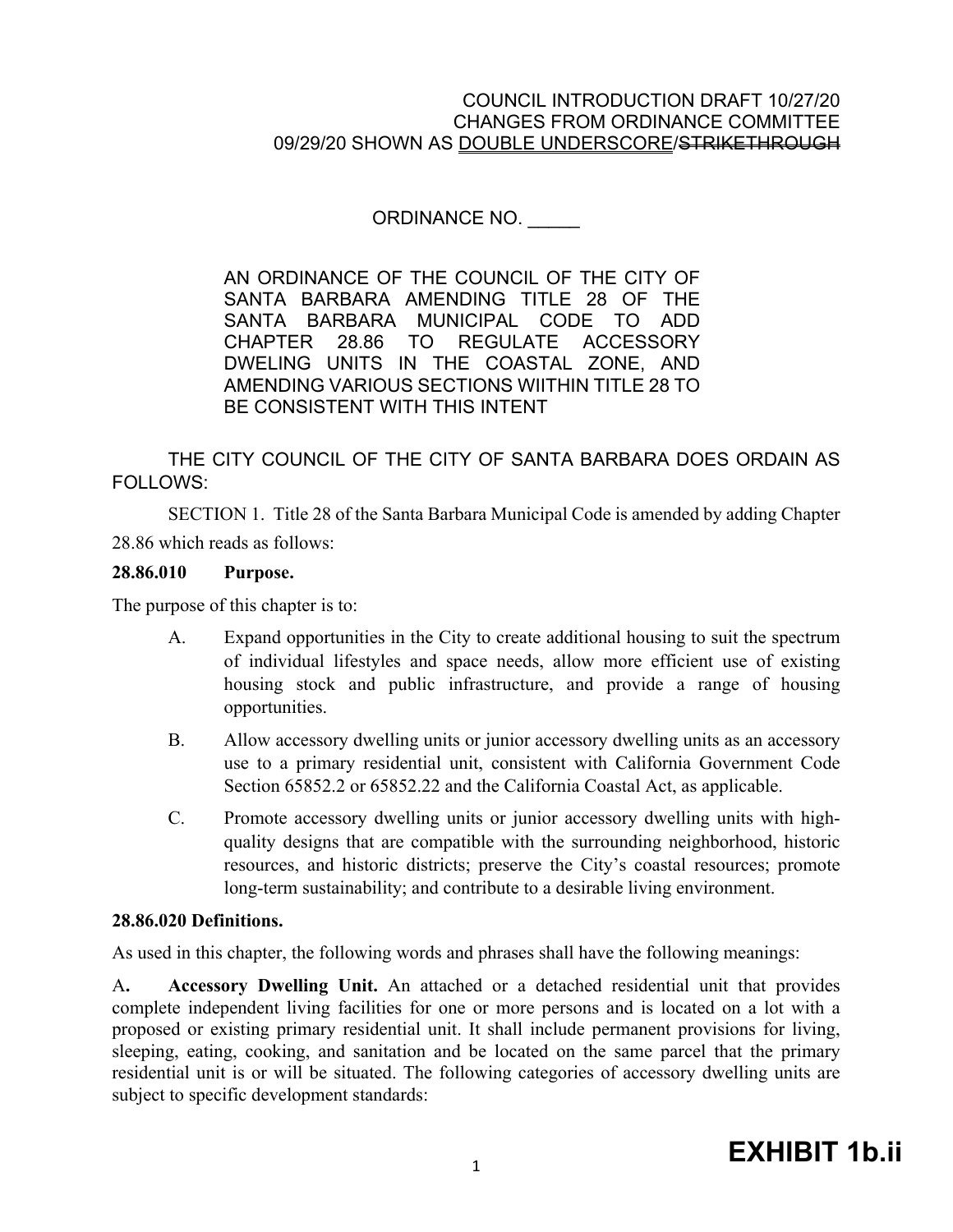COUNCIL INTRODUCTION DRAFT 10/27/20
CHANGES FROM ORDINANCE COMMITTEE
09/29/20 SHOWN AS <u>DOUBLE UNDERSCORE</u>/~~STRIKETHROUGH~~

ORDINANCE NO. _____

AN ORDINANCE OF THE COUNCIL OF THE CITY OF SANTA BARBARA AMENDING TITLE 28 OF THE SANTA BARBARA MUNICIPAL CODE TO ADD CHAPTER 28.86 TO REGULATE ACCESSORY DWELING UNITS IN THE COASTAL ZONE, AND AMENDING VARIOUS SECTIONS WIITHIN TITLE 28 TO BE CONSISTENT WITH THIS INTENT

THE CITY COUNCIL OF THE CITY OF SANTA BARBARA DOES ORDAIN AS FOLLOWS:

SECTION 1. Title 28 of the Santa Barbara Municipal Code is amended by adding Chapter 28.86 which reads as follows:

**28.86.010 Purpose.**

The purpose of this chapter is to:

A. Expand opportunities in the City to create additional housing to suit the spectrum of individual lifestyles and space needs, allow more efficient use of existing housing stock and public infrastructure, and provide a range of housing opportunities.

B. Allow accessory dwelling units or junior accessory dwelling units as an accessory use to a primary residential unit, consistent with California Government Code Section 65852.2 or 65852.22 and the California Coastal Act, as applicable.

C. Promote accessory dwelling units or junior accessory dwelling units with high-quality designs that are compatible with the surrounding neighborhood, historic resources, and historic districts; preserve the City's coastal resources; promote long-term sustainability; and contribute to a desirable living environment.

**28.86.020 Definitions.**

As used in this chapter, the following words and phrases shall have the following meanings:

A**.** **Accessory Dwelling Unit.** An attached or a detached residential unit that provides complete independent living facilities for one or more persons and is located on a lot with a proposed or existing primary residential unit. It shall include permanent provisions for living, sleeping, eating, cooking, and sanitation and be located on the same parcel that the primary residential unit is or will be situated. The following categories of accessory dwelling units are subject to specific development standards:

**EXHIBIT 1b.ii**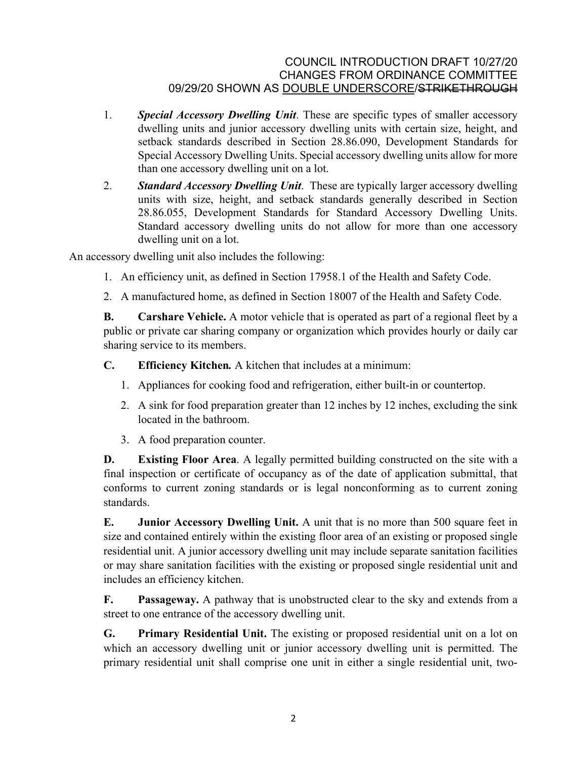1. ***Special Accessory Dwelling Unit*.** These are specific types of smaller accessory dwelling units and junior accessory dwelling units with certain size, height, and setback standards described in Section 28.86.090, Development Standards for Special Accessory Dwelling Units. Special accessory dwelling units allow for more than one accessory dwelling unit on a lot.
2. ***Standard Accessory Dwelling Unit*.** These are typically larger accessory dwelling units with size, height, and setback standards generally described in Section 28.86.055, Development Standards for Standard Accessory Dwelling Units. Standard accessory dwelling units do not allow for more than one accessory dwelling unit on a lot.

An accessory dwelling unit also includes the following:

1. An efficiency unit, as defined in Section 17958.1 of the Health and Safety Code.
2. A manufactured home, as defined in Section 18007 of the Health and Safety Code.

**B. Carshare Vehicle.** A motor vehicle that is operated as part of a regional fleet by a public or private car sharing company or organization which provides hourly or daily car sharing service to its members.

**C. Efficiency Kitchen*.*** A kitchen that includes at a minimum:

1. Appliances for cooking food and refrigeration, either built-in or countertop.
2. A sink for food preparation greater than 12 inches by 12 inches, excluding the sink located in the bathroom.
3. A food preparation counter.

**D. Existing Floor Area**. A legally permitted building constructed on the site with a final inspection or certificate of occupancy as of the date of application submittal, that conforms to current zoning standards or is legal nonconforming as to current zoning standards.

**E. Junior Accessory Dwelling Unit.** A unit that is no more than 500 square feet in size and contained entirely within the existing floor area of an existing or proposed single residential unit. A junior accessory dwelling unit may include separate sanitation facilities or may share sanitation facilities with the existing or proposed single residential unit and includes an efficiency kitchen.

**F. Passageway.** A pathway that is unobstructed clear to the sky and extends from a street to one entrance of the accessory dwelling unit.

**G. Primary Residential Unit.** The existing or proposed residential unit on a lot on which an accessory dwelling unit or junior accessory dwelling unit is permitted. The primary residential unit shall comprise one unit in either a single residential unit, two-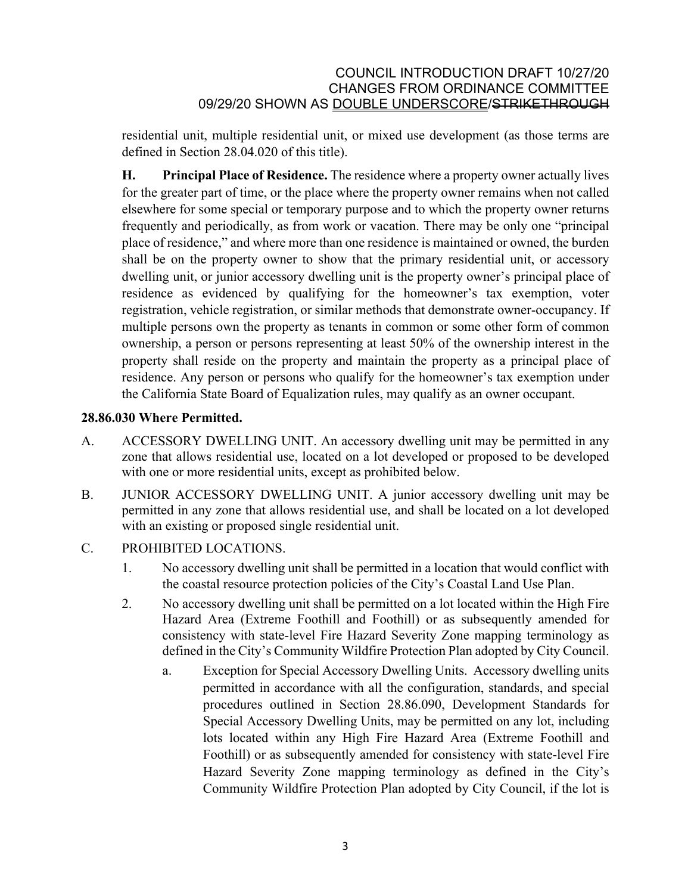residential unit, multiple residential unit, or mixed use development (as those terms are defined in Section 28.04.020 of this title).

**H. Principal Place of Residence.** The residence where a property owner actually lives for the greater part of time, or the place where the property owner remains when not called elsewhere for some special or temporary purpose and to which the property owner returns frequently and periodically, as from work or vacation. There may be only one "principal place of residence," and where more than one residence is maintained or owned, the burden shall be on the property owner to show that the primary residential unit, or accessory dwelling unit, or junior accessory dwelling unit is the property owner's principal place of residence as evidenced by qualifying for the homeowner's tax exemption, voter registration, vehicle registration, or similar methods that demonstrate owner-occupancy. If multiple persons own the property as tenants in common or some other form of common ownership, a person or persons representing at least 50% of the ownership interest in the property shall reside on the property and maintain the property as a principal place of residence. Any person or persons who qualify for the homeowner's tax exemption under the California State Board of Equalization rules, may qualify as an owner occupant.

**28.86.030 Where Permitted.**

A. ACCESSORY DWELLING UNIT. An accessory dwelling unit may be permitted in any zone that allows residential use, located on a lot developed or proposed to be developed with one or more residential units, except as prohibited below.

B. JUNIOR ACCESSORY DWELLING UNIT. A junior accessory dwelling unit may be permitted in any zone that allows residential use, and shall be located on a lot developed with an existing or proposed single residential unit.

C. PROHIBITED LOCATIONS.

1. No accessory dwelling unit shall be permitted in a location that would conflict with the coastal resource protection policies of the City's Coastal Land Use Plan.

2. No accessory dwelling unit shall be permitted on a lot located within the High Fire Hazard Area (Extreme Foothill and Foothill) or as subsequently amended for consistency with state-level Fire Hazard Severity Zone mapping terminology as defined in the City's Community Wildfire Protection Plan adopted by City Council.

   a. Exception for Special Accessory Dwelling Units. Accessory dwelling units permitted in accordance with all the configuration, standards, and special procedures outlined in Section 28.86.090, Development Standards for Special Accessory Dwelling Units, may be permitted on any lot, including lots located within any High Fire Hazard Area (Extreme Foothill and Foothill) or as subsequently amended for consistency with state-level Fire Hazard Severity Zone mapping terminology as defined in the City's Community Wildfire Protection Plan adopted by City Council, if the lot is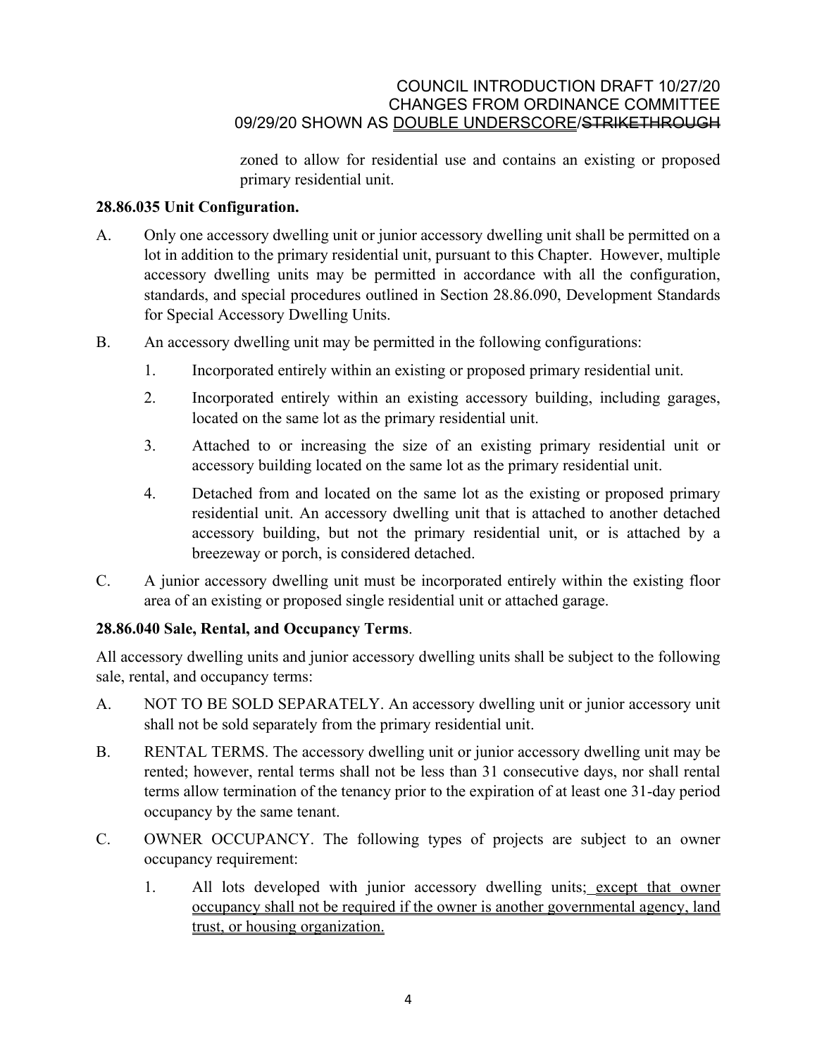zoned to allow for residential use and contains an existing or proposed primary residential unit.

**28.86.035 Unit Configuration.**

A. Only one accessory dwelling unit or junior accessory dwelling unit shall be permitted on a lot in addition to the primary residential unit, pursuant to this Chapter. However, multiple accessory dwelling units may be permitted in accordance with all the configuration, standards, and special procedures outlined in Section 28.86.090, Development Standards for Special Accessory Dwelling Units.

B. An accessory dwelling unit may be permitted in the following configurations:

   1. Incorporated entirely within an existing or proposed primary residential unit.

   2. Incorporated entirely within an existing accessory building, including garages, located on the same lot as the primary residential unit.

   3. Attached to or increasing the size of an existing primary residential unit or accessory building located on the same lot as the primary residential unit.

   4. Detached from and located on the same lot as the existing or proposed primary residential unit. An accessory dwelling unit that is attached to another detached accessory building, but not the primary residential unit, or is attached by a breezeway or porch, is considered detached.

C. A junior accessory dwelling unit must be incorporated entirely within the existing floor area of an existing or proposed single residential unit or attached garage.

**28.86.040 Sale, Rental, and Occupancy Terms**.

All accessory dwelling units and junior accessory dwelling units shall be subject to the following sale, rental, and occupancy terms:

A. NOT TO BE SOLD SEPARATELY. An accessory dwelling unit or junior accessory unit shall not be sold separately from the primary residential unit.

B. RENTAL TERMS. The accessory dwelling unit or junior accessory dwelling unit may be rented; however, rental terms shall not be less than 31 consecutive days, nor shall rental terms allow termination of the tenancy prior to the expiration of at least one 31-day period occupancy by the same tenant.

C. OWNER OCCUPANCY. The following types of projects are subject to an owner occupancy requirement:

   1. All lots developed with junior accessory dwelling units; except that owner occupancy shall not be required if the owner is another governmental agency, land trust, or housing organization.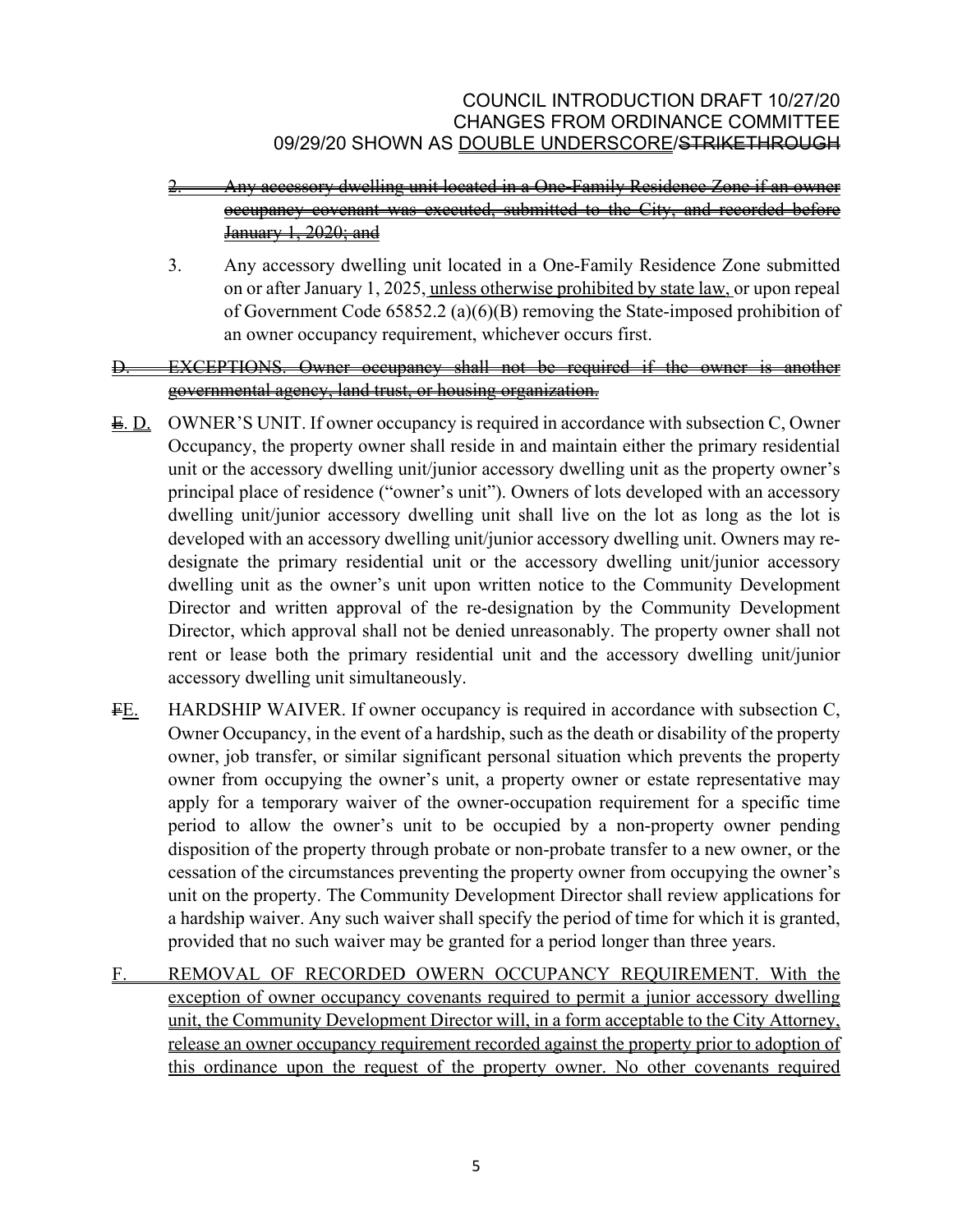2. ~~Any accessory dwelling unit located in a One-Family Residence Zone if an owner occupancy covenant was executed, submitted to the City, and recorded before January 1, 2020; and~~

3. Any accessory dwelling unit located in a One-Family Residence Zone submitted on or after January 1, 2025,<u> unless otherwise prohibited by state law,</u> or upon repeal of Government Code 65852.2 (a)(6)(B) removing the State-imposed prohibition of an owner occupancy requirement, whichever occurs first.

~~D. EXCEPTIONS. Owner occupancy shall not be required if the owner is another governmental agency, land trust, or housing organization.~~

~~E~~. <u>D.</u> OWNER'S UNIT. If owner occupancy is required in accordance with subsection C, Owner Occupancy, the property owner shall reside in and maintain either the primary residential unit or the accessory dwelling unit/junior accessory dwelling unit as the property owner's principal place of residence ("owner's unit"). Owners of lots developed with an accessory dwelling unit/junior accessory dwelling unit shall live on the lot as long as the lot is developed with an accessory dwelling unit/junior accessory dwelling unit. Owners may re-designate the primary residential unit or the accessory dwelling unit/junior accessory dwelling unit as the owner's unit upon written notice to the Community Development Director and written approval of the re-designation by the Community Development Director, which approval shall not be denied unreasonably. The property owner shall not rent or lease both the primary residential unit and the accessory dwelling unit/junior accessory dwelling unit simultaneously.

~~F~~<u>E.</u> HARDSHIP WAIVER. If owner occupancy is required in accordance with subsection C, Owner Occupancy, in the event of a hardship, such as the death or disability of the property owner, job transfer, or similar significant personal situation which prevents the property owner from occupying the owner's unit, a property owner or estate representative may apply for a temporary waiver of the owner-occupation requirement for a specific time period to allow the owner's unit to be occupied by a non-property owner pending disposition of the property through probate or non-probate transfer to a new owner, or the cessation of the circumstances preventing the property owner from occupying the owner's unit on the property. The Community Development Director shall review applications for a hardship waiver. Any such waiver shall specify the period of time for which it is granted, provided that no such waiver may be granted for a period longer than three years.

<u>F. REMOVAL OF RECORDED OWERN OCCUPANCY REQUIREMENT. With the exception of owner occupancy covenants required to permit a junior accessory dwelling unit, the Community Development Director will, in a form acceptable to the City Attorney, release an owner occupancy requirement recorded against the property prior to adoption of this ordinance upon the request of the property owner. No other covenants required</u>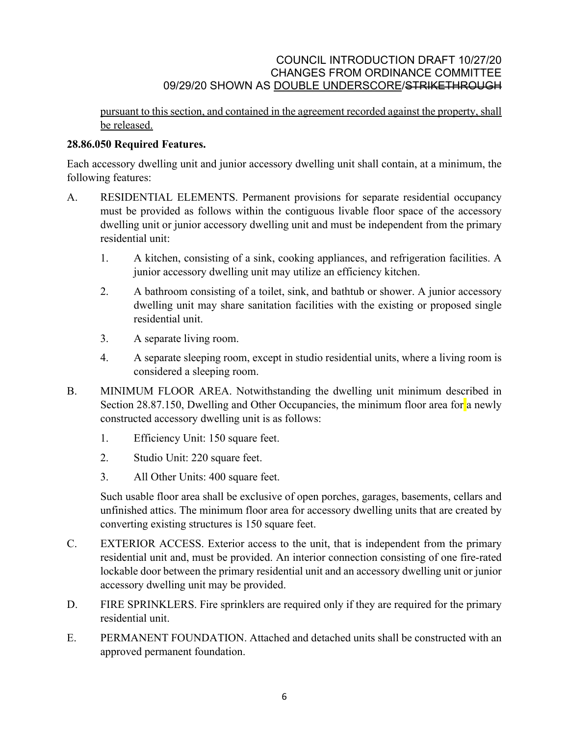pursuant to this section, and contained in the agreement recorded against the property, shall be released.

**28.86.050 Required Features.**

Each accessory dwelling unit and junior accessory dwelling unit shall contain, at a minimum, the following features:

A. RESIDENTIAL ELEMENTS. Permanent provisions for separate residential occupancy must be provided as follows within the contiguous livable floor space of the accessory dwelling unit or junior accessory dwelling unit and must be independent from the primary residential unit:

1. A kitchen, consisting of a sink, cooking appliances, and refrigeration facilities. A junior accessory dwelling unit may utilize an efficiency kitchen.
2. A bathroom consisting of a toilet, sink, and bathtub or shower. A junior accessory dwelling unit may share sanitation facilities with the existing or proposed single residential unit.
3. A separate living room.
4. A separate sleeping room, except in studio residential units, where a living room is considered a sleeping room.

B. MINIMUM FLOOR AREA. Notwithstanding the dwelling unit minimum described in Section 28.87.150, Dwelling and Other Occupancies, the minimum floor area for a newly constructed accessory dwelling unit is as follows:

1. Efficiency Unit: 150 square feet.
2. Studio Unit: 220 square feet.
3. All Other Units: 400 square feet.

Such usable floor area shall be exclusive of open porches, garages, basements, cellars and unfinished attics. The minimum floor area for accessory dwelling units that are created by converting existing structures is 150 square feet.

C. EXTERIOR ACCESS. Exterior access to the unit, that is independent from the primary residential unit and, must be provided. An interior connection consisting of one fire-rated lockable door between the primary residential unit and an accessory dwelling unit or junior accessory dwelling unit may be provided.

D. FIRE SPRINKLERS. Fire sprinklers are required only if they are required for the primary residential unit.

E. PERMANENT FOUNDATION. Attached and detached units shall be constructed with an approved permanent foundation.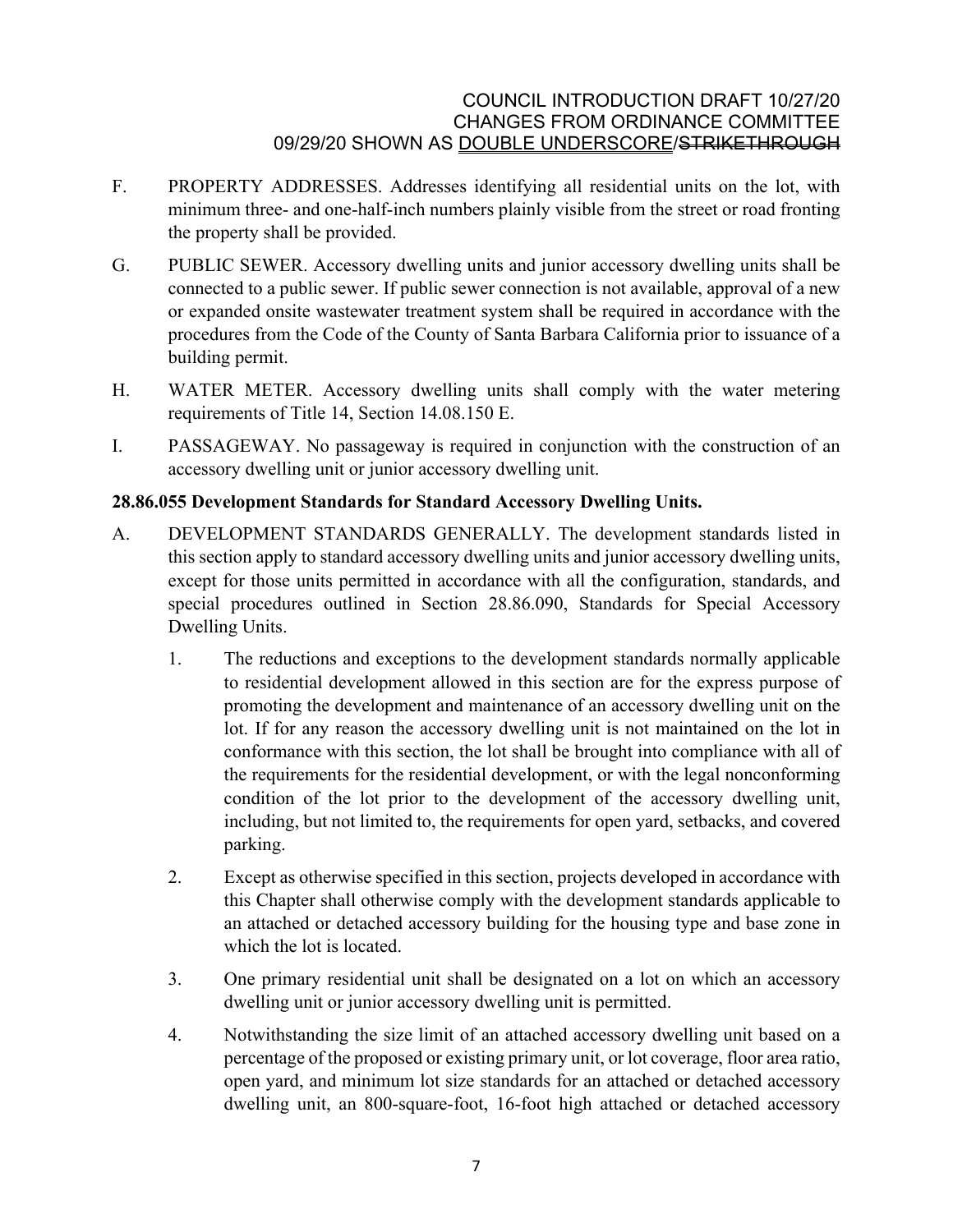F. PROPERTY ADDRESSES. Addresses identifying all residential units on the lot, with minimum three- and one-half-inch numbers plainly visible from the street or road fronting the property shall be provided.

G. PUBLIC SEWER. Accessory dwelling units and junior accessory dwelling units shall be connected to a public sewer. If public sewer connection is not available, approval of a new or expanded onsite wastewater treatment system shall be required in accordance with the procedures from the Code of the County of Santa Barbara California prior to issuance of a building permit.

H. WATER METER. Accessory dwelling units shall comply with the water metering requirements of Title 14, Section 14.08.150 E.

I. PASSAGEWAY. No passageway is required in conjunction with the construction of an accessory dwelling unit or junior accessory dwelling unit.

**28.86.055 Development Standards for Standard Accessory Dwelling Units.**

A. DEVELOPMENT STANDARDS GENERALLY. The development standards listed in this section apply to standard accessory dwelling units and junior accessory dwelling units, except for those units permitted in accordance with all the configuration, standards, and special procedures outlined in Section 28.86.090, Standards for Special Accessory Dwelling Units.

1. The reductions and exceptions to the development standards normally applicable to residential development allowed in this section are for the express purpose of promoting the development and maintenance of an accessory dwelling unit on the lot. If for any reason the accessory dwelling unit is not maintained on the lot in conformance with this section, the lot shall be brought into compliance with all of the requirements for the residential development, or with the legal nonconforming condition of the lot prior to the development of the accessory dwelling unit, including, but not limited to, the requirements for open yard, setbacks, and covered parking.

2. Except as otherwise specified in this section, projects developed in accordance with this Chapter shall otherwise comply with the development standards applicable to an attached or detached accessory building for the housing type and base zone in which the lot is located.

3. One primary residential unit shall be designated on a lot on which an accessory dwelling unit or junior accessory dwelling unit is permitted.

4. Notwithstanding the size limit of an attached accessory dwelling unit based on a percentage of the proposed or existing primary unit, or lot coverage, floor area ratio, open yard, and minimum lot size standards for an attached or detached accessory dwelling unit, an 800-square-foot, 16-foot high attached or detached accessory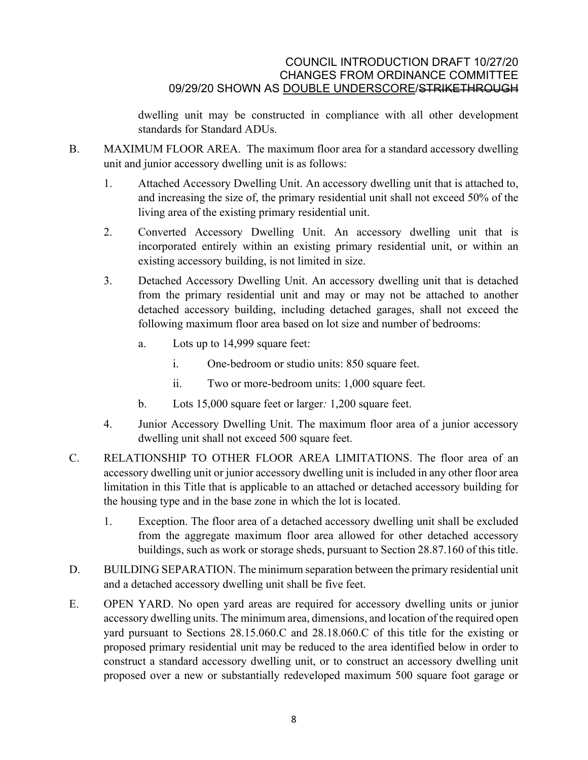dwelling unit may be constructed in compliance with all other development standards for Standard ADUs.

B. MAXIMUM FLOOR AREA. The maximum floor area for a standard accessory dwelling unit and junior accessory dwelling unit is as follows:

1. Attached Accessory Dwelling Unit. An accessory dwelling unit that is attached to, and increasing the size of, the primary residential unit shall not exceed 50% of the living area of the existing primary residential unit.

2. Converted Accessory Dwelling Unit. An accessory dwelling unit that is incorporated entirely within an existing primary residential unit, or within an existing accessory building, is not limited in size.

3. Detached Accessory Dwelling Unit. An accessory dwelling unit that is detached from the primary residential unit and may or may not be attached to another detached accessory building, including detached garages, shall not exceed the following maximum floor area based on lot size and number of bedrooms:

   a. Lots up to 14,999 square feet:

      i. One-bedroom or studio units: 850 square feet.

      ii. Two or more-bedroom units: 1,000 square feet.

   b. Lots 15,000 square feet or larger*:* 1,200 square feet.

4. Junior Accessory Dwelling Unit. The maximum floor area of a junior accessory dwelling unit shall not exceed 500 square feet.

C. RELATIONSHIP TO OTHER FLOOR AREA LIMITATIONS. The floor area of an accessory dwelling unit or junior accessory dwelling unit is included in any other floor area limitation in this Title that is applicable to an attached or detached accessory building for the housing type and in the base zone in which the lot is located.

1. Exception. The floor area of a detached accessory dwelling unit shall be excluded from the aggregate maximum floor area allowed for other detached accessory buildings, such as work or storage sheds, pursuant to Section 28.87.160 of this title.

D. BUILDING SEPARATION. The minimum separation between the primary residential unit and a detached accessory dwelling unit shall be five feet.

E. OPEN YARD. No open yard areas are required for accessory dwelling units or junior accessory dwelling units. The minimum area, dimensions, and location of the required open yard pursuant to Sections 28.15.060.C and 28.18.060.C of this title for the existing or proposed primary residential unit may be reduced to the area identified below in order to construct a standard accessory dwelling unit, or to construct an accessory dwelling unit proposed over a new or substantially redeveloped maximum 500 square foot garage or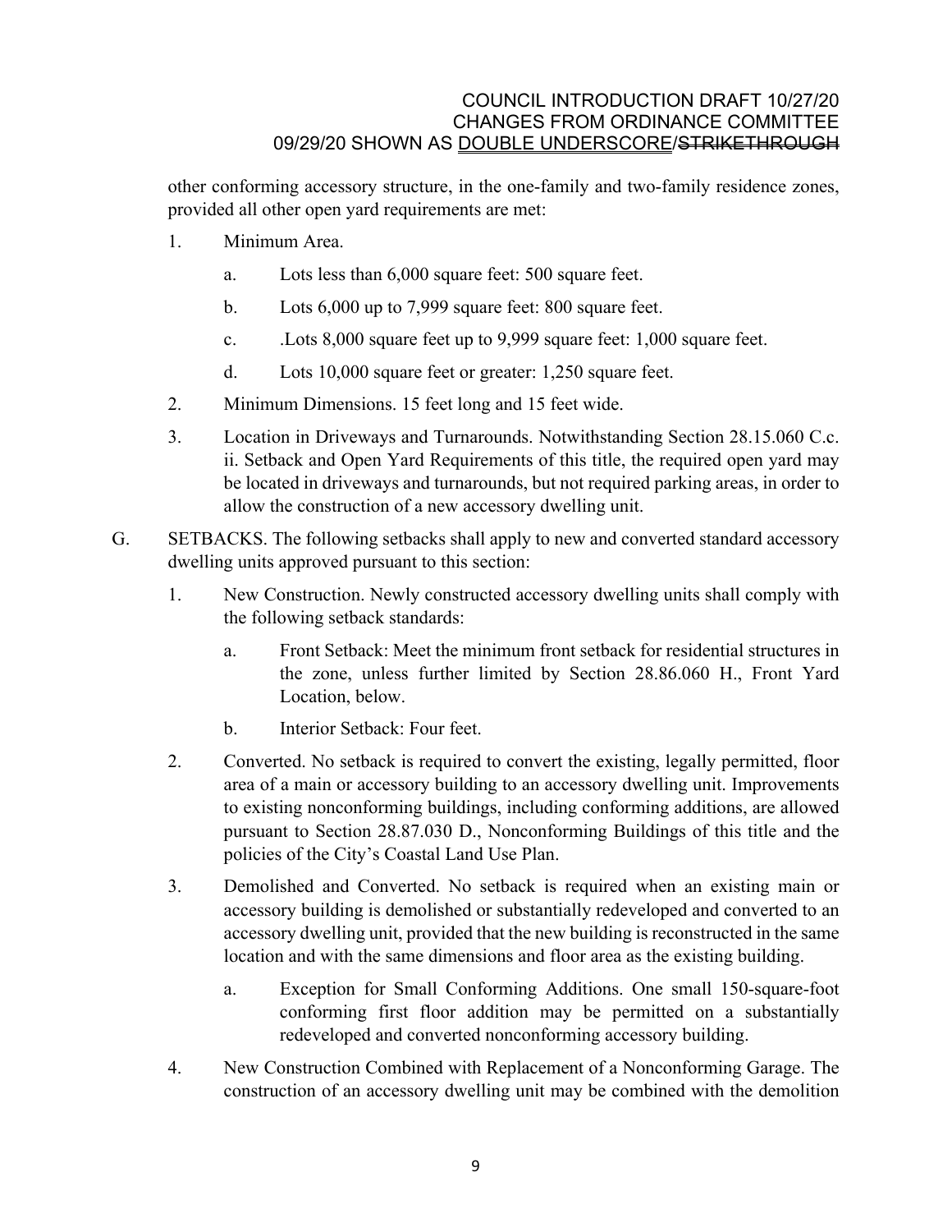other conforming accessory structure, in the one-family and two-family residence zones, provided all other open yard requirements are met:

1. Minimum Area.

   a. Lots less than 6,000 square feet: 500 square feet.

   b. Lots 6,000 up to 7,999 square feet: 800 square feet.

   c. .Lots 8,000 square feet up to 9,999 square feet: 1,000 square feet.

   d. Lots 10,000 square feet or greater: 1,250 square feet.

2. Minimum Dimensions. 15 feet long and 15 feet wide.

3. Location in Driveways and Turnarounds. Notwithstanding Section 28.15.060 C.c. ii. Setback and Open Yard Requirements of this title, the required open yard may be located in driveways and turnarounds, but not required parking areas, in order to allow the construction of a new accessory dwelling unit.

G. SETBACKS. The following setbacks shall apply to new and converted standard accessory dwelling units approved pursuant to this section:

1. New Construction. Newly constructed accessory dwelling units shall comply with the following setback standards:

   a. Front Setback: Meet the minimum front setback for residential structures in the zone, unless further limited by Section 28.86.060 H., Front Yard Location, below.

   b. Interior Setback: Four feet.

2. Converted. No setback is required to convert the existing, legally permitted, floor area of a main or accessory building to an accessory dwelling unit. Improvements to existing nonconforming buildings, including conforming additions, are allowed pursuant to Section 28.87.030 D., Nonconforming Buildings of this title and the policies of the City's Coastal Land Use Plan.

3. Demolished and Converted. No setback is required when an existing main or accessory building is demolished or substantially redeveloped and converted to an accessory dwelling unit, provided that the new building is reconstructed in the same location and with the same dimensions and floor area as the existing building.

   a. Exception for Small Conforming Additions. One small 150-square-foot conforming first floor addition may be permitted on a substantially redeveloped and converted nonconforming accessory building.

4. New Construction Combined with Replacement of a Nonconforming Garage. The construction of an accessory dwelling unit may be combined with the demolition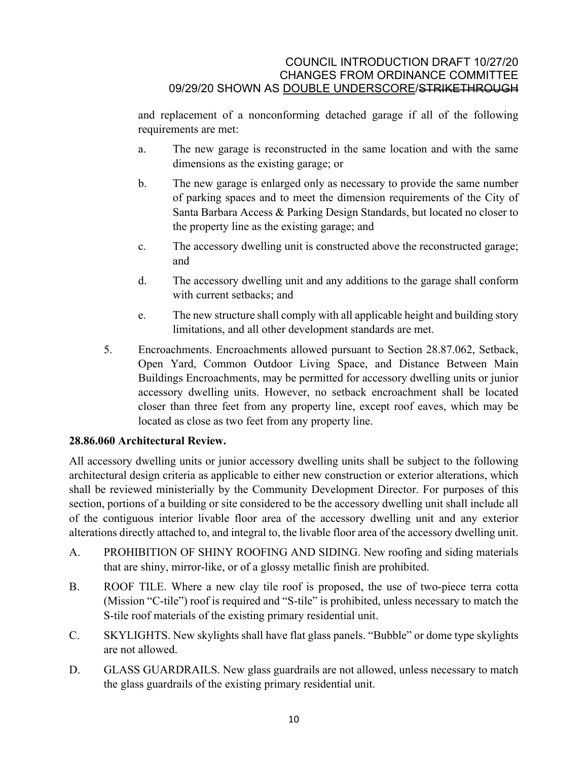and replacement of a nonconforming detached garage if all of the following requirements are met:

a. The new garage is reconstructed in the same location and with the same dimensions as the existing garage; or

b. The new garage is enlarged only as necessary to provide the same number of parking spaces and to meet the dimension requirements of the City of Santa Barbara Access & Parking Design Standards, but located no closer to the property line as the existing garage; and

c. The accessory dwelling unit is constructed above the reconstructed garage; and

d. The accessory dwelling unit and any additions to the garage shall conform with current setbacks; and

e. The new structure shall comply with all applicable height and building story limitations, and all other development standards are met.

5. Encroachments. Encroachments allowed pursuant to Section 28.87.062, Setback, Open Yard, Common Outdoor Living Space, and Distance Between Main Buildings Encroachments, may be permitted for accessory dwelling units or junior accessory dwelling units. However, no setback encroachment shall be located closer than three feet from any property line, except roof eaves, which may be located as close as two feet from any property line.

**28.86.060 Architectural Review.**

All accessory dwelling units or junior accessory dwelling units shall be subject to the following architectural design criteria as applicable to either new construction or exterior alterations, which shall be reviewed ministerially by the Community Development Director. For purposes of this section, portions of a building or site considered to be the accessory dwelling unit shall include all of the contiguous interior livable floor area of the accessory dwelling unit and any exterior alterations directly attached to, and integral to, the livable floor area of the accessory dwelling unit.

A. PROHIBITION OF SHINY ROOFING AND SIDING. New roofing and siding materials that are shiny, mirror-like, or of a glossy metallic finish are prohibited.

B. ROOF TILE. Where a new clay tile roof is proposed, the use of two-piece terra cotta (Mission "C-tile") roof is required and "S-tile" is prohibited, unless necessary to match the S-tile roof materials of the existing primary residential unit.

C. SKYLIGHTS. New skylights shall have flat glass panels. "Bubble" or dome type skylights are not allowed.

D. GLASS GUARDRAILS. New glass guardrails are not allowed, unless necessary to match the glass guardrails of the existing primary residential unit.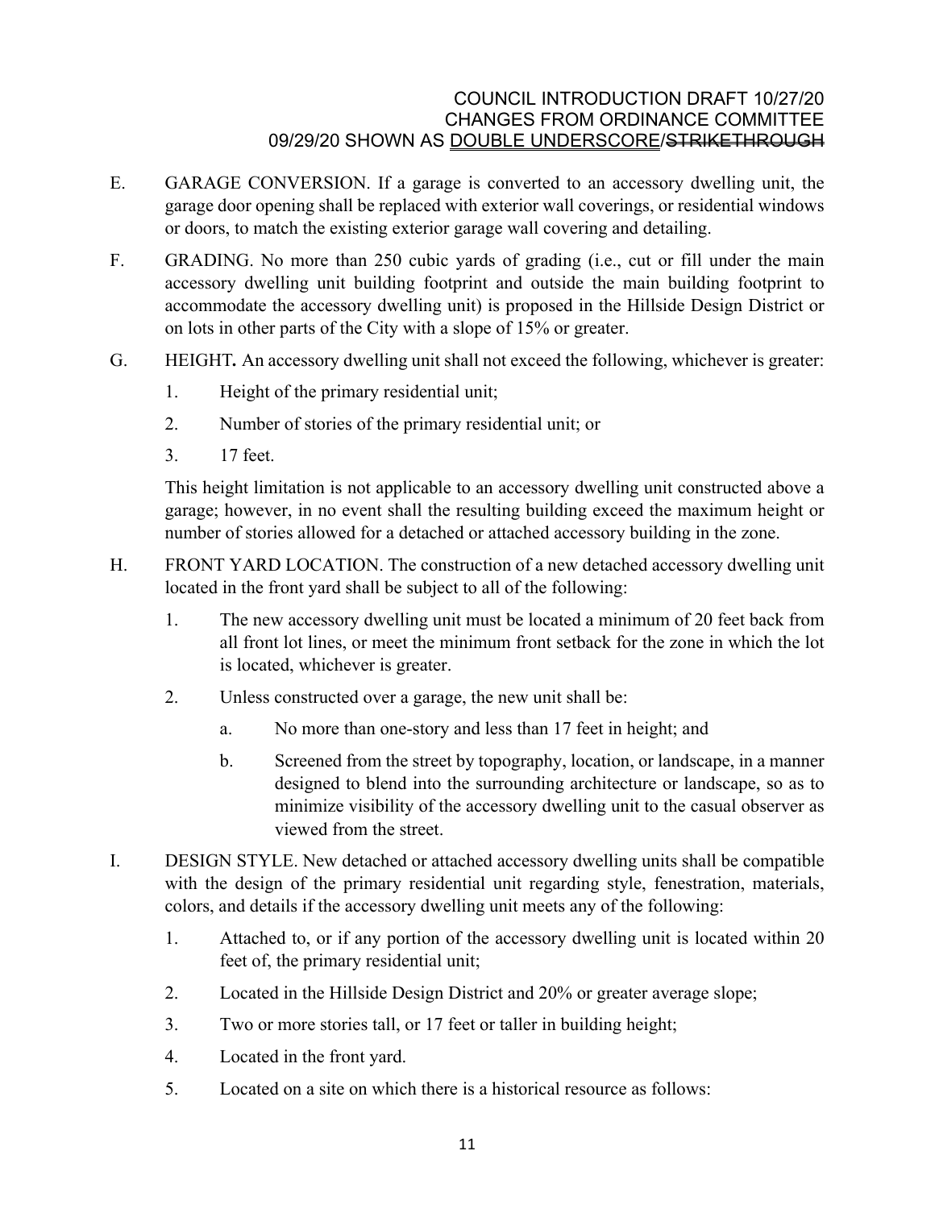E. GARAGE CONVERSION. If a garage is converted to an accessory dwelling unit, the garage door opening shall be replaced with exterior wall coverings, or residential windows or doors, to match the existing exterior garage wall covering and detailing.

F. GRADING. No more than 250 cubic yards of grading (i.e., cut or fill under the main accessory dwelling unit building footprint and outside the main building footprint to accommodate the accessory dwelling unit) is proposed in the Hillside Design District or on lots in other parts of the City with a slope of 15% or greater.

G. HEIGHT**.** An accessory dwelling unit shall not exceed the following, whichever is greater:

1. Height of the primary residential unit;
2. Number of stories of the primary residential unit; or
3. 17 feet.

This height limitation is not applicable to an accessory dwelling unit constructed above a garage; however, in no event shall the resulting building exceed the maximum height or number of stories allowed for a detached or attached accessory building in the zone.

H. FRONT YARD LOCATION. The construction of a new detached accessory dwelling unit located in the front yard shall be subject to all of the following:

1. The new accessory dwelling unit must be located a minimum of 20 feet back from all front lot lines, or meet the minimum front setback for the zone in which the lot is located, whichever is greater.
2. Unless constructed over a garage, the new unit shall be:
   a. No more than one-story and less than 17 feet in height; and
   b. Screened from the street by topography, location, or landscape, in a manner designed to blend into the surrounding architecture or landscape, so as to minimize visibility of the accessory dwelling unit to the casual observer as viewed from the street.

I. DESIGN STYLE. New detached or attached accessory dwelling units shall be compatible with the design of the primary residential unit regarding style, fenestration, materials, colors, and details if the accessory dwelling unit meets any of the following:

1. Attached to, or if any portion of the accessory dwelling unit is located within 20 feet of, the primary residential unit;
2. Located in the Hillside Design District and 20% or greater average slope;
3. Two or more stories tall, or 17 feet or taller in building height;
4. Located in the front yard.
5. Located on a site on which there is a historical resource as follows: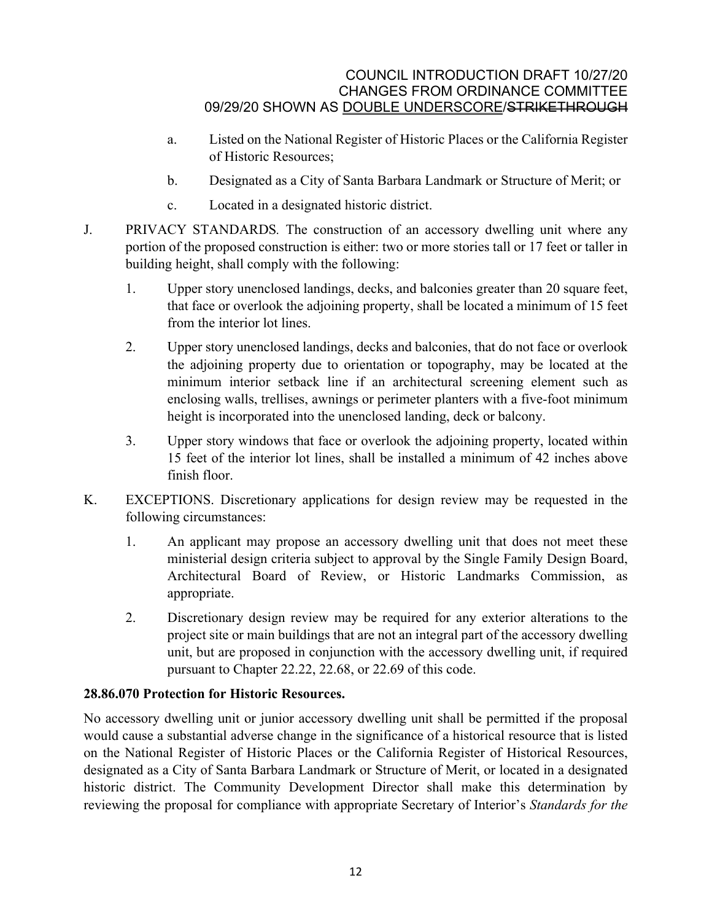a. Listed on the National Register of Historic Places or the California Register of Historic Resources;

b. Designated as a City of Santa Barbara Landmark or Structure of Merit; or

c. Located in a designated historic district.

J. PRIVACY STANDARDS. The construction of an accessory dwelling unit where any portion of the proposed construction is either: two or more stories tall or 17 feet or taller in building height, shall comply with the following:

1. Upper story unenclosed landings, decks, and balconies greater than 20 square feet, that face or overlook the adjoining property, shall be located a minimum of 15 feet from the interior lot lines.

2. Upper story unenclosed landings, decks and balconies, that do not face or overlook the adjoining property due to orientation or topography, may be located at the minimum interior setback line if an architectural screening element such as enclosing walls, trellises, awnings or perimeter planters with a five-foot minimum height is incorporated into the unenclosed landing, deck or balcony.

3. Upper story windows that face or overlook the adjoining property, located within 15 feet of the interior lot lines, shall be installed a minimum of 42 inches above finish floor.

K. EXCEPTIONS. Discretionary applications for design review may be requested in the following circumstances:

1. An applicant may propose an accessory dwelling unit that does not meet these ministerial design criteria subject to approval by the Single Family Design Board, Architectural Board of Review, or Historic Landmarks Commission, as appropriate.

2. Discretionary design review may be required for any exterior alterations to the project site or main buildings that are not an integral part of the accessory dwelling unit, but are proposed in conjunction with the accessory dwelling unit, if required pursuant to Chapter 22.22, 22.68, or 22.69 of this code.

**28.86.070 Protection for Historic Resources.**

No accessory dwelling unit or junior accessory dwelling unit shall be permitted if the proposal would cause a substantial adverse change in the significance of a historical resource that is listed on the National Register of Historic Places or the California Register of Historical Resources, designated as a City of Santa Barbara Landmark or Structure of Merit, or located in a designated historic district. The Community Development Director shall make this determination by reviewing the proposal for compliance with appropriate Secretary of Interior's *Standards for the*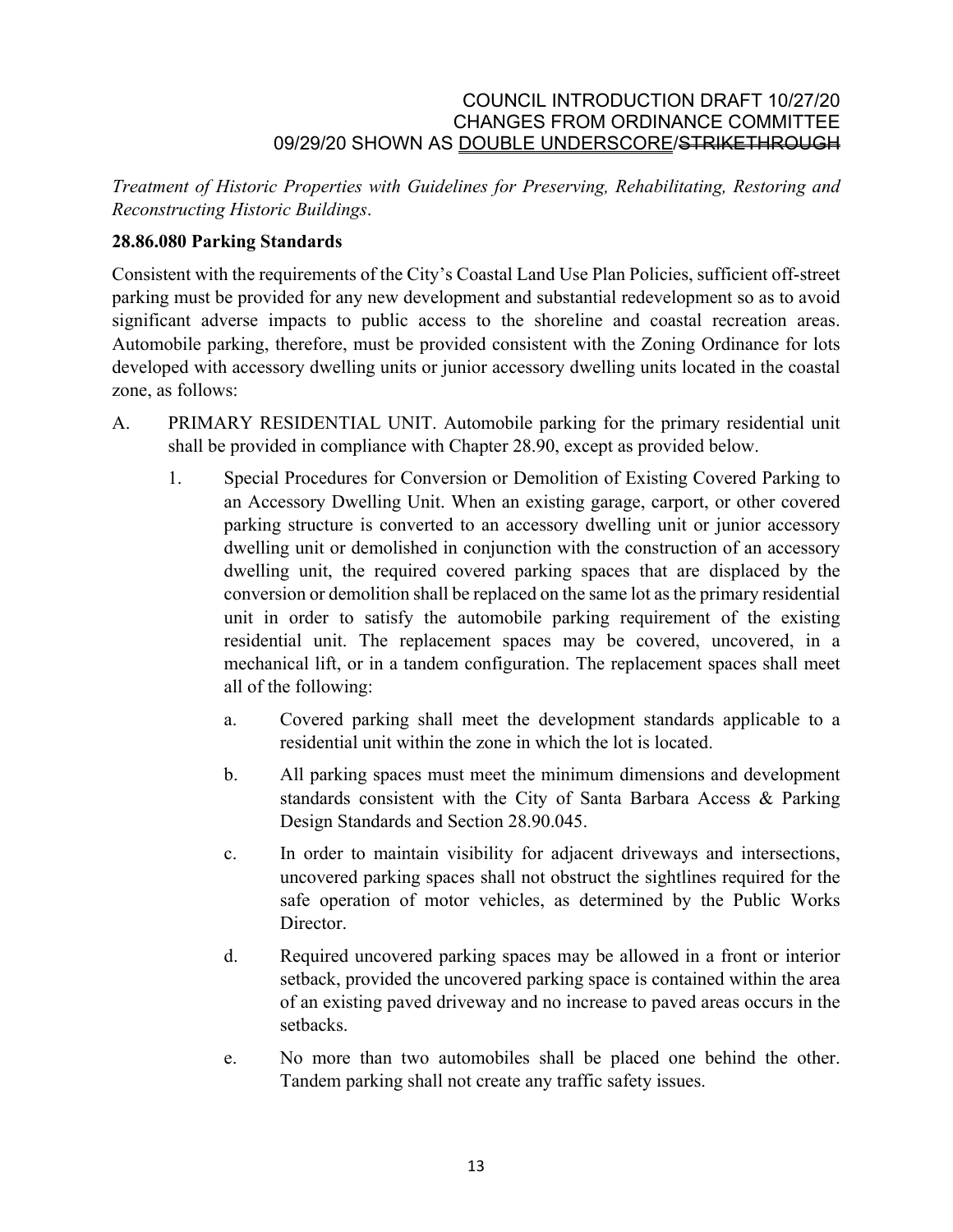*Treatment of Historic Properties with Guidelines for Preserving, Rehabilitating, Restoring and Reconstructing Historic Buildings*.

**28.86.080 Parking Standards**

Consistent with the requirements of the City's Coastal Land Use Plan Policies, sufficient off-street parking must be provided for any new development and substantial redevelopment so as to avoid significant adverse impacts to public access to the shoreline and coastal recreation areas. Automobile parking, therefore, must be provided consistent with the Zoning Ordinance for lots developed with accessory dwelling units or junior accessory dwelling units located in the coastal zone, as follows:

A. PRIMARY RESIDENTIAL UNIT. Automobile parking for the primary residential unit shall be provided in compliance with Chapter 28.90, except as provided below.

   1. Special Procedures for Conversion or Demolition of Existing Covered Parking to an Accessory Dwelling Unit. When an existing garage, carport, or other covered parking structure is converted to an accessory dwelling unit or junior accessory dwelling unit or demolished in conjunction with the construction of an accessory dwelling unit, the required covered parking spaces that are displaced by the conversion or demolition shall be replaced on the same lot as the primary residential unit in order to satisfy the automobile parking requirement of the existing residential unit. The replacement spaces may be covered, uncovered, in a mechanical lift, or in a tandem configuration. The replacement spaces shall meet all of the following:

      a. Covered parking shall meet the development standards applicable to a residential unit within the zone in which the lot is located.

      b. All parking spaces must meet the minimum dimensions and development standards consistent with the City of Santa Barbara Access & Parking Design Standards and Section 28.90.045.

      c. In order to maintain visibility for adjacent driveways and intersections, uncovered parking spaces shall not obstruct the sightlines required for the safe operation of motor vehicles, as determined by the Public Works Director.

      d. Required uncovered parking spaces may be allowed in a front or interior setback, provided the uncovered parking space is contained within the area of an existing paved driveway and no increase to paved areas occurs in the setbacks.

      e. No more than two automobiles shall be placed one behind the other. Tandem parking shall not create any traffic safety issues.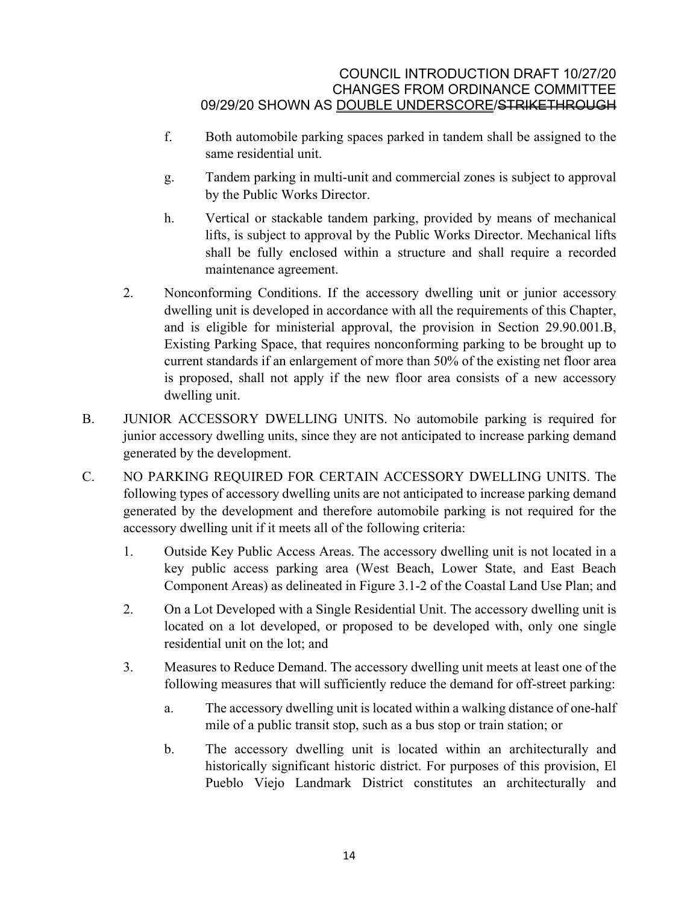f. Both automobile parking spaces parked in tandem shall be assigned to the same residential unit.

g. Tandem parking in multi-unit and commercial zones is subject to approval by the Public Works Director.

h. Vertical or stackable tandem parking, provided by means of mechanical lifts, is subject to approval by the Public Works Director. Mechanical lifts shall be fully enclosed within a structure and shall require a recorded maintenance agreement.

2. Nonconforming Conditions. If the accessory dwelling unit or junior accessory dwelling unit is developed in accordance with all the requirements of this Chapter, and is eligible for ministerial approval, the provision in Section 29.90.001.B, Existing Parking Space, that requires nonconforming parking to be brought up to current standards if an enlargement of more than 50% of the existing net floor area is proposed, shall not apply if the new floor area consists of a new accessory dwelling unit.

B. JUNIOR ACCESSORY DWELLING UNITS. No automobile parking is required for junior accessory dwelling units, since they are not anticipated to increase parking demand generated by the development.

C. NO PARKING REQUIRED FOR CERTAIN ACCESSORY DWELLING UNITS. The following types of accessory dwelling units are not anticipated to increase parking demand generated by the development and therefore automobile parking is not required for the accessory dwelling unit if it meets all of the following criteria:

1. Outside Key Public Access Areas. The accessory dwelling unit is not located in a key public access parking area (West Beach, Lower State, and East Beach Component Areas) as delineated in Figure 3.1-2 of the Coastal Land Use Plan; and

2. On a Lot Developed with a Single Residential Unit. The accessory dwelling unit is located on a lot developed, or proposed to be developed with, only one single residential unit on the lot; and

3. Measures to Reduce Demand. The accessory dwelling unit meets at least one of the following measures that will sufficiently reduce the demand for off-street parking:

a. The accessory dwelling unit is located within a walking distance of one-half mile of a public transit stop, such as a bus stop or train station; or

b. The accessory dwelling unit is located within an architecturally and historically significant historic district. For purposes of this provision, El Pueblo Viejo Landmark District constitutes an architecturally and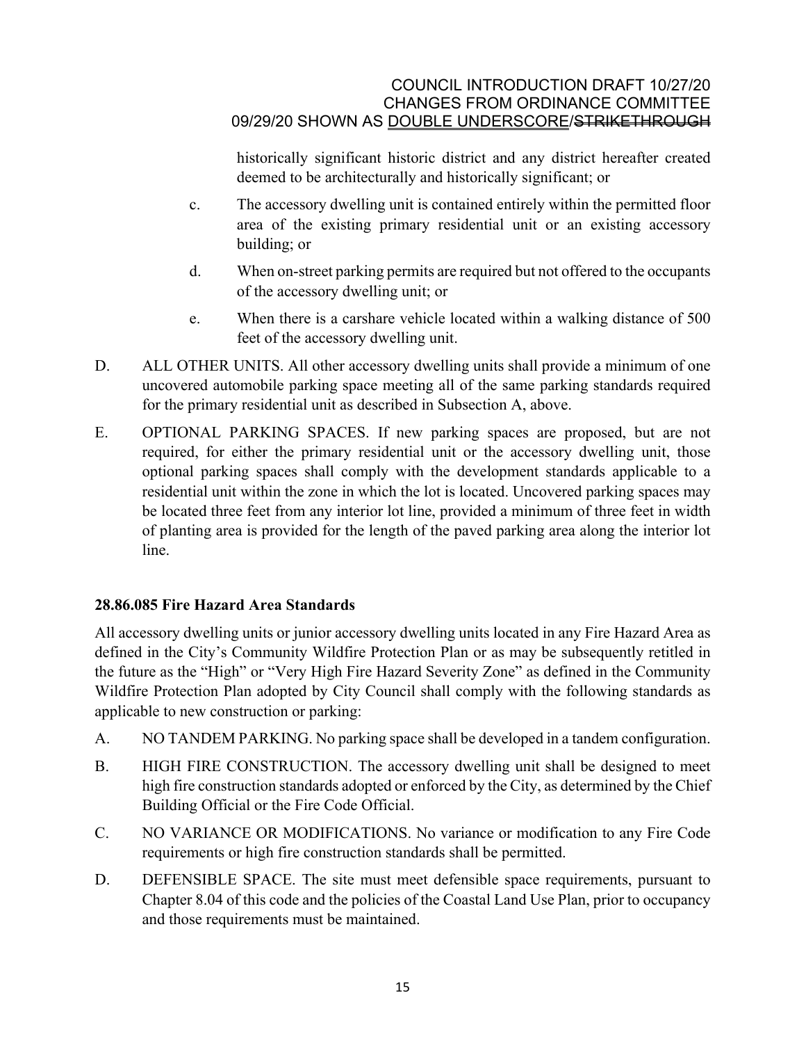historically significant historic district and any district hereafter created deemed to be architecturally and historically significant; or

c. The accessory dwelling unit is contained entirely within the permitted floor area of the existing primary residential unit or an existing accessory building; or

d. When on-street parking permits are required but not offered to the occupants of the accessory dwelling unit; or

e. When there is a carshare vehicle located within a walking distance of 500 feet of the accessory dwelling unit.

D. ALL OTHER UNITS. All other accessory dwelling units shall provide a minimum of one uncovered automobile parking space meeting all of the same parking standards required for the primary residential unit as described in Subsection A, above.

E. OPTIONAL PARKING SPACES. If new parking spaces are proposed, but are not required, for either the primary residential unit or the accessory dwelling unit, those optional parking spaces shall comply with the development standards applicable to a residential unit within the zone in which the lot is located. Uncovered parking spaces may be located three feet from any interior lot line, provided a minimum of three feet in width of planting area is provided for the length of the paved parking area along the interior lot line.

**28.86.085 Fire Hazard Area Standards**

All accessory dwelling units or junior accessory dwelling units located in any Fire Hazard Area as defined in the City's Community Wildfire Protection Plan or as may be subsequently retitled in the future as the "High" or "Very High Fire Hazard Severity Zone" as defined in the Community Wildfire Protection Plan adopted by City Council shall comply with the following standards as applicable to new construction or parking:

A. NO TANDEM PARKING. No parking space shall be developed in a tandem configuration.

B. HIGH FIRE CONSTRUCTION. The accessory dwelling unit shall be designed to meet high fire construction standards adopted or enforced by the City, as determined by the Chief Building Official or the Fire Code Official.

C. NO VARIANCE OR MODIFICATIONS. No variance or modification to any Fire Code requirements or high fire construction standards shall be permitted.

D. DEFENSIBLE SPACE. The site must meet defensible space requirements, pursuant to Chapter 8.04 of this code and the policies of the Coastal Land Use Plan, prior to occupancy and those requirements must be maintained.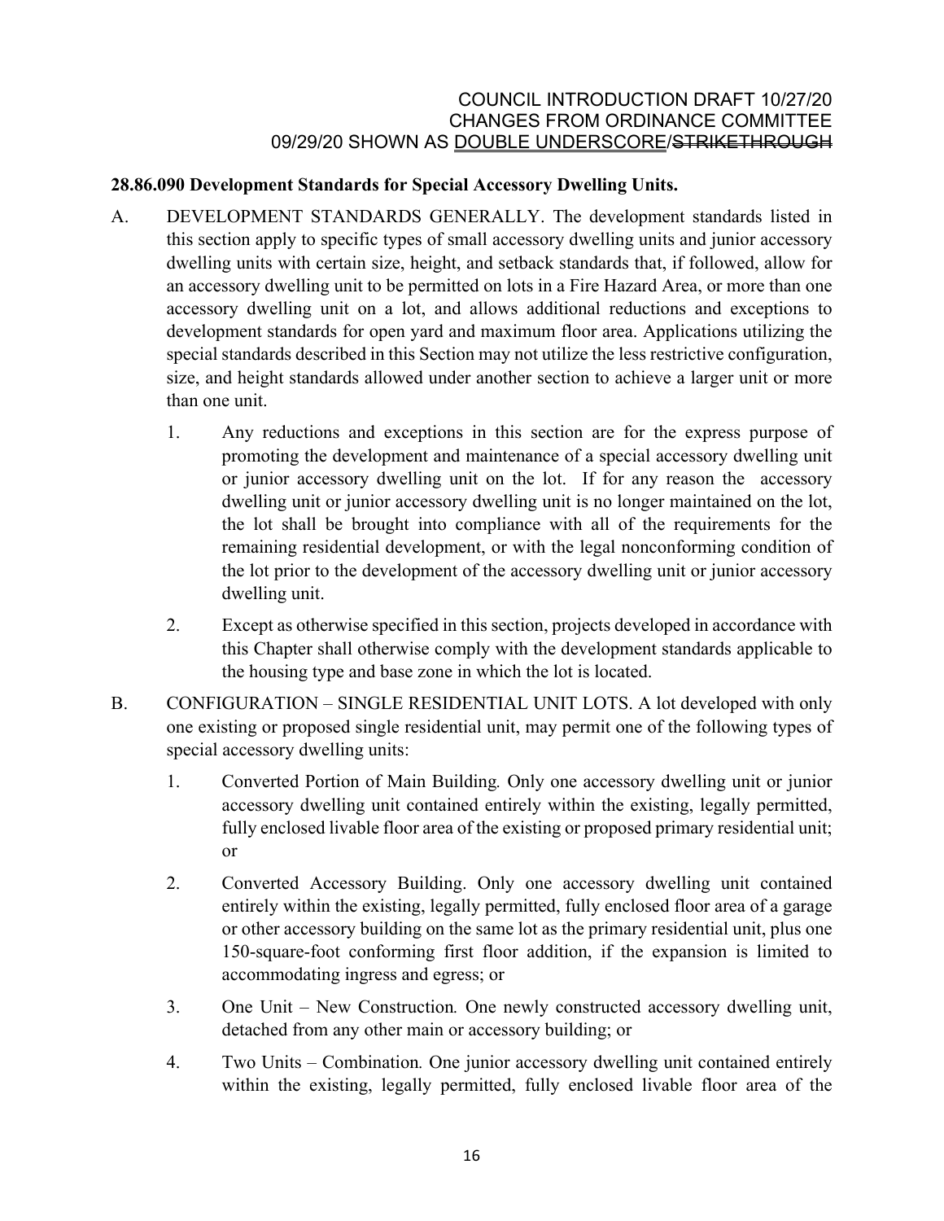COUNCIL INTRODUCTION DRAFT 10/27/20
CHANGES FROM ORDINANCE COMMITTEE
09/29/20 SHOWN AS DOUBLE UNDERSCORE/~~STRIKETHROUGH~~

**28.86.090 Development Standards for Special Accessory Dwelling Units.**

A. DEVELOPMENT STANDARDS GENERALLY. The development standards listed in this section apply to specific types of small accessory dwelling units and junior accessory dwelling units with certain size, height, and setback standards that, if followed, allow for an accessory dwelling unit to be permitted on lots in a Fire Hazard Area, or more than one accessory dwelling unit on a lot, and allows additional reductions and exceptions to development standards for open yard and maximum floor area. Applications utilizing the special standards described in this Section may not utilize the less restrictive configuration, size, and height standards allowed under another section to achieve a larger unit or more than one unit.

   1. Any reductions and exceptions in this section are for the express purpose of promoting the development and maintenance of a special accessory dwelling unit or junior accessory dwelling unit on the lot. If for any reason the accessory dwelling unit or junior accessory dwelling unit is no longer maintained on the lot, the lot shall be brought into compliance with all of the requirements for the remaining residential development, or with the legal nonconforming condition of the lot prior to the development of the accessory dwelling unit or junior accessory dwelling unit.

   2. Except as otherwise specified in this section, projects developed in accordance with this Chapter shall otherwise comply with the development standards applicable to the housing type and base zone in which the lot is located.

B. CONFIGURATION – SINGLE RESIDENTIAL UNIT LOTS. A lot developed with only one existing or proposed single residential unit, may permit one of the following types of special accessory dwelling units:

   1. Converted Portion of Main Building*.* Only one accessory dwelling unit or junior accessory dwelling unit contained entirely within the existing, legally permitted, fully enclosed livable floor area of the existing or proposed primary residential unit; or

   2. Converted Accessory Building. Only one accessory dwelling unit contained entirely within the existing, legally permitted, fully enclosed floor area of a garage or other accessory building on the same lot as the primary residential unit, plus one 150-square-foot conforming first floor addition, if the expansion is limited to accommodating ingress and egress; or

   3. One Unit – New Construction*.* One newly constructed accessory dwelling unit, detached from any other main or accessory building; or

   4. Two Units – Combination*.* One junior accessory dwelling unit contained entirely within the existing, legally permitted, fully enclosed livable floor area of the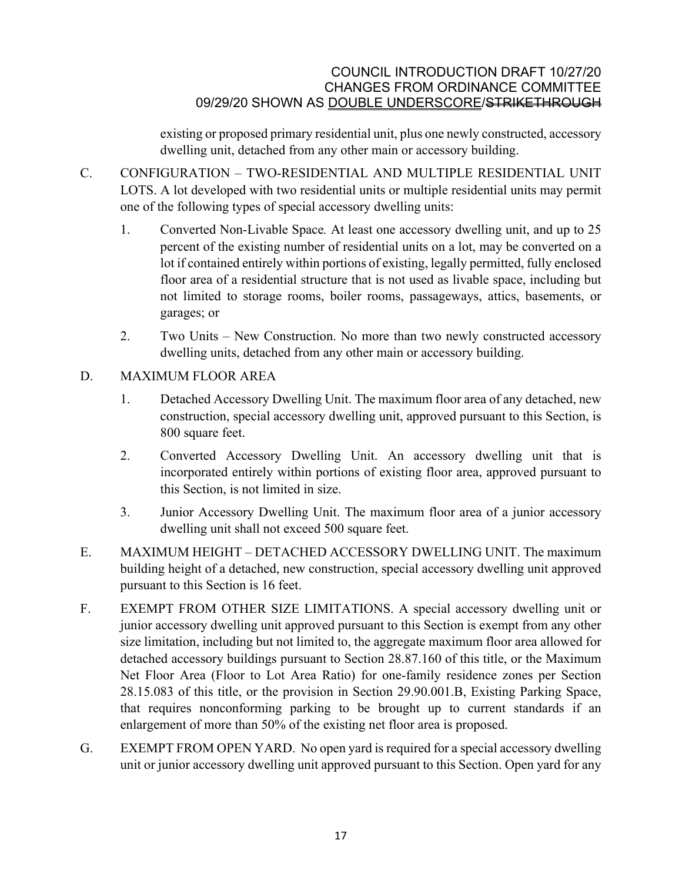existing or proposed primary residential unit, plus one newly constructed, accessory dwelling unit, detached from any other main or accessory building.

C. CONFIGURATION – TWO-RESIDENTIAL AND MULTIPLE RESIDENTIAL UNIT LOTS. A lot developed with two residential units or multiple residential units may permit one of the following types of special accessory dwelling units:

1. Converted Non-Livable Space*.* At least one accessory dwelling unit, and up to 25 percent of the existing number of residential units on a lot, may be converted on a lot if contained entirely within portions of existing, legally permitted, fully enclosed floor area of a residential structure that is not used as livable space, including but not limited to storage rooms, boiler rooms, passageways, attics, basements, or garages; or

2. Two Units – New Construction. No more than two newly constructed accessory dwelling units, detached from any other main or accessory building.

D. MAXIMUM FLOOR AREA

1. Detached Accessory Dwelling Unit. The maximum floor area of any detached, new construction, special accessory dwelling unit, approved pursuant to this Section, is 800 square feet.

2. Converted Accessory Dwelling Unit. An accessory dwelling unit that is incorporated entirely within portions of existing floor area, approved pursuant to this Section, is not limited in size.

3. Junior Accessory Dwelling Unit. The maximum floor area of a junior accessory dwelling unit shall not exceed 500 square feet.

E. MAXIMUM HEIGHT – DETACHED ACCESSORY DWELLING UNIT. The maximum building height of a detached, new construction, special accessory dwelling unit approved pursuant to this Section is 16 feet.

F. EXEMPT FROM OTHER SIZE LIMITATIONS. A special accessory dwelling unit or junior accessory dwelling unit approved pursuant to this Section is exempt from any other size limitation, including but not limited to, the aggregate maximum floor area allowed for detached accessory buildings pursuant to Section 28.87.160 of this title, or the Maximum Net Floor Area (Floor to Lot Area Ratio) for one-family residence zones per Section 28.15.083 of this title, or the provision in Section 29.90.001.B, Existing Parking Space, that requires nonconforming parking to be brought up to current standards if an enlargement of more than 50% of the existing net floor area is proposed.

G. EXEMPT FROM OPEN YARD. No open yard is required for a special accessory dwelling unit or junior accessory dwelling unit approved pursuant to this Section. Open yard for any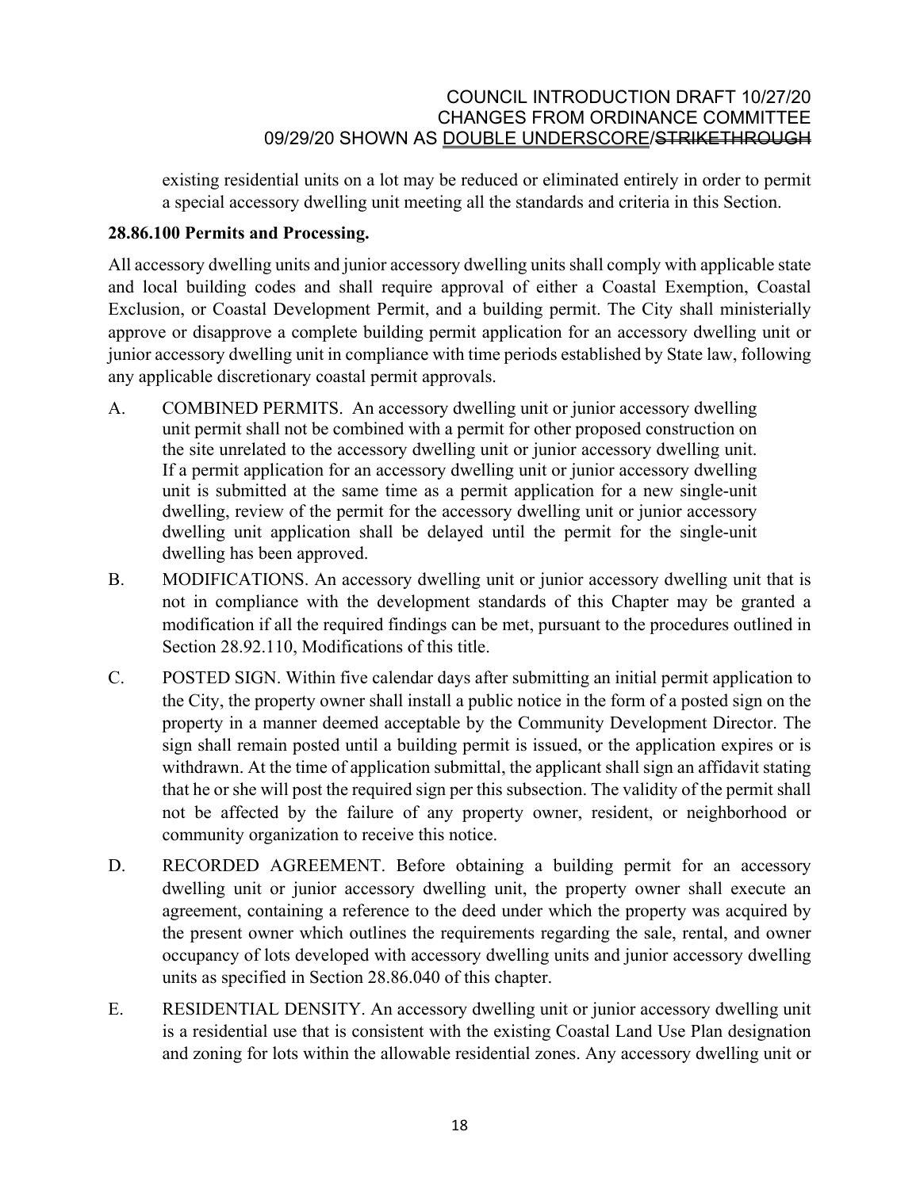existing residential units on a lot may be reduced or eliminated entirely in order to permit a special accessory dwelling unit meeting all the standards and criteria in this Section.

**28.86.100 Permits and Processing.**

All accessory dwelling units and junior accessory dwelling units shall comply with applicable state and local building codes and shall require approval of either a Coastal Exemption, Coastal Exclusion, or Coastal Development Permit, and a building permit. The City shall ministerially approve or disapprove a complete building permit application for an accessory dwelling unit or junior accessory dwelling unit in compliance with time periods established by State law, following any applicable discretionary coastal permit approvals.

A. COMBINED PERMITS. An accessory dwelling unit or junior accessory dwelling unit permit shall not be combined with a permit for other proposed construction on the site unrelated to the accessory dwelling unit or junior accessory dwelling unit. If a permit application for an accessory dwelling unit or junior accessory dwelling unit is submitted at the same time as a permit application for a new single-unit dwelling, review of the permit for the accessory dwelling unit or junior accessory dwelling unit application shall be delayed until the permit for the single-unit dwelling has been approved.

B. MODIFICATIONS. An accessory dwelling unit or junior accessory dwelling unit that is not in compliance with the development standards of this Chapter may be granted a modification if all the required findings can be met, pursuant to the procedures outlined in Section 28.92.110, Modifications of this title.

C. POSTED SIGN. Within five calendar days after submitting an initial permit application to the City, the property owner shall install a public notice in the form of a posted sign on the property in a manner deemed acceptable by the Community Development Director. The sign shall remain posted until a building permit is issued, or the application expires or is withdrawn. At the time of application submittal, the applicant shall sign an affidavit stating that he or she will post the required sign per this subsection. The validity of the permit shall not be affected by the failure of any property owner, resident, or neighborhood or community organization to receive this notice.

D. RECORDED AGREEMENT. Before obtaining a building permit for an accessory dwelling unit or junior accessory dwelling unit, the property owner shall execute an agreement, containing a reference to the deed under which the property was acquired by the present owner which outlines the requirements regarding the sale, rental, and owner occupancy of lots developed with accessory dwelling units and junior accessory dwelling units as specified in Section 28.86.040 of this chapter.

E. RESIDENTIAL DENSITY. An accessory dwelling unit or junior accessory dwelling unit is a residential use that is consistent with the existing Coastal Land Use Plan designation and zoning for lots within the allowable residential zones. Any accessory dwelling unit or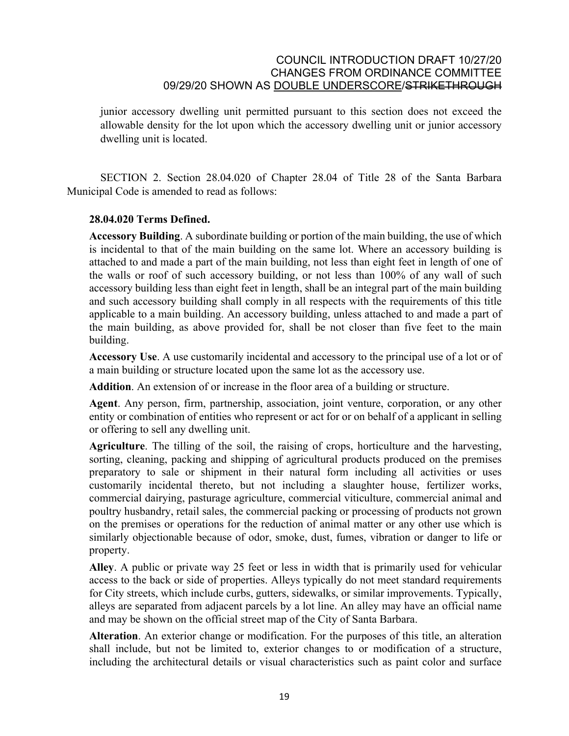junior accessory dwelling unit permitted pursuant to this section does not exceed the allowable density for the lot upon which the accessory dwelling unit or junior accessory dwelling unit is located.

SECTION 2. Section 28.04.020 of Chapter 28.04 of Title 28 of the Santa Barbara Municipal Code is amended to read as follows:

**28.04.020 Terms Defined.**

**Accessory Building**. A subordinate building or portion of the main building, the use of which is incidental to that of the main building on the same lot. Where an accessory building is attached to and made a part of the main building, not less than eight feet in length of one of the walls or roof of such accessory building, or not less than 100% of any wall of such accessory building less than eight feet in length, shall be an integral part of the main building and such accessory building shall comply in all respects with the requirements of this title applicable to a main building. An accessory building, unless attached to and made a part of the main building, as above provided for, shall be not closer than five feet to the main building.

**Accessory Use**. A use customarily incidental and accessory to the principal use of a lot or of a main building or structure located upon the same lot as the accessory use.

**Addition**. An extension of or increase in the floor area of a building or structure.

**Agent**. Any person, firm, partnership, association, joint venture, corporation, or any other entity or combination of entities who represent or act for or on behalf of a applicant in selling or offering to sell any dwelling unit.

**Agriculture**. The tilling of the soil, the raising of crops, horticulture and the harvesting, sorting, cleaning, packing and shipping of agricultural products produced on the premises preparatory to sale or shipment in their natural form including all activities or uses customarily incidental thereto, but not including a slaughter house, fertilizer works, commercial dairying, pasturage agriculture, commercial viticulture, commercial animal and poultry husbandry, retail sales, the commercial packing or processing of products not grown on the premises or operations for the reduction of animal matter or any other use which is similarly objectionable because of odor, smoke, dust, fumes, vibration or danger to life or property.

**Alley**. A public or private way 25 feet or less in width that is primarily used for vehicular access to the back or side of properties. Alleys typically do not meet standard requirements for City streets, which include curbs, gutters, sidewalks, or similar improvements. Typically, alleys are separated from adjacent parcels by a lot line. An alley may have an official name and may be shown on the official street map of the City of Santa Barbara.

**Alteration**. An exterior change or modification. For the purposes of this title, an alteration shall include, but not be limited to, exterior changes to or modification of a structure, including the architectural details or visual characteristics such as paint color and surface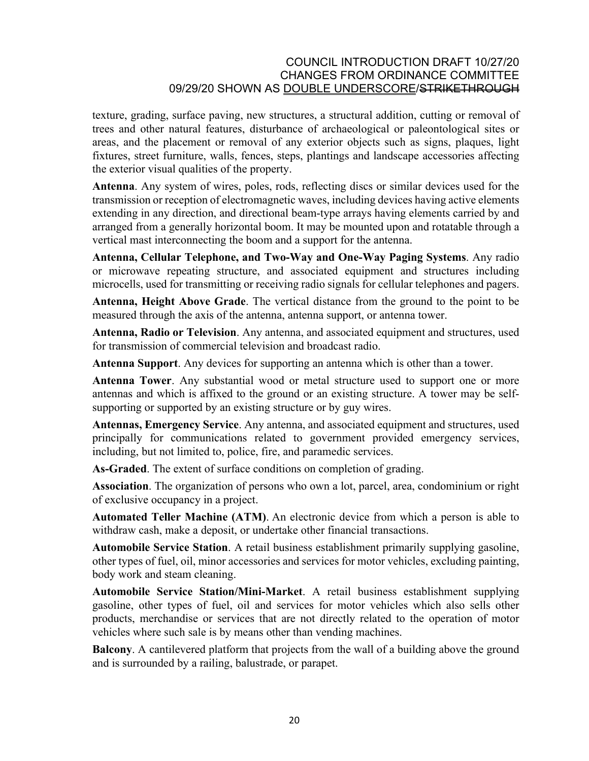texture, grading, surface paving, new structures, a structural addition, cutting or removal of trees and other natural features, disturbance of archaeological or paleontological sites or areas, and the placement or removal of any exterior objects such as signs, plaques, light fixtures, street furniture, walls, fences, steps, plantings and landscape accessories affecting the exterior visual qualities of the property.

**Antenna**. Any system of wires, poles, rods, reflecting discs or similar devices used for the transmission or reception of electromagnetic waves, including devices having active elements extending in any direction, and directional beam-type arrays having elements carried by and arranged from a generally horizontal boom. It may be mounted upon and rotatable through a vertical mast interconnecting the boom and a support for the antenna.

**Antenna, Cellular Telephone, and Two-Way and One-Way Paging Systems**. Any radio or microwave repeating structure, and associated equipment and structures including microcells, used for transmitting or receiving radio signals for cellular telephones and pagers.

**Antenna, Height Above Grade**. The vertical distance from the ground to the point to be measured through the axis of the antenna, antenna support, or antenna tower.

**Antenna, Radio or Television**. Any antenna, and associated equipment and structures, used for transmission of commercial television and broadcast radio.

**Antenna Support**. Any devices for supporting an antenna which is other than a tower.

**Antenna Tower**. Any substantial wood or metal structure used to support one or more antennas and which is affixed to the ground or an existing structure. A tower may be self-supporting or supported by an existing structure or by guy wires.

**Antennas, Emergency Service**. Any antenna, and associated equipment and structures, used principally for communications related to government provided emergency services, including, but not limited to, police, fire, and paramedic services.

**As-Graded**. The extent of surface conditions on completion of grading.

**Association**. The organization of persons who own a lot, parcel, area, condominium or right of exclusive occupancy in a project.

**Automated Teller Machine (ATM)**. An electronic device from which a person is able to withdraw cash, make a deposit, or undertake other financial transactions.

**Automobile Service Station**. A retail business establishment primarily supplying gasoline, other types of fuel, oil, minor accessories and services for motor vehicles, excluding painting, body work and steam cleaning.

**Automobile Service Station/Mini-Market**. A retail business establishment supplying gasoline, other types of fuel, oil and services for motor vehicles which also sells other products, merchandise or services that are not directly related to the operation of motor vehicles where such sale is by means other than vending machines.

**Balcony**. A cantilevered platform that projects from the wall of a building above the ground and is surrounded by a railing, balustrade, or parapet.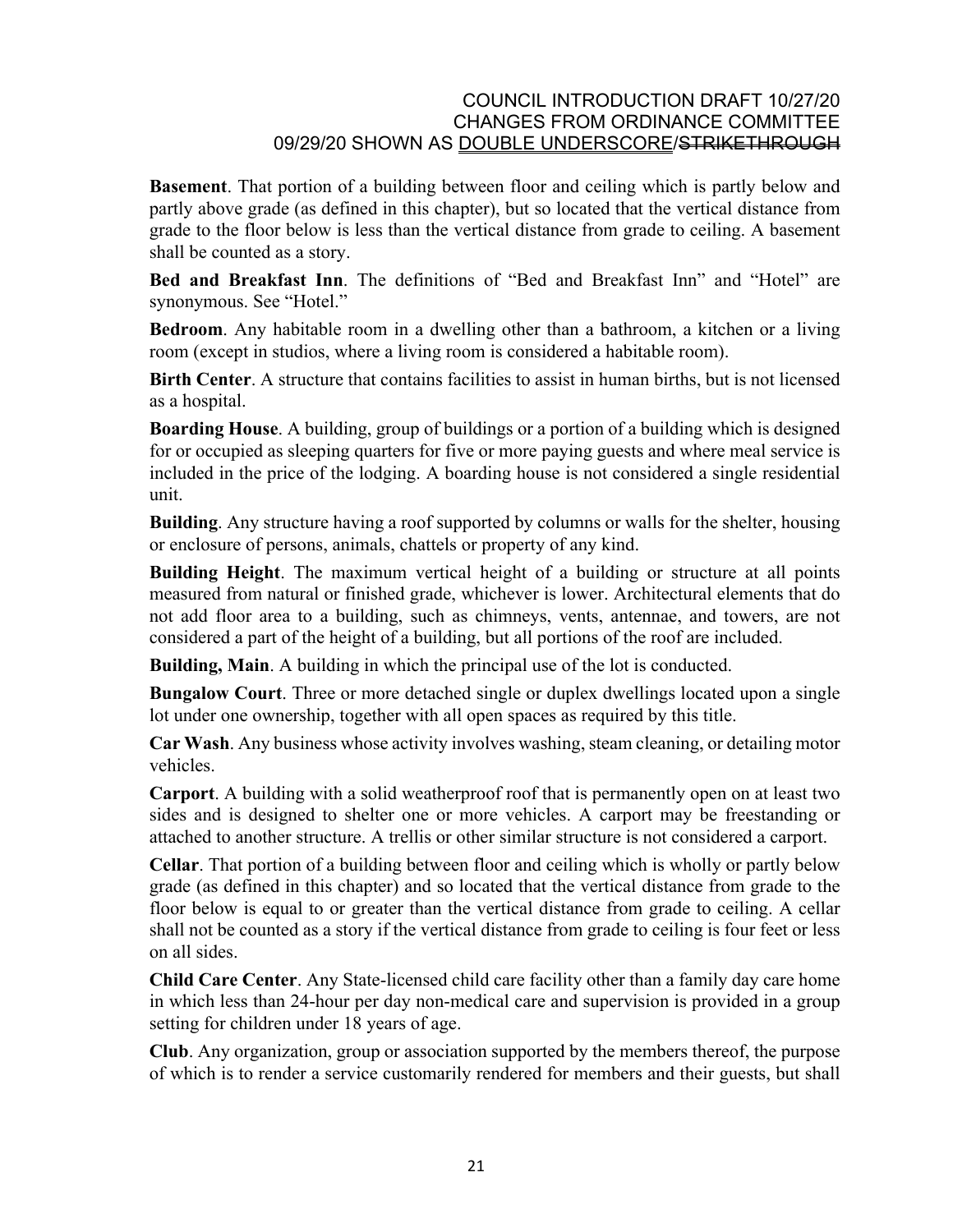**Basement**. That portion of a building between floor and ceiling which is partly below and partly above grade (as defined in this chapter), but so located that the vertical distance from grade to the floor below is less than the vertical distance from grade to ceiling. A basement shall be counted as a story.

**Bed and Breakfast Inn**. The definitions of "Bed and Breakfast Inn" and "Hotel" are synonymous. See "Hotel."

**Bedroom**. Any habitable room in a dwelling other than a bathroom, a kitchen or a living room (except in studios, where a living room is considered a habitable room).

**Birth Center**. A structure that contains facilities to assist in human births, but is not licensed as a hospital.

**Boarding House**. A building, group of buildings or a portion of a building which is designed for or occupied as sleeping quarters for five or more paying guests and where meal service is included in the price of the lodging. A boarding house is not considered a single residential unit.

**Building**. Any structure having a roof supported by columns or walls for the shelter, housing or enclosure of persons, animals, chattels or property of any kind.

**Building Height**. The maximum vertical height of a building or structure at all points measured from natural or finished grade, whichever is lower. Architectural elements that do not add floor area to a building, such as chimneys, vents, antennae, and towers, are not considered a part of the height of a building, but all portions of the roof are included.

**Building, Main**. A building in which the principal use of the lot is conducted.

**Bungalow Court**. Three or more detached single or duplex dwellings located upon a single lot under one ownership, together with all open spaces as required by this title.

**Car Wash**. Any business whose activity involves washing, steam cleaning, or detailing motor vehicles.

**Carport**. A building with a solid weatherproof roof that is permanently open on at least two sides and is designed to shelter one or more vehicles. A carport may be freestanding or attached to another structure. A trellis or other similar structure is not considered a carport.

**Cellar**. That portion of a building between floor and ceiling which is wholly or partly below grade (as defined in this chapter) and so located that the vertical distance from grade to the floor below is equal to or greater than the vertical distance from grade to ceiling. A cellar shall not be counted as a story if the vertical distance from grade to ceiling is four feet or less on all sides.

**Child Care Center**. Any State-licensed child care facility other than a family day care home in which less than 24-hour per day non-medical care and supervision is provided in a group setting for children under 18 years of age.

**Club**. Any organization, group or association supported by the members thereof, the purpose of which is to render a service customarily rendered for members and their guests, but shall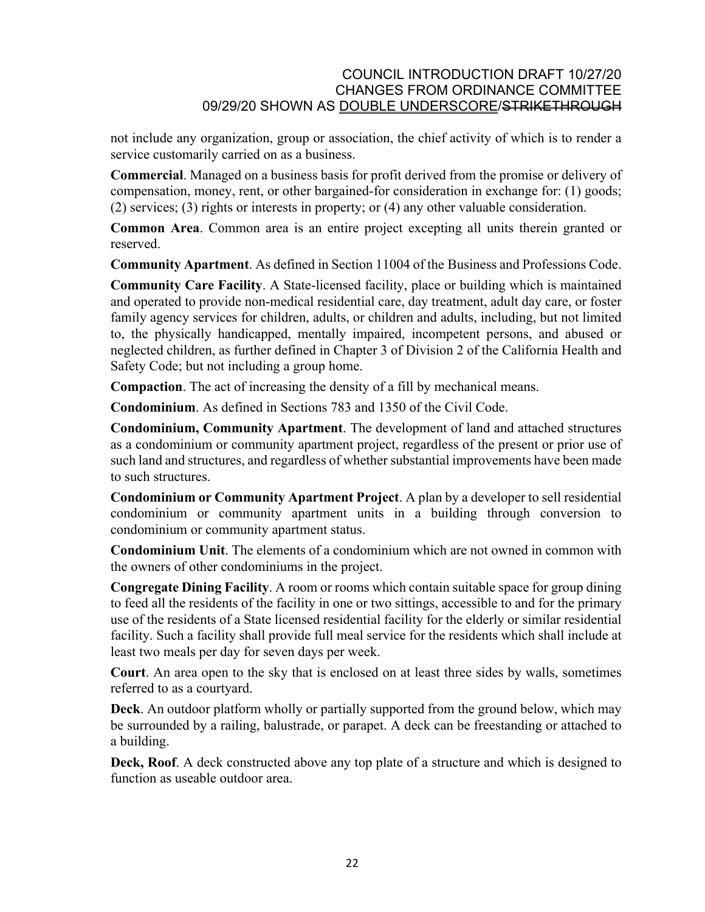not include any organization, group or association, the chief activity of which is to render a service customarily carried on as a business.

**Commercial**. Managed on a business basis for profit derived from the promise or delivery of compensation, money, rent, or other bargained-for consideration in exchange for: (1) goods; (2) services; (3) rights or interests in property; or (4) any other valuable consideration.

**Common Area**. Common area is an entire project excepting all units therein granted or reserved.

**Community Apartment**. As defined in Section 11004 of the Business and Professions Code.

**Community Care Facility**. A State-licensed facility, place or building which is maintained and operated to provide non-medical residential care, day treatment, adult day care, or foster family agency services for children, adults, or children and adults, including, but not limited to, the physically handicapped, mentally impaired, incompetent persons, and abused or neglected children, as further defined in Chapter 3 of Division 2 of the California Health and Safety Code; but not including a group home.

**Compaction**. The act of increasing the density of a fill by mechanical means.

**Condominium**. As defined in Sections 783 and 1350 of the Civil Code.

**Condominium, Community Apartment**. The development of land and attached structures as a condominium or community apartment project, regardless of the present or prior use of such land and structures, and regardless of whether substantial improvements have been made to such structures.

**Condominium or Community Apartment Project**. A plan by a developer to sell residential condominium or community apartment units in a building through conversion to condominium or community apartment status.

**Condominium Unit**. The elements of a condominium which are not owned in common with the owners of other condominiums in the project.

**Congregate Dining Facility**. A room or rooms which contain suitable space for group dining to feed all the residents of the facility in one or two sittings, accessible to and for the primary use of the residents of a State licensed residential facility for the elderly or similar residential facility. Such a facility shall provide full meal service for the residents which shall include at least two meals per day for seven days per week.

**Court**. An area open to the sky that is enclosed on at least three sides by walls, sometimes referred to as a courtyard.

**Deck**. An outdoor platform wholly or partially supported from the ground below, which may be surrounded by a railing, balustrade, or parapet. A deck can be freestanding or attached to a building.

**Deck, Roof**. A deck constructed above any top plate of a structure and which is designed to function as useable outdoor area.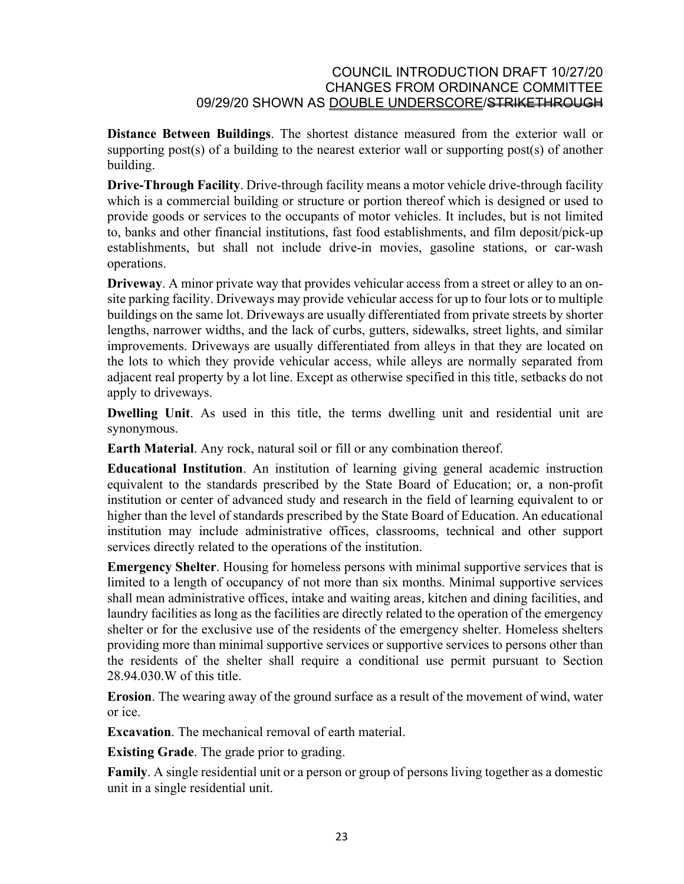**Distance Between Buildings**. The shortest distance measured from the exterior wall or supporting post(s) of a building to the nearest exterior wall or supporting post(s) of another building.

**Drive-Through Facility**. Drive-through facility means a motor vehicle drive-through facility which is a commercial building or structure or portion thereof which is designed or used to provide goods or services to the occupants of motor vehicles. It includes, but is not limited to, banks and other financial institutions, fast food establishments, and film deposit/pick-up establishments, but shall not include drive-in movies, gasoline stations, or car-wash operations.

**Driveway**. A minor private way that provides vehicular access from a street or alley to an on-site parking facility. Driveways may provide vehicular access for up to four lots or to multiple buildings on the same lot. Driveways are usually differentiated from private streets by shorter lengths, narrower widths, and the lack of curbs, gutters, sidewalks, street lights, and similar improvements. Driveways are usually differentiated from alleys in that they are located on the lots to which they provide vehicular access, while alleys are normally separated from adjacent real property by a lot line. Except as otherwise specified in this title, setbacks do not apply to driveways.

**Dwelling Unit**. As used in this title, the terms dwelling unit and residential unit are synonymous.

**Earth Material**. Any rock, natural soil or fill or any combination thereof.

**Educational Institution**. An institution of learning giving general academic instruction equivalent to the standards prescribed by the State Board of Education; or, a non-profit institution or center of advanced study and research in the field of learning equivalent to or higher than the level of standards prescribed by the State Board of Education. An educational institution may include administrative offices, classrooms, technical and other support services directly related to the operations of the institution.

**Emergency Shelter**. Housing for homeless persons with minimal supportive services that is limited to a length of occupancy of not more than six months. Minimal supportive services shall mean administrative offices, intake and waiting areas, kitchen and dining facilities, and laundry facilities as long as the facilities are directly related to the operation of the emergency shelter or for the exclusive use of the residents of the emergency shelter. Homeless shelters providing more than minimal supportive services or supportive services to persons other than the residents of the shelter shall require a conditional use permit pursuant to Section 28.94.030.W of this title.

**Erosion**. The wearing away of the ground surface as a result of the movement of wind, water or ice.

**Excavation**. The mechanical removal of earth material.

**Existing Grade**. The grade prior to grading.

**Family**. A single residential unit or a person or group of persons living together as a domestic unit in a single residential unit.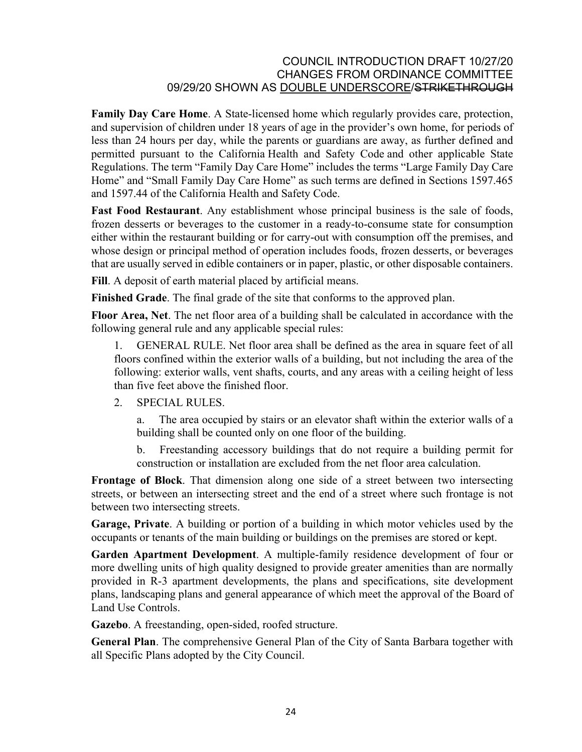**Family Day Care Home**. A State-licensed home which regularly provides care, protection, and supervision of children under 18 years of age in the provider's own home, for periods of less than 24 hours per day, while the parents or guardians are away, as further defined and permitted pursuant to the California Health and Safety Code and other applicable State Regulations. The term "Family Day Care Home" includes the terms "Large Family Day Care Home" and "Small Family Day Care Home" as such terms are defined in Sections 1597.465 and 1597.44 of the California Health and Safety Code.

**Fast Food Restaurant**. Any establishment whose principal business is the sale of foods, frozen desserts or beverages to the customer in a ready-to-consume state for consumption either within the restaurant building or for carry-out with consumption off the premises, and whose design or principal method of operation includes foods, frozen desserts, or beverages that are usually served in edible containers or in paper, plastic, or other disposable containers.

**Fill**. A deposit of earth material placed by artificial means.

**Finished Grade**. The final grade of the site that conforms to the approved plan.

**Floor Area, Net**. The net floor area of a building shall be calculated in accordance with the following general rule and any applicable special rules:

1. GENERAL RULE. Net floor area shall be defined as the area in square feet of all floors confined within the exterior walls of a building, but not including the area of the following: exterior walls, vent shafts, courts, and any areas with a ceiling height of less than five feet above the finished floor.

2. SPECIAL RULES.

   a. The area occupied by stairs or an elevator shaft within the exterior walls of a building shall be counted only on one floor of the building.

   b. Freestanding accessory buildings that do not require a building permit for construction or installation are excluded from the net floor area calculation.

**Frontage of Block**. That dimension along one side of a street between two intersecting streets, or between an intersecting street and the end of a street where such frontage is not between two intersecting streets.

**Garage, Private**. A building or portion of a building in which motor vehicles used by the occupants or tenants of the main building or buildings on the premises are stored or kept.

**Garden Apartment Development**. A multiple-family residence development of four or more dwelling units of high quality designed to provide greater amenities than are normally provided in R-3 apartment developments, the plans and specifications, site development plans, landscaping plans and general appearance of which meet the approval of the Board of Land Use Controls.

**Gazebo**. A freestanding, open-sided, roofed structure.

**General Plan**. The comprehensive General Plan of the City of Santa Barbara together with all Specific Plans adopted by the City Council.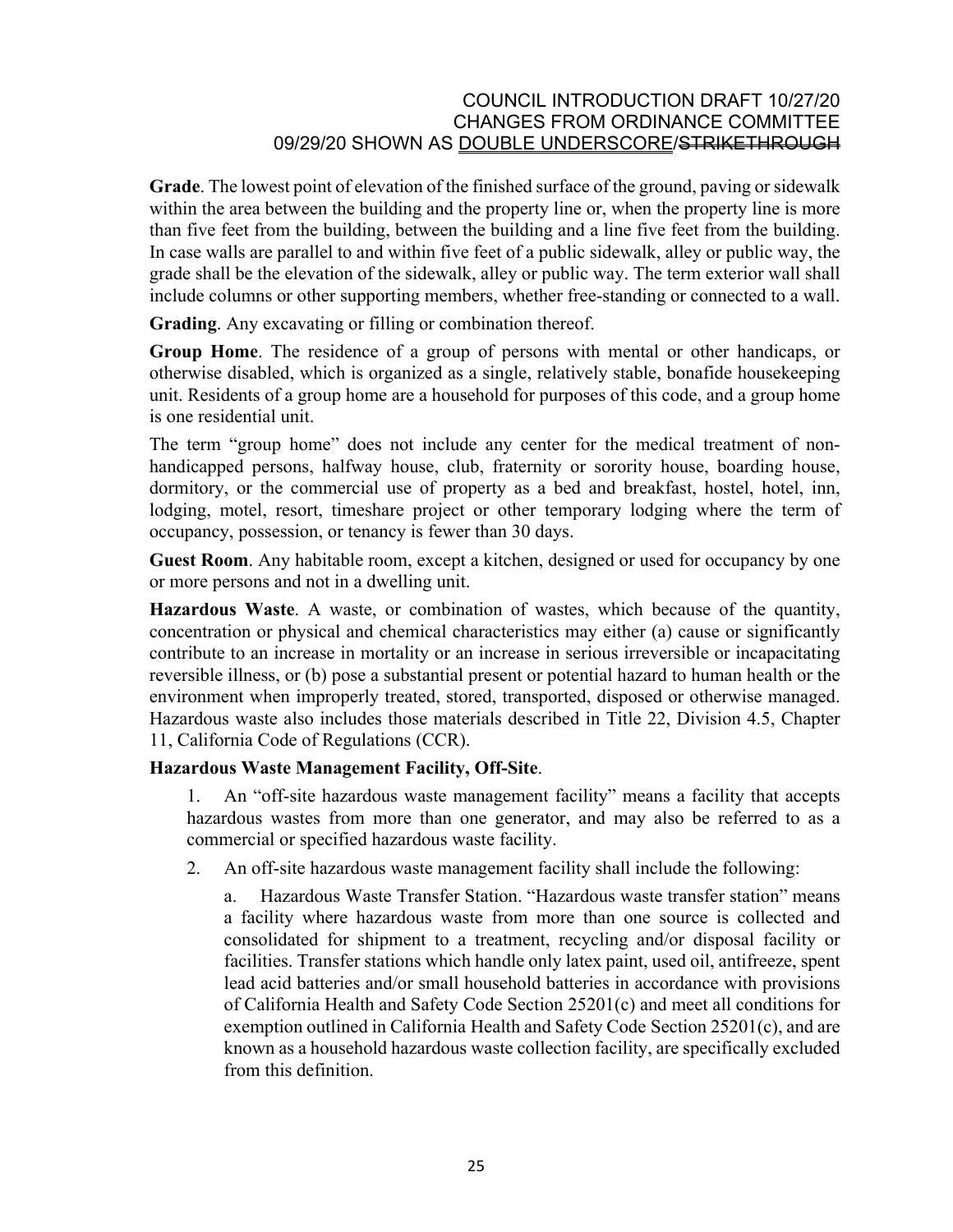**Grade**. The lowest point of elevation of the finished surface of the ground, paving or sidewalk within the area between the building and the property line or, when the property line is more than five feet from the building, between the building and a line five feet from the building. In case walls are parallel to and within five feet of a public sidewalk, alley or public way, the grade shall be the elevation of the sidewalk, alley or public way. The term exterior wall shall include columns or other supporting members, whether free-standing or connected to a wall.

**Grading**. Any excavating or filling or combination thereof.

**Group Home**. The residence of a group of persons with mental or other handicaps, or otherwise disabled, which is organized as a single, relatively stable, bonafide housekeeping unit. Residents of a group home are a household for purposes of this code, and a group home is one residential unit.

The term "group home" does not include any center for the medical treatment of non-handicapped persons, halfway house, club, fraternity or sorority house, boarding house, dormitory, or the commercial use of property as a bed and breakfast, hostel, hotel, inn, lodging, motel, resort, timeshare project or other temporary lodging where the term of occupancy, possession, or tenancy is fewer than 30 days.

**Guest Room**. Any habitable room, except a kitchen, designed or used for occupancy by one or more persons and not in a dwelling unit.

**Hazardous Waste**. A waste, or combination of wastes, which because of the quantity, concentration or physical and chemical characteristics may either (a) cause or significantly contribute to an increase in mortality or an increase in serious irreversible or incapacitating reversible illness, or (b) pose a substantial present or potential hazard to human health or the environment when improperly treated, stored, transported, disposed or otherwise managed. Hazardous waste also includes those materials described in Title 22, Division 4.5, Chapter 11, California Code of Regulations (CCR).

**Hazardous Waste Management Facility, Off-Site**.

1. An "off-site hazardous waste management facility" means a facility that accepts hazardous wastes from more than one generator, and may also be referred to as a commercial or specified hazardous waste facility.

2. An off-site hazardous waste management facility shall include the following:

   a. Hazardous Waste Transfer Station. "Hazardous waste transfer station" means a facility where hazardous waste from more than one source is collected and consolidated for shipment to a treatment, recycling and/or disposal facility or facilities. Transfer stations which handle only latex paint, used oil, antifreeze, spent lead acid batteries and/or small household batteries in accordance with provisions of California Health and Safety Code Section 25201(c) and meet all conditions for exemption outlined in California Health and Safety Code Section 25201(c), and are known as a household hazardous waste collection facility, are specifically excluded from this definition.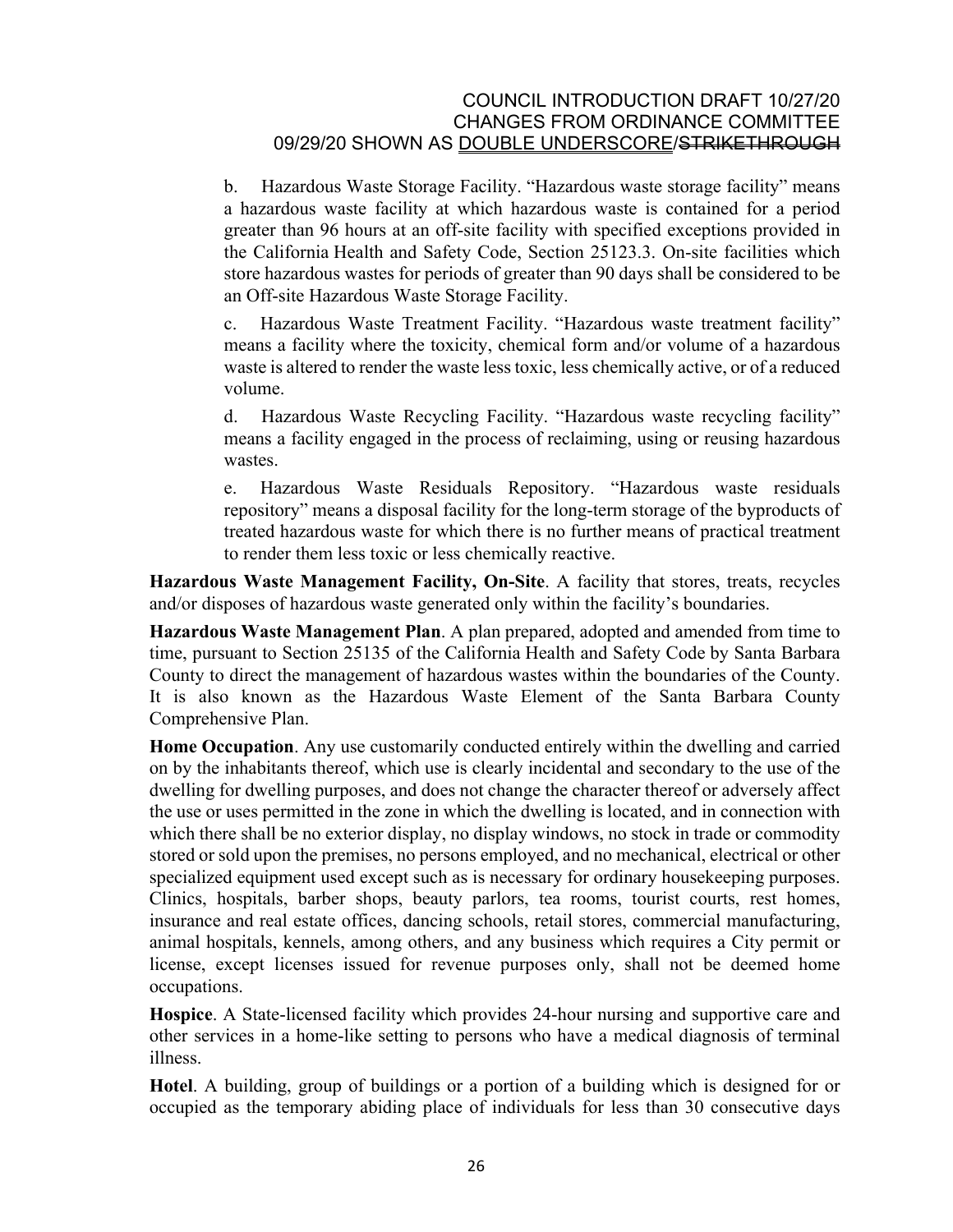b. Hazardous Waste Storage Facility. "Hazardous waste storage facility" means a hazardous waste facility at which hazardous waste is contained for a period greater than 96 hours at an off-site facility with specified exceptions provided in the California Health and Safety Code, Section 25123.3. On-site facilities which store hazardous wastes for periods of greater than 90 days shall be considered to be an Off-site Hazardous Waste Storage Facility.

c. Hazardous Waste Treatment Facility. "Hazardous waste treatment facility" means a facility where the toxicity, chemical form and/or volume of a hazardous waste is altered to render the waste less toxic, less chemically active, or of a reduced volume.

d. Hazardous Waste Recycling Facility. "Hazardous waste recycling facility" means a facility engaged in the process of reclaiming, using or reusing hazardous wastes.

e. Hazardous Waste Residuals Repository. "Hazardous waste residuals repository" means a disposal facility for the long-term storage of the byproducts of treated hazardous waste for which there is no further means of practical treatment to render them less toxic or less chemically reactive.

**Hazardous Waste Management Facility, On-Site**. A facility that stores, treats, recycles and/or disposes of hazardous waste generated only within the facility's boundaries.

**Hazardous Waste Management Plan**. A plan prepared, adopted and amended from time to time, pursuant to Section 25135 of the California Health and Safety Code by Santa Barbara County to direct the management of hazardous wastes within the boundaries of the County. It is also known as the Hazardous Waste Element of the Santa Barbara County Comprehensive Plan.

**Home Occupation**. Any use customarily conducted entirely within the dwelling and carried on by the inhabitants thereof, which use is clearly incidental and secondary to the use of the dwelling for dwelling purposes, and does not change the character thereof or adversely affect the use or uses permitted in the zone in which the dwelling is located, and in connection with which there shall be no exterior display, no display windows, no stock in trade or commodity stored or sold upon the premises, no persons employed, and no mechanical, electrical or other specialized equipment used except such as is necessary for ordinary housekeeping purposes. Clinics, hospitals, barber shops, beauty parlors, tea rooms, tourist courts, rest homes, insurance and real estate offices, dancing schools, retail stores, commercial manufacturing, animal hospitals, kennels, among others, and any business which requires a City permit or license, except licenses issued for revenue purposes only, shall not be deemed home occupations.

**Hospice**. A State-licensed facility which provides 24-hour nursing and supportive care and other services in a home-like setting to persons who have a medical diagnosis of terminal illness.

**Hotel**. A building, group of buildings or a portion of a building which is designed for or occupied as the temporary abiding place of individuals for less than 30 consecutive days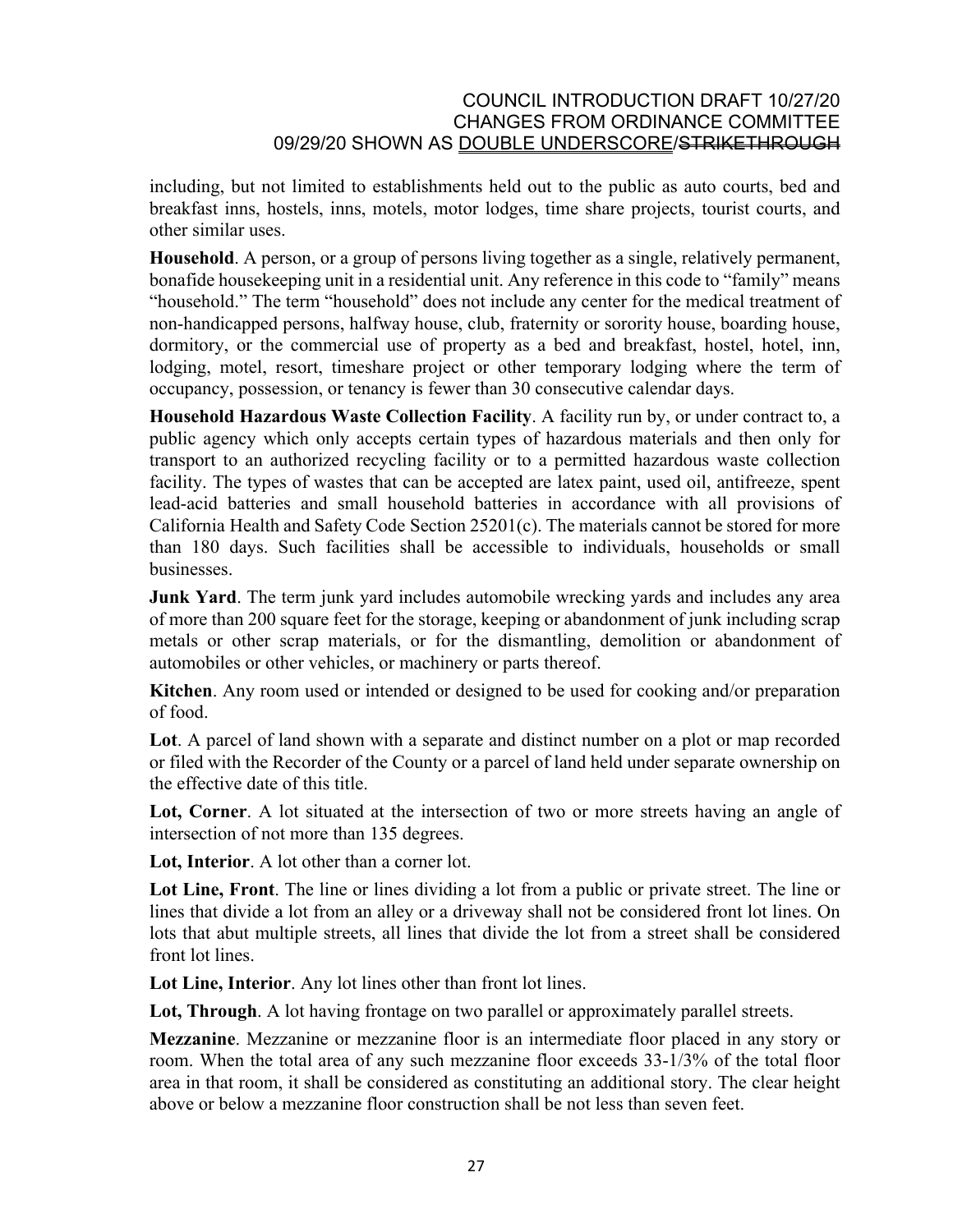including, but not limited to establishments held out to the public as auto courts, bed and breakfast inns, hostels, inns, motels, motor lodges, time share projects, tourist courts, and other similar uses.

**Household**. A person, or a group of persons living together as a single, relatively permanent, bonafide housekeeping unit in a residential unit. Any reference in this code to "family" means "household." The term "household" does not include any center for the medical treatment of non-handicapped persons, halfway house, club, fraternity or sorority house, boarding house, dormitory, or the commercial use of property as a bed and breakfast, hostel, hotel, inn, lodging, motel, resort, timeshare project or other temporary lodging where the term of occupancy, possession, or tenancy is fewer than 30 consecutive calendar days.

**Household Hazardous Waste Collection Facility**. A facility run by, or under contract to, a public agency which only accepts certain types of hazardous materials and then only for transport to an authorized recycling facility or to a permitted hazardous waste collection facility. The types of wastes that can be accepted are latex paint, used oil, antifreeze, spent lead-acid batteries and small household batteries in accordance with all provisions of California Health and Safety Code Section 25201(c). The materials cannot be stored for more than 180 days. Such facilities shall be accessible to individuals, households or small businesses.

**Junk Yard**. The term junk yard includes automobile wrecking yards and includes any area of more than 200 square feet for the storage, keeping or abandonment of junk including scrap metals or other scrap materials, or for the dismantling, demolition or abandonment of automobiles or other vehicles, or machinery or parts thereof.

**Kitchen**. Any room used or intended or designed to be used for cooking and/or preparation of food.

**Lot**. A parcel of land shown with a separate and distinct number on a plot or map recorded or filed with the Recorder of the County or a parcel of land held under separate ownership on the effective date of this title.

**Lot, Corner**. A lot situated at the intersection of two or more streets having an angle of intersection of not more than 135 degrees.

**Lot, Interior**. A lot other than a corner lot.

**Lot Line, Front**. The line or lines dividing a lot from a public or private street. The line or lines that divide a lot from an alley or a driveway shall not be considered front lot lines. On lots that abut multiple streets, all lines that divide the lot from a street shall be considered front lot lines.

**Lot Line, Interior**. Any lot lines other than front lot lines.

**Lot, Through**. A lot having frontage on two parallel or approximately parallel streets.

**Mezzanine**. Mezzanine or mezzanine floor is an intermediate floor placed in any story or room. When the total area of any such mezzanine floor exceeds 33-1/3% of the total floor area in that room, it shall be considered as constituting an additional story. The clear height above or below a mezzanine floor construction shall be not less than seven feet.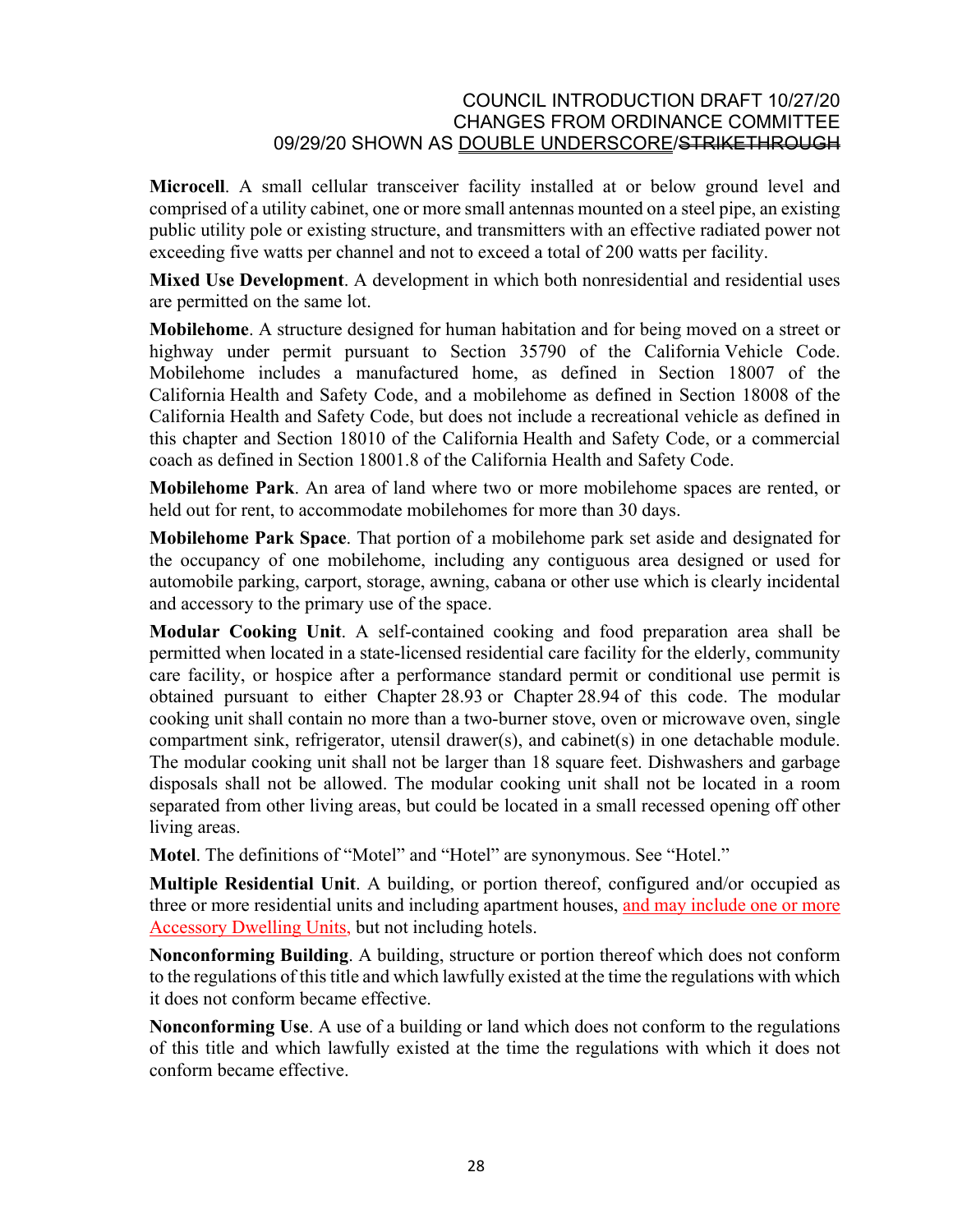**Microcell**. A small cellular transceiver facility installed at or below ground level and comprised of a utility cabinet, one or more small antennas mounted on a steel pipe, an existing public utility pole or existing structure, and transmitters with an effective radiated power not exceeding five watts per channel and not to exceed a total of 200 watts per facility.

**Mixed Use Development**. A development in which both nonresidential and residential uses are permitted on the same lot.

**Mobilehome**. A structure designed for human habitation and for being moved on a street or highway under permit pursuant to Section 35790 of the California Vehicle Code. Mobilehome includes a manufactured home, as defined in Section 18007 of the California Health and Safety Code, and a mobilehome as defined in Section 18008 of the California Health and Safety Code, but does not include a recreational vehicle as defined in this chapter and Section 18010 of the California Health and Safety Code, or a commercial coach as defined in Section 18001.8 of the California Health and Safety Code.

**Mobilehome Park**. An area of land where two or more mobilehome spaces are rented, or held out for rent, to accommodate mobilehomes for more than 30 days.

**Mobilehome Park Space**. That portion of a mobilehome park set aside and designated for the occupancy of one mobilehome, including any contiguous area designed or used for automobile parking, carport, storage, awning, cabana or other use which is clearly incidental and accessory to the primary use of the space.

**Modular Cooking Unit**. A self-contained cooking and food preparation area shall be permitted when located in a state-licensed residential care facility for the elderly, community care facility, or hospice after a performance standard permit or conditional use permit is obtained pursuant to either Chapter 28.93 or Chapter 28.94 of this code. The modular cooking unit shall contain no more than a two-burner stove, oven or microwave oven, single compartment sink, refrigerator, utensil drawer(s), and cabinet(s) in one detachable module. The modular cooking unit shall not be larger than 18 square feet. Dishwashers and garbage disposals shall not be allowed. The modular cooking unit shall not be located in a room separated from other living areas, but could be located in a small recessed opening off other living areas.

**Motel**. The definitions of "Motel" and "Hotel" are synonymous. See "Hotel."

**Multiple Residential Unit**. A building, or portion thereof, configured and/or occupied as three or more residential units and including apartment houses, and may include one or more Accessory Dwelling Units, but not including hotels.

**Nonconforming Building**. A building, structure or portion thereof which does not conform to the regulations of this title and which lawfully existed at the time the regulations with which it does not conform became effective.

**Nonconforming Use**. A use of a building or land which does not conform to the regulations of this title and which lawfully existed at the time the regulations with which it does not conform became effective.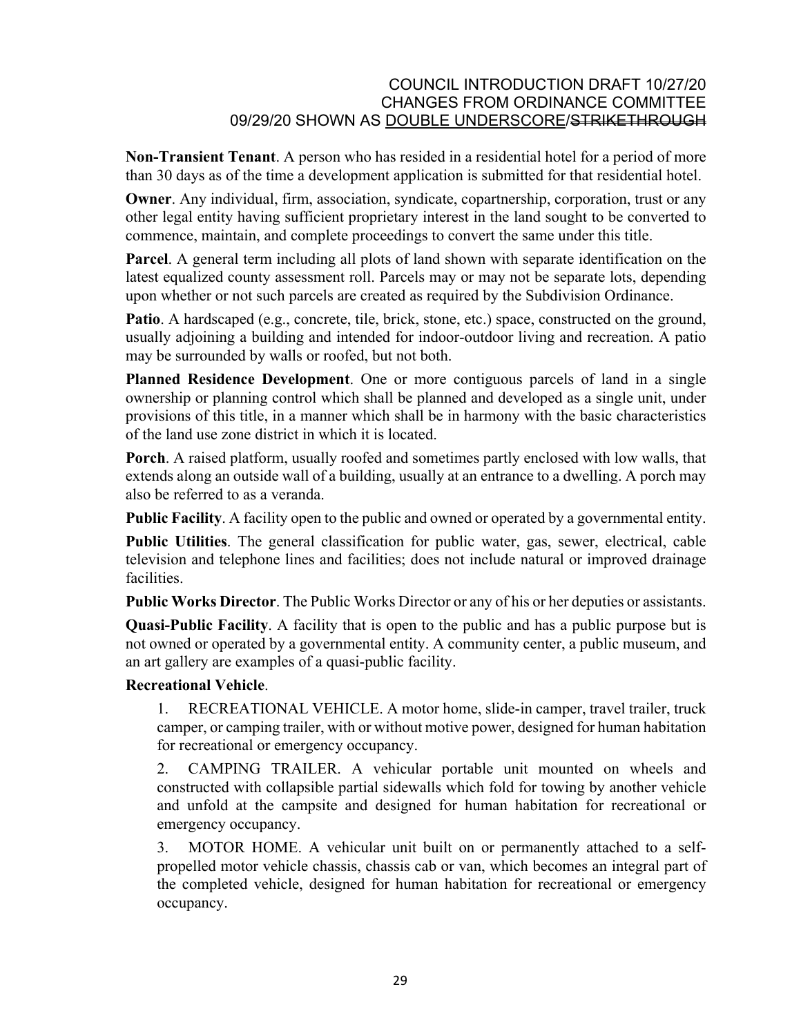**Non-Transient Tenant**. A person who has resided in a residential hotel for a period of more than 30 days as of the time a development application is submitted for that residential hotel.

**Owner**. Any individual, firm, association, syndicate, copartnership, corporation, trust or any other legal entity having sufficient proprietary interest in the land sought to be converted to commence, maintain, and complete proceedings to convert the same under this title.

**Parcel**. A general term including all plots of land shown with separate identification on the latest equalized county assessment roll. Parcels may or may not be separate lots, depending upon whether or not such parcels are created as required by the Subdivision Ordinance.

**Patio**. A hardscaped (e.g., concrete, tile, brick, stone, etc.) space, constructed on the ground, usually adjoining a building and intended for indoor-outdoor living and recreation. A patio may be surrounded by walls or roofed, but not both.

**Planned Residence Development**. One or more contiguous parcels of land in a single ownership or planning control which shall be planned and developed as a single unit, under provisions of this title, in a manner which shall be in harmony with the basic characteristics of the land use zone district in which it is located.

**Porch**. A raised platform, usually roofed and sometimes partly enclosed with low walls, that extends along an outside wall of a building, usually at an entrance to a dwelling. A porch may also be referred to as a veranda.

**Public Facility**. A facility open to the public and owned or operated by a governmental entity.

**Public Utilities**. The general classification for public water, gas, sewer, electrical, cable television and telephone lines and facilities; does not include natural or improved drainage facilities.

**Public Works Director**. The Public Works Director or any of his or her deputies or assistants.

**Quasi-Public Facility**. A facility that is open to the public and has a public purpose but is not owned or operated by a governmental entity. A community center, a public museum, and an art gallery are examples of a quasi-public facility.

**Recreational Vehicle**.

1. RECREATIONAL VEHICLE. A motor home, slide-in camper, travel trailer, truck camper, or camping trailer, with or without motive power, designed for human habitation for recreational or emergency occupancy.

2. CAMPING TRAILER. A vehicular portable unit mounted on wheels and constructed with collapsible partial sidewalls which fold for towing by another vehicle and unfold at the campsite and designed for human habitation for recreational or emergency occupancy.

3. MOTOR HOME. A vehicular unit built on or permanently attached to a self-propelled motor vehicle chassis, chassis cab or van, which becomes an integral part of the completed vehicle, designed for human habitation for recreational or emergency occupancy.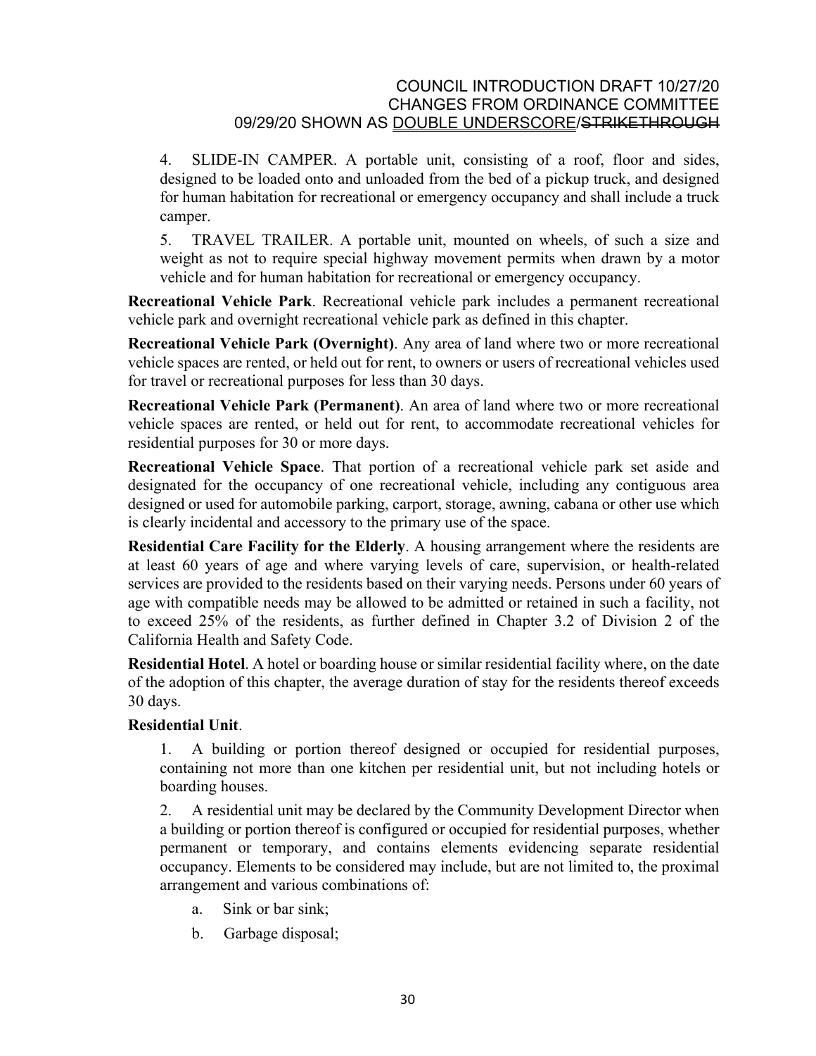4. SLIDE-IN CAMPER. A portable unit, consisting of a roof, floor and sides, designed to be loaded onto and unloaded from the bed of a pickup truck, and designed for human habitation for recreational or emergency occupancy and shall include a truck camper.

5. TRAVEL TRAILER. A portable unit, mounted on wheels, of such a size and weight as not to require special highway movement permits when drawn by a motor vehicle and for human habitation for recreational or emergency occupancy.

**Recreational Vehicle Park**. Recreational vehicle park includes a permanent recreational vehicle park and overnight recreational vehicle park as defined in this chapter.

**Recreational Vehicle Park (Overnight)**. Any area of land where two or more recreational vehicle spaces are rented, or held out for rent, to owners or users of recreational vehicles used for travel or recreational purposes for less than 30 days.

**Recreational Vehicle Park (Permanent)**. An area of land where two or more recreational vehicle spaces are rented, or held out for rent, to accommodate recreational vehicles for residential purposes for 30 or more days.

**Recreational Vehicle Space**. That portion of a recreational vehicle park set aside and designated for the occupancy of one recreational vehicle, including any contiguous area designed or used for automobile parking, carport, storage, awning, cabana or other use which is clearly incidental and accessory to the primary use of the space.

**Residential Care Facility for the Elderly**. A housing arrangement where the residents are at least 60 years of age and where varying levels of care, supervision, or health-related services are provided to the residents based on their varying needs. Persons under 60 years of age with compatible needs may be allowed to be admitted or retained in such a facility, not to exceed 25% of the residents, as further defined in Chapter 3.2 of Division 2 of the California Health and Safety Code.

**Residential Hotel**. A hotel or boarding house or similar residential facility where, on the date of the adoption of this chapter, the average duration of stay for the residents thereof exceeds 30 days.

**Residential Unit**.

1. A building or portion thereof designed or occupied for residential purposes, containing not more than one kitchen per residential unit, but not including hotels or boarding houses.

2. A residential unit may be declared by the Community Development Director when a building or portion thereof is configured or occupied for residential purposes, whether permanent or temporary, and contains elements evidencing separate residential occupancy. Elements to be considered may include, but are not limited to, the proximal arrangement and various combinations of:

   a. Sink or bar sink;

   b. Garbage disposal;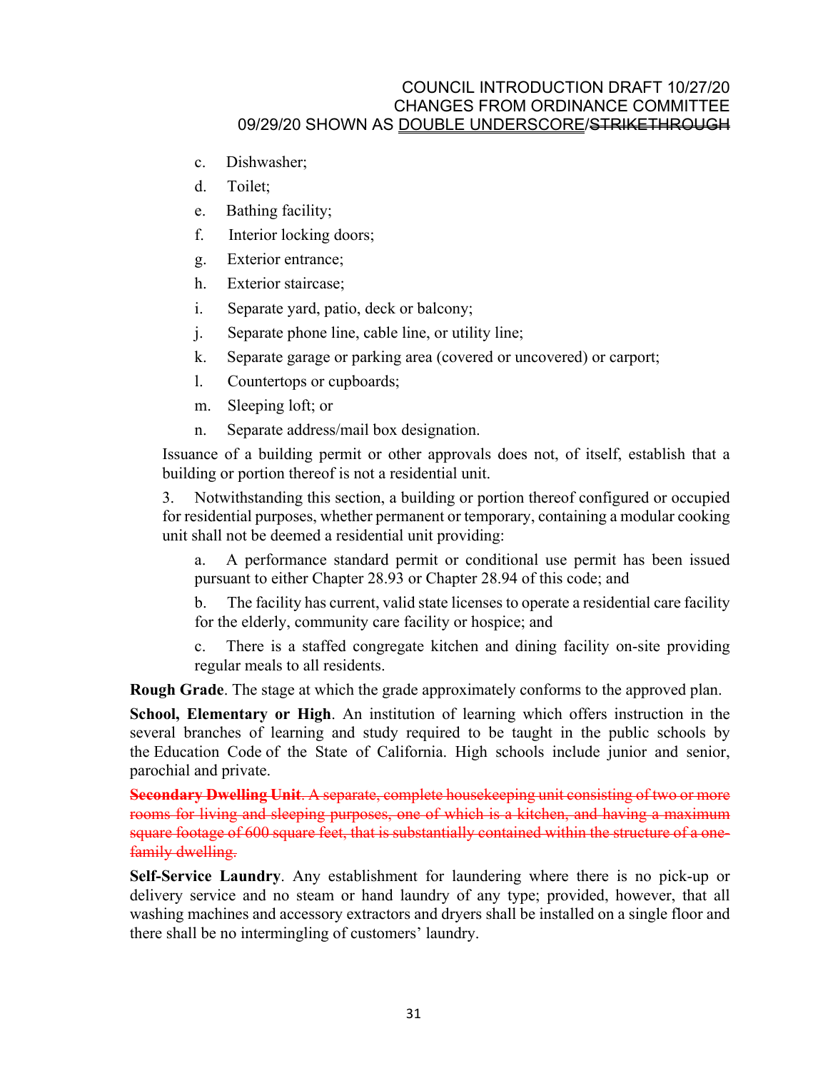c. Dishwasher;

d. Toilet;

e. Bathing facility;

f. Interior locking doors;

g. Exterior entrance;

h. Exterior staircase;

i. Separate yard, patio, deck or balcony;

j. Separate phone line, cable line, or utility line;

k. Separate garage or parking area (covered or uncovered) or carport;

l. Countertops or cupboards;

m. Sleeping loft; or

n. Separate address/mail box designation.

Issuance of a building permit or other approvals does not, of itself, establish that a building or portion thereof is not a residential unit.

3. Notwithstanding this section, a building or portion thereof configured or occupied for residential purposes, whether permanent or temporary, containing a modular cooking unit shall not be deemed a residential unit providing:

a. A performance standard permit or conditional use permit has been issued pursuant to either Chapter 28.93 or Chapter 28.94 of this code; and

b. The facility has current, valid state licenses to operate a residential care facility for the elderly, community care facility or hospice; and

c. There is a staffed congregate kitchen and dining facility on-site providing regular meals to all residents.

**Rough Grade**. The stage at which the grade approximately conforms to the approved plan.

**School, Elementary or High**. An institution of learning which offers instruction in the several branches of learning and study required to be taught in the public schools by the Education Code of the State of California. High schools include junior and senior, parochial and private.

~~**Secondary Dwelling Unit**. A separate, complete housekeeping unit consisting of two or more rooms for living and sleeping purposes, one of which is a kitchen, and having a maximum square footage of 600 square feet, that is substantially contained within the structure of a one-family dwelling.~~

**Self-Service Laundry**. Any establishment for laundering where there is no pick-up or delivery service and no steam or hand laundry of any type; provided, however, that all washing machines and accessory extractors and dryers shall be installed on a single floor and there shall be no intermingling of customers' laundry.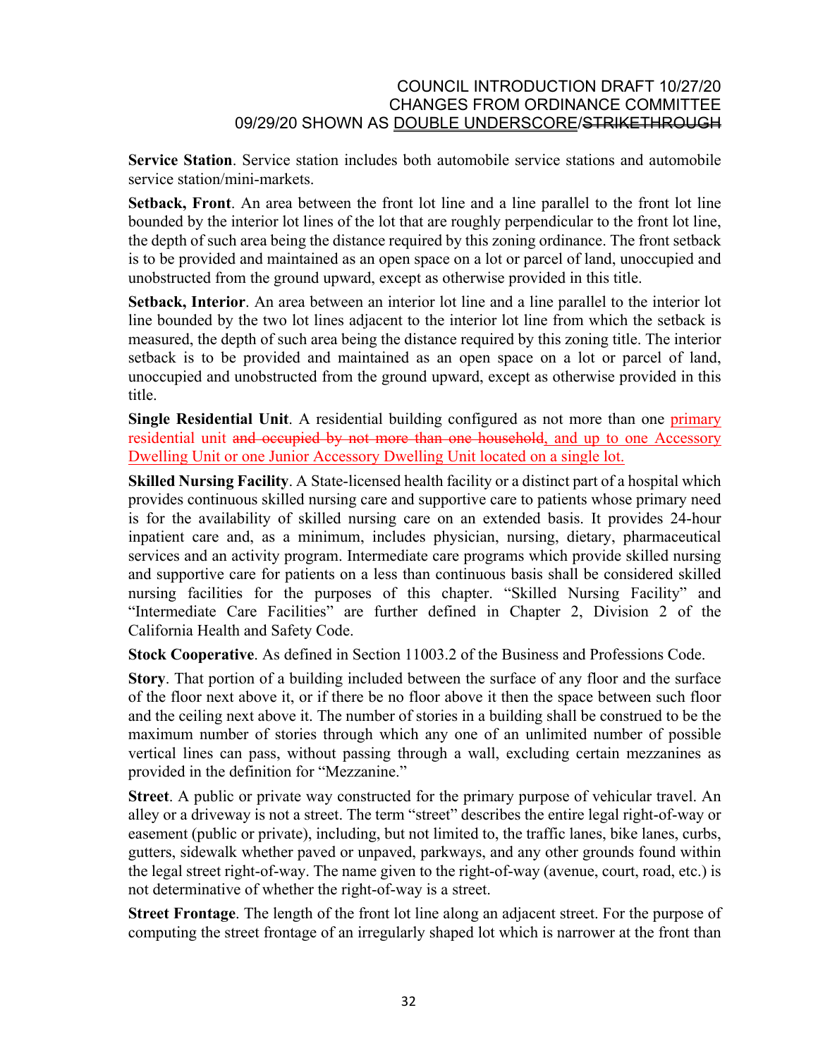**Service Station**. Service station includes both automobile service stations and automobile service station/mini-markets.

**Setback, Front**. An area between the front lot line and a line parallel to the front lot line bounded by the interior lot lines of the lot that are roughly perpendicular to the front lot line, the depth of such area being the distance required by this zoning ordinance. The front setback is to be provided and maintained as an open space on a lot or parcel of land, unoccupied and unobstructed from the ground upward, except as otherwise provided in this title.

**Setback, Interior**. An area between an interior lot line and a line parallel to the interior lot line bounded by the two lot lines adjacent to the interior lot line from which the setback is measured, the depth of such area being the distance required by this zoning title. The interior setback is to be provided and maintained as an open space on a lot or parcel of land, unoccupied and unobstructed from the ground upward, except as otherwise provided in this title.

**Single Residential Unit**. A residential building configured as not more than one <u>primary</u> residential unit ~~and occupied by not more than one household~~<u>, and up to one Accessory Dwelling Unit or one Junior Accessory Dwelling Unit located on a single lot.</u>

**Skilled Nursing Facility**. A State-licensed health facility or a distinct part of a hospital which provides continuous skilled nursing care and supportive care to patients whose primary need is for the availability of skilled nursing care on an extended basis. It provides 24-hour inpatient care and, as a minimum, includes physician, nursing, dietary, pharmaceutical services and an activity program. Intermediate care programs which provide skilled nursing and supportive care for patients on a less than continuous basis shall be considered skilled nursing facilities for the purposes of this chapter. "Skilled Nursing Facility" and "Intermediate Care Facilities" are further defined in Chapter 2, Division 2 of the California Health and Safety Code.

**Stock Cooperative**. As defined in Section 11003.2 of the Business and Professions Code.

**Story**. That portion of a building included between the surface of any floor and the surface of the floor next above it, or if there be no floor above it then the space between such floor and the ceiling next above it. The number of stories in a building shall be construed to be the maximum number of stories through which any one of an unlimited number of possible vertical lines can pass, without passing through a wall, excluding certain mezzanines as provided in the definition for "Mezzanine."

**Street**. A public or private way constructed for the primary purpose of vehicular travel. An alley or a driveway is not a street. The term "street" describes the entire legal right-of-way or easement (public or private), including, but not limited to, the traffic lanes, bike lanes, curbs, gutters, sidewalk whether paved or unpaved, parkways, and any other grounds found within the legal street right-of-way. The name given to the right-of-way (avenue, court, road, etc.) is not determinative of whether the right-of-way is a street.

**Street Frontage**. The length of the front lot line along an adjacent street. For the purpose of computing the street frontage of an irregularly shaped lot which is narrower at the front than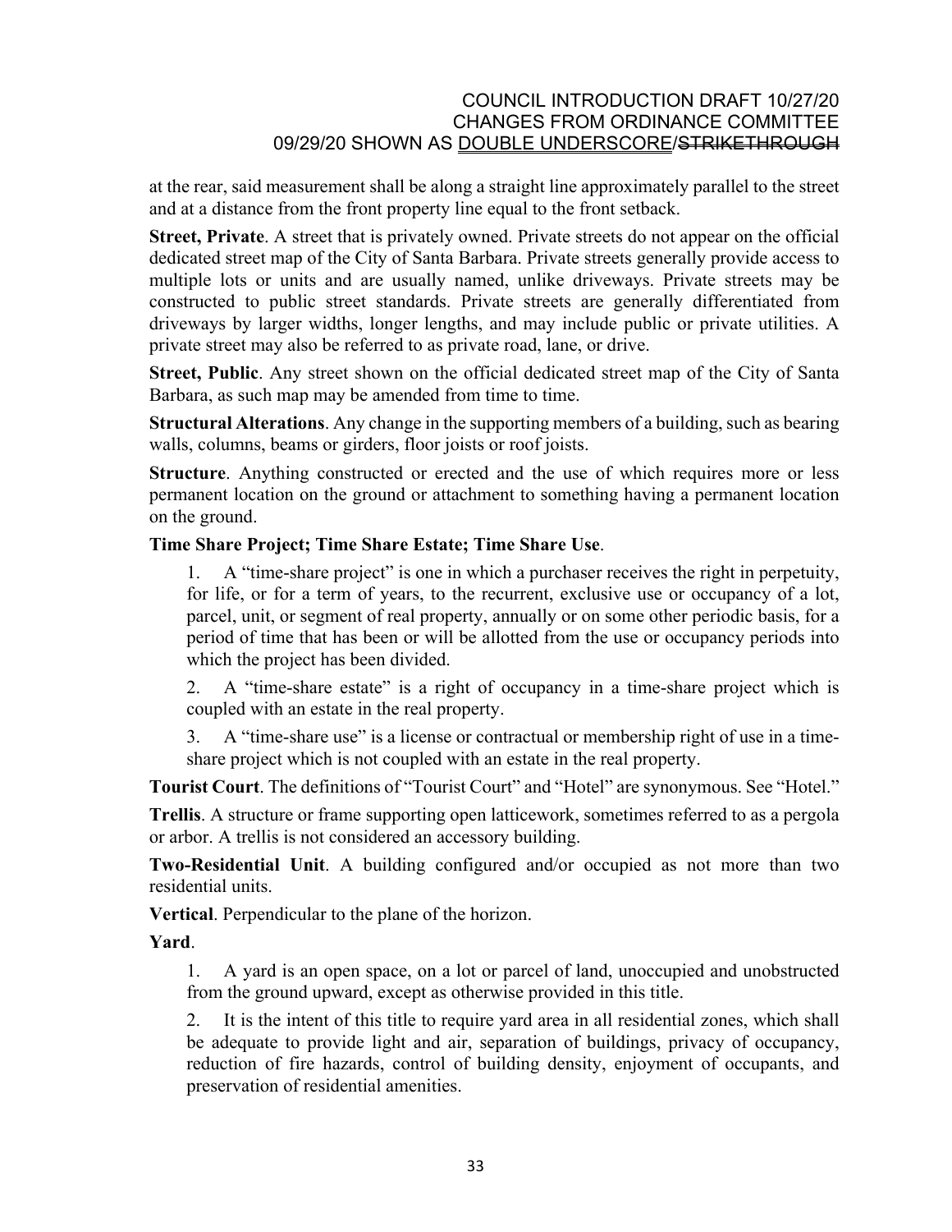at the rear, said measurement shall be along a straight line approximately parallel to the street and at a distance from the front property line equal to the front setback.

**Street, Private**. A street that is privately owned. Private streets do not appear on the official dedicated street map of the City of Santa Barbara. Private streets generally provide access to multiple lots or units and are usually named, unlike driveways. Private streets may be constructed to public street standards. Private streets are generally differentiated from driveways by larger widths, longer lengths, and may include public or private utilities. A private street may also be referred to as private road, lane, or drive.

**Street, Public**. Any street shown on the official dedicated street map of the City of Santa Barbara, as such map may be amended from time to time.

**Structural Alterations**. Any change in the supporting members of a building, such as bearing walls, columns, beams or girders, floor joists or roof joists.

**Structure**. Anything constructed or erected and the use of which requires more or less permanent location on the ground or attachment to something having a permanent location on the ground.

**Time Share Project; Time Share Estate; Time Share Use**.

1. A "time-share project" is one in which a purchaser receives the right in perpetuity, for life, or for a term of years, to the recurrent, exclusive use or occupancy of a lot, parcel, unit, or segment of real property, annually or on some other periodic basis, for a period of time that has been or will be allotted from the use or occupancy periods into which the project has been divided.

2. A "time-share estate" is a right of occupancy in a time-share project which is coupled with an estate in the real property.

3. A "time-share use" is a license or contractual or membership right of use in a time-share project which is not coupled with an estate in the real property.

**Tourist Court**. The definitions of "Tourist Court" and "Hotel" are synonymous. See "Hotel."

**Trellis**. A structure or frame supporting open latticework, sometimes referred to as a pergola or arbor. A trellis is not considered an accessory building.

**Two-Residential Unit**. A building configured and/or occupied as not more than two residential units.

**Vertical**. Perpendicular to the plane of the horizon.

**Yard**.

1. A yard is an open space, on a lot or parcel of land, unoccupied and unobstructed from the ground upward, except as otherwise provided in this title.

2. It is the intent of this title to require yard area in all residential zones, which shall be adequate to provide light and air, separation of buildings, privacy of occupancy, reduction of fire hazards, control of building density, enjoyment of occupants, and preservation of residential amenities.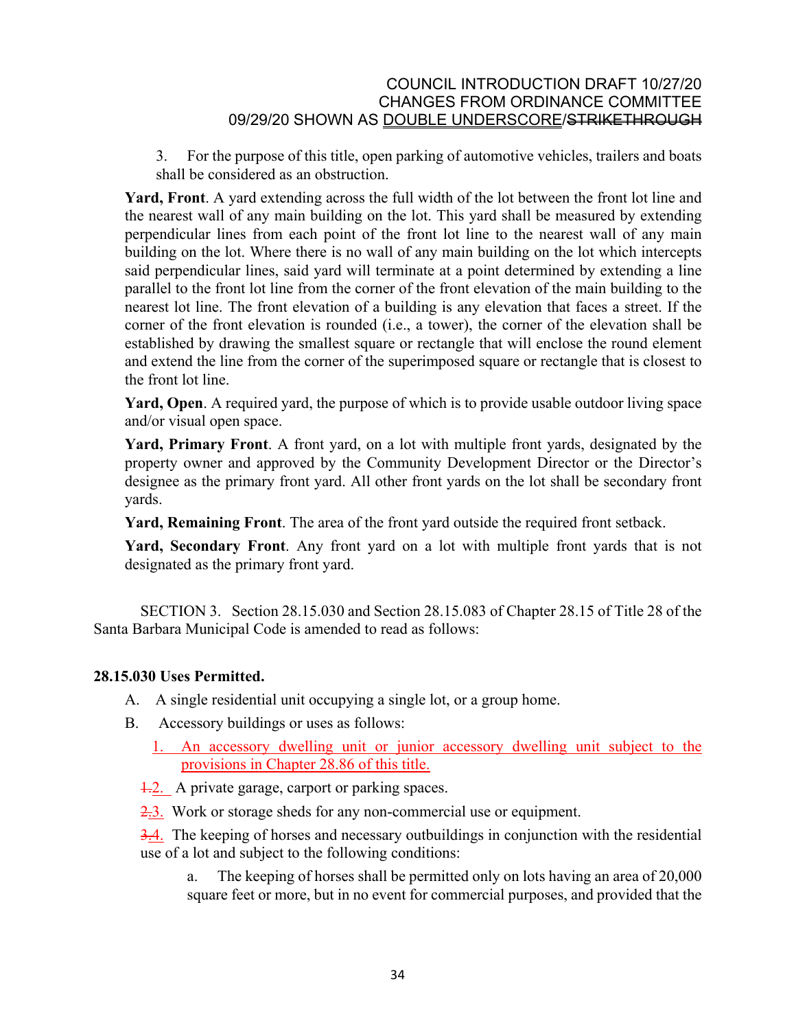3. For the purpose of this title, open parking of automotive vehicles, trailers and boats shall be considered as an obstruction.

**Yard, Front**. A yard extending across the full width of the lot between the front lot line and the nearest wall of any main building on the lot. This yard shall be measured by extending perpendicular lines from each point of the front lot line to the nearest wall of any main building on the lot. Where there is no wall of any main building on the lot which intercepts said perpendicular lines, said yard will terminate at a point determined by extending a line parallel to the front lot line from the corner of the front elevation of the main building to the nearest lot line. The front elevation of a building is any elevation that faces a street. If the corner of the front elevation is rounded (i.e., a tower), the corner of the elevation shall be established by drawing the smallest square or rectangle that will enclose the round element and extend the line from the corner of the superimposed square or rectangle that is closest to the front lot line.

**Yard, Open**. A required yard, the purpose of which is to provide usable outdoor living space and/or visual open space.

**Yard, Primary Front**. A front yard, on a lot with multiple front yards, designated by the property owner and approved by the Community Development Director or the Director's designee as the primary front yard. All other front yards on the lot shall be secondary front yards.

**Yard, Remaining Front**. The area of the front yard outside the required front setback.

**Yard, Secondary Front**. Any front yard on a lot with multiple front yards that is not designated as the primary front yard.

SECTION 3. Section 28.15.030 and Section 28.15.083 of Chapter 28.15 of Title 28 of the Santa Barbara Municipal Code is amended to read as follows:

**28.15.030 Uses Permitted.**

A. A single residential unit occupying a single lot, or a group home.

B. Accessory buildings or uses as follows:

<u>1. An accessory dwelling unit or junior accessory dwelling unit subject to the provisions in Chapter 28.86 of this title.</u>

~~1.~~<u>2.</u> A private garage, carport or parking spaces.

~~2.~~<u>3.</u> Work or storage sheds for any non-commercial use or equipment.

~~3.~~<u>4.</u> The keeping of horses and necessary outbuildings in conjunction with the residential use of a lot and subject to the following conditions:

a. The keeping of horses shall be permitted only on lots having an area of 20,000 square feet or more, but in no event for commercial purposes, and provided that the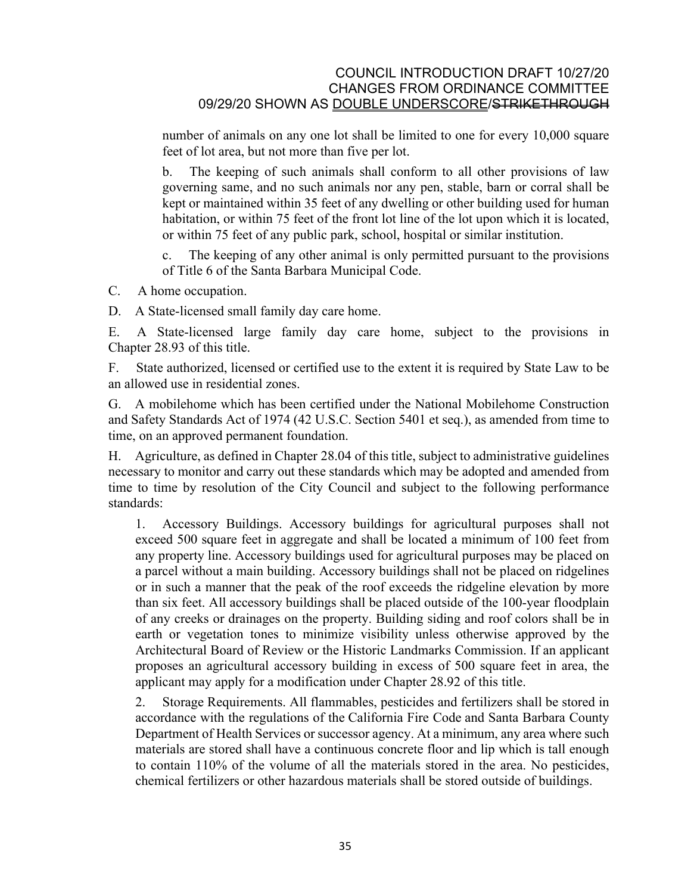number of animals on any one lot shall be limited to one for every 10,000 square feet of lot area, but not more than five per lot.

b. The keeping of such animals shall conform to all other provisions of law governing same, and no such animals nor any pen, stable, barn or corral shall be kept or maintained within 35 feet of any dwelling or other building used for human habitation, or within 75 feet of the front lot line of the lot upon which it is located, or within 75 feet of any public park, school, hospital or similar institution.

c. The keeping of any other animal is only permitted pursuant to the provisions of Title 6 of the Santa Barbara Municipal Code.

C. A home occupation.

D. A State-licensed small family day care home.

E. A State-licensed large family day care home, subject to the provisions in Chapter 28.93 of this title.

F. State authorized, licensed or certified use to the extent it is required by State Law to be an allowed use in residential zones.

G. A mobilehome which has been certified under the National Mobilehome Construction and Safety Standards Act of 1974 (42 U.S.C. Section 5401 et seq.), as amended from time to time, on an approved permanent foundation.

H. Agriculture, as defined in Chapter 28.04 of this title, subject to administrative guidelines necessary to monitor and carry out these standards which may be adopted and amended from time to time by resolution of the City Council and subject to the following performance standards:

1. Accessory Buildings. Accessory buildings for agricultural purposes shall not exceed 500 square feet in aggregate and shall be located a minimum of 100 feet from any property line. Accessory buildings used for agricultural purposes may be placed on a parcel without a main building. Accessory buildings shall not be placed on ridgelines or in such a manner that the peak of the roof exceeds the ridgeline elevation by more than six feet. All accessory buildings shall be placed outside of the 100-year floodplain of any creeks or drainages on the property. Building siding and roof colors shall be in earth or vegetation tones to minimize visibility unless otherwise approved by the Architectural Board of Review or the Historic Landmarks Commission. If an applicant proposes an agricultural accessory building in excess of 500 square feet in area, the applicant may apply for a modification under Chapter 28.92 of this title.

2. Storage Requirements. All flammables, pesticides and fertilizers shall be stored in accordance with the regulations of the California Fire Code and Santa Barbara County Department of Health Services or successor agency. At a minimum, any area where such materials are stored shall have a continuous concrete floor and lip which is tall enough to contain 110% of the volume of all the materials stored in the area. No pesticides, chemical fertilizers or other hazardous materials shall be stored outside of buildings.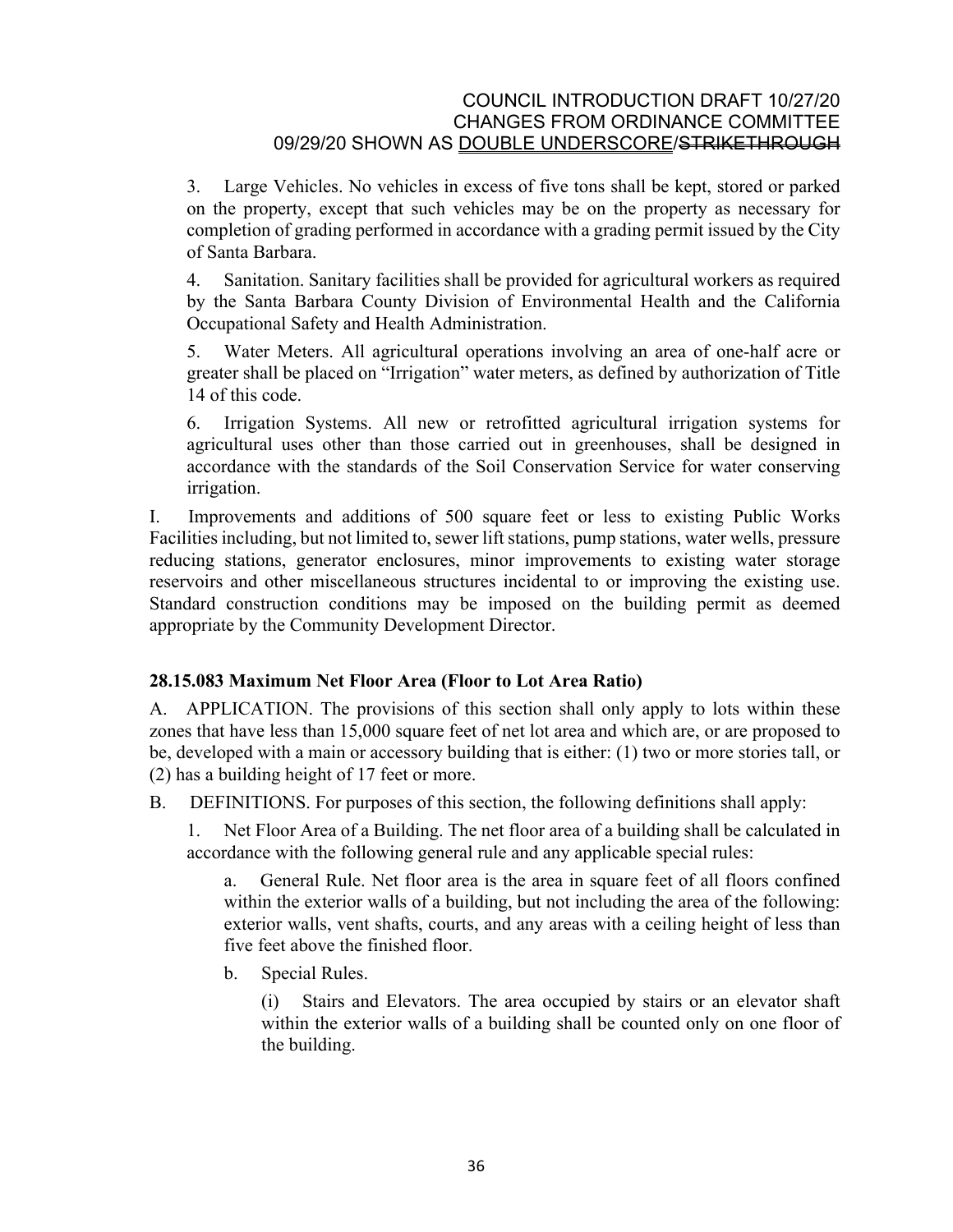3. Large Vehicles. No vehicles in excess of five tons shall be kept, stored or parked on the property, except that such vehicles may be on the property as necessary for completion of grading performed in accordance with a grading permit issued by the City of Santa Barbara.

4. Sanitation. Sanitary facilities shall be provided for agricultural workers as required by the Santa Barbara County Division of Environmental Health and the California Occupational Safety and Health Administration.

5. Water Meters. All agricultural operations involving an area of one-half acre or greater shall be placed on "Irrigation" water meters, as defined by authorization of Title 14 of this code.

6. Irrigation Systems. All new or retrofitted agricultural irrigation systems for agricultural uses other than those carried out in greenhouses, shall be designed in accordance with the standards of the Soil Conservation Service for water conserving irrigation.

I. Improvements and additions of 500 square feet or less to existing Public Works Facilities including, but not limited to, sewer lift stations, pump stations, water wells, pressure reducing stations, generator enclosures, minor improvements to existing water storage reservoirs and other miscellaneous structures incidental to or improving the existing use. Standard construction conditions may be imposed on the building permit as deemed appropriate by the Community Development Director.

### 28.15.083 Maximum Net Floor Area (Floor to Lot Area Ratio)

A. APPLICATION. The provisions of this section shall only apply to lots within these zones that have less than 15,000 square feet of net lot area and which are, or are proposed to be, developed with a main or accessory building that is either: (1) two or more stories tall, or (2) has a building height of 17 feet or more.

B. DEFINITIONS. For purposes of this section, the following definitions shall apply:

1. Net Floor Area of a Building. The net floor area of a building shall be calculated in accordance with the following general rule and any applicable special rules:

a. General Rule. Net floor area is the area in square feet of all floors confined within the exterior walls of a building, but not including the area of the following: exterior walls, vent shafts, courts, and any areas with a ceiling height of less than five feet above the finished floor.

b. Special Rules.

(i) Stairs and Elevators. The area occupied by stairs or an elevator shaft within the exterior walls of a building shall be counted only on one floor of the building.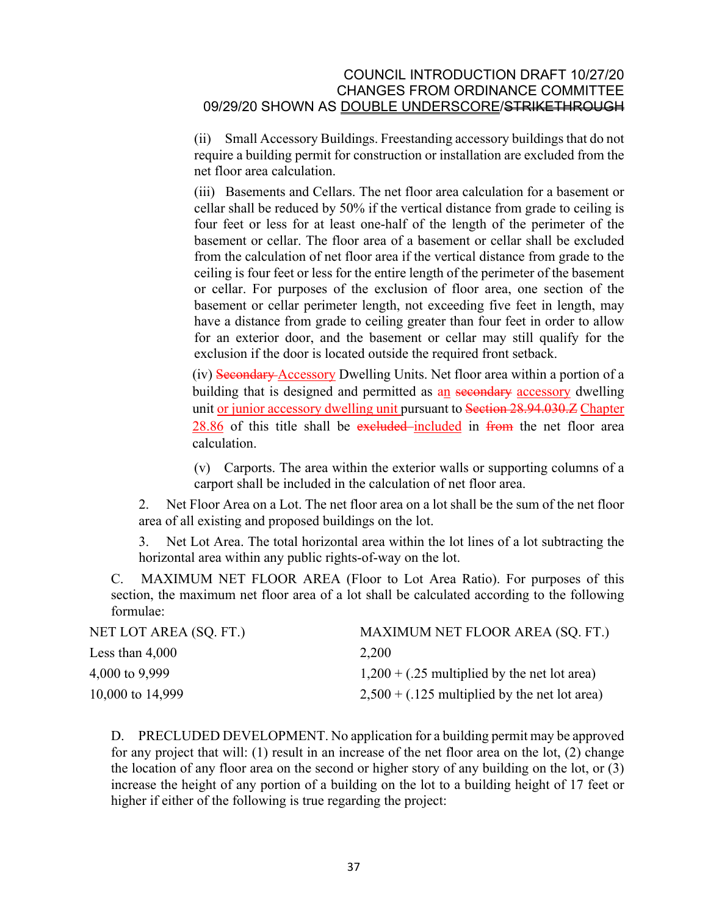(ii) Small Accessory Buildings. Freestanding accessory buildings that do not require a building permit for construction or installation are excluded from the net floor area calculation.

(iii) Basements and Cellars. The net floor area calculation for a basement or cellar shall be reduced by 50% if the vertical distance from grade to ceiling is four feet or less for at least one-half of the length of the perimeter of the basement or cellar. The floor area of a basement or cellar shall be excluded from the calculation of net floor area if the vertical distance from grade to the ceiling is four feet or less for the entire length of the perimeter of the basement or cellar. For purposes of the exclusion of floor area, one section of the basement or cellar perimeter length, not exceeding five feet in length, may have a distance from grade to ceiling greater than four feet in order to allow for an exterior door, and the basement or cellar may still qualify for the exclusion if the door is located outside the required front setback.

(iv) ~~Secondary~~ <u>Accessory</u> Dwelling Units. Net floor area within a portion of a building that is designed and permitted as <u>an</u> ~~secondary~~ <u>accessory</u> dwelling unit <u>or junior accessory dwelling unit</u> pursuant to ~~Section 28.94.030.Z~~ <u>Chapter 28.86</u> of this title shall be ~~excluded~~ <u>included</u> in ~~from~~ the net floor area calculation.

(v) Carports. The area within the exterior walls or supporting columns of a carport shall be included in the calculation of net floor area.

2. Net Floor Area on a Lot. The net floor area on a lot shall be the sum of the net floor area of all existing and proposed buildings on the lot.

3. Net Lot Area. The total horizontal area within the lot lines of a lot subtracting the horizontal area within any public rights-of-way on the lot.

C. MAXIMUM NET FLOOR AREA (Floor to Lot Area Ratio). For purposes of this section, the maximum net floor area of a lot shall be calculated according to the following formulae:

| NET LOT AREA (SQ. FT.) | MAXIMUM NET FLOOR AREA (SQ. FT.) |
|---|---|
| Less than 4,000 | 2,200 |
| 4,000 to 9,999 | 1,200 + (.25 multiplied by the net lot area) |
| 10,000 to 14,999 | 2,500 + (.125 multiplied by the net lot area) |

D. PRECLUDED DEVELOPMENT. No application for a building permit may be approved for any project that will: (1) result in an increase of the net floor area on the lot, (2) change the location of any floor area on the second or higher story of any building on the lot, or (3) increase the height of any portion of a building on the lot to a building height of 17 feet or higher if either of the following is true regarding the project: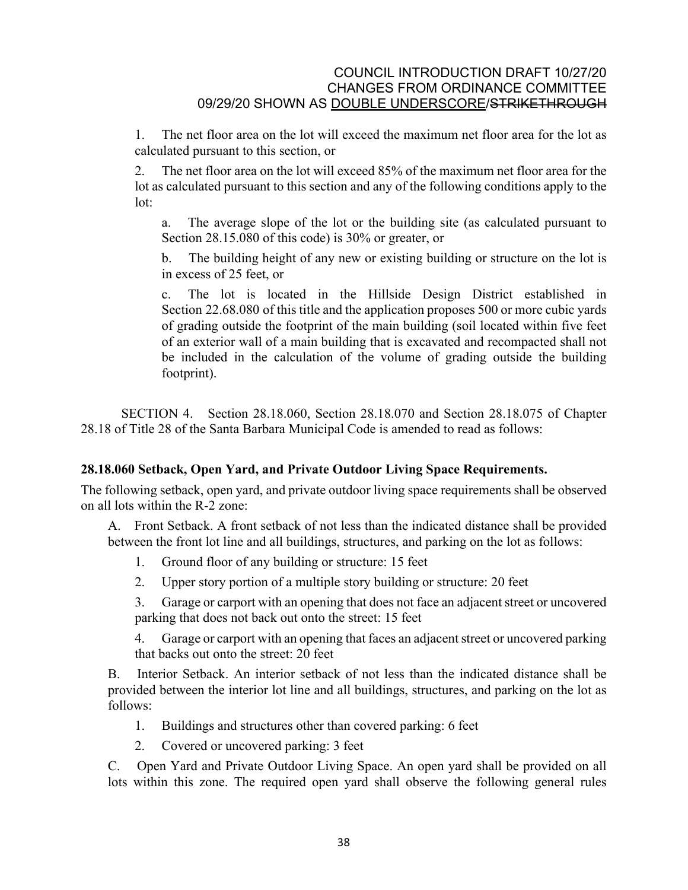1. The net floor area on the lot will exceed the maximum net floor area for the lot as calculated pursuant to this section, or

2. The net floor area on the lot will exceed 85% of the maximum net floor area for the lot as calculated pursuant to this section and any of the following conditions apply to the lot:

   a. The average slope of the lot or the building site (as calculated pursuant to Section 28.15.080 of this code) is 30% or greater, or

   b. The building height of any new or existing building or structure on the lot is in excess of 25 feet, or

   c. The lot is located in the Hillside Design District established in Section 22.68.080 of this title and the application proposes 500 or more cubic yards of grading outside the footprint of the main building (soil located within five feet of an exterior wall of a main building that is excavated and recompacted shall not be included in the calculation of the volume of grading outside the building footprint).

SECTION 4. Section 28.18.060, Section 28.18.070 and Section 28.18.075 of Chapter 28.18 of Title 28 of the Santa Barbara Municipal Code is amended to read as follows:

**28.18.060 Setback, Open Yard, and Private Outdoor Living Space Requirements.**

The following setback, open yard, and private outdoor living space requirements shall be observed on all lots within the R-2 zone:

A. Front Setback. A front setback of not less than the indicated distance shall be provided between the front lot line and all buildings, structures, and parking on the lot as follows:

1. Ground floor of any building or structure: 15 feet

2. Upper story portion of a multiple story building or structure: 20 feet

3. Garage or carport with an opening that does not face an adjacent street or uncovered parking that does not back out onto the street: 15 feet

4. Garage or carport with an opening that faces an adjacent street or uncovered parking that backs out onto the street: 20 feet

B. Interior Setback. An interior setback of not less than the indicated distance shall be provided between the interior lot line and all buildings, structures, and parking on the lot as follows:

1. Buildings and structures other than covered parking: 6 feet

2. Covered or uncovered parking: 3 feet

C. Open Yard and Private Outdoor Living Space. An open yard shall be provided on all lots within this zone. The required open yard shall observe the following general rules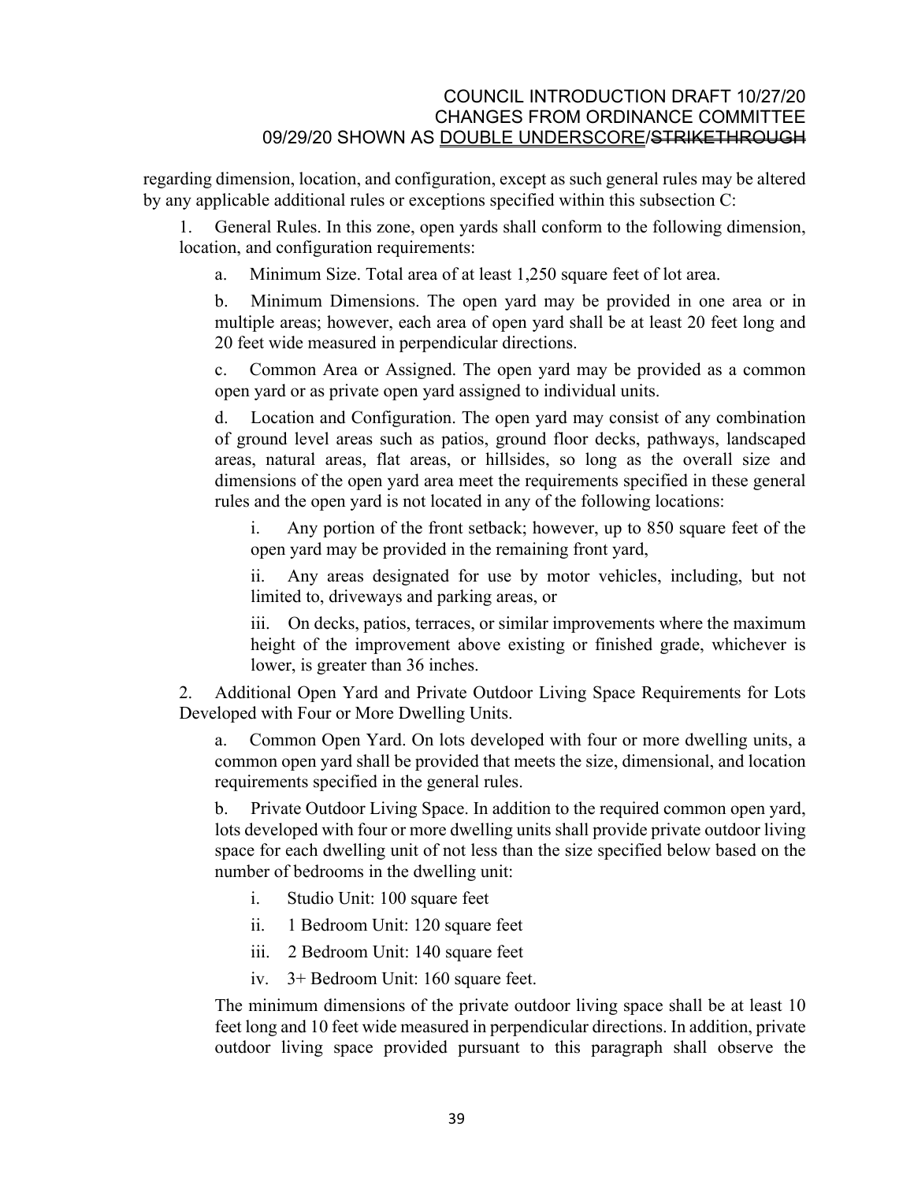regarding dimension, location, and configuration, except as such general rules may be altered by any applicable additional rules or exceptions specified within this subsection C:

1. General Rules. In this zone, open yards shall conform to the following dimension, location, and configuration requirements:

   a. Minimum Size. Total area of at least 1,250 square feet of lot area.

   b. Minimum Dimensions. The open yard may be provided in one area or in multiple areas; however, each area of open yard shall be at least 20 feet long and 20 feet wide measured in perpendicular directions.

   c. Common Area or Assigned. The open yard may be provided as a common open yard or as private open yard assigned to individual units.

   d. Location and Configuration. The open yard may consist of any combination of ground level areas such as patios, ground floor decks, pathways, landscaped areas, natural areas, flat areas, or hillsides, so long as the overall size and dimensions of the open yard area meet the requirements specified in these general rules and the open yard is not located in any of the following locations:

      i. Any portion of the front setback; however, up to 850 square feet of the open yard may be provided in the remaining front yard,

      ii. Any areas designated for use by motor vehicles, including, but not limited to, driveways and parking areas, or

      iii. On decks, patios, terraces, or similar improvements where the maximum height of the improvement above existing or finished grade, whichever is lower, is greater than 36 inches.

2. Additional Open Yard and Private Outdoor Living Space Requirements for Lots Developed with Four or More Dwelling Units.

   a. Common Open Yard. On lots developed with four or more dwelling units, a common open yard shall be provided that meets the size, dimensional, and location requirements specified in the general rules.

   b. Private Outdoor Living Space. In addition to the required common open yard, lots developed with four or more dwelling units shall provide private outdoor living space for each dwelling unit of not less than the size specified below based on the number of bedrooms in the dwelling unit:

      i. Studio Unit: 100 square feet

      ii. 1 Bedroom Unit: 120 square feet

      iii. 2 Bedroom Unit: 140 square feet

      iv. 3+ Bedroom Unit: 160 square feet.

   The minimum dimensions of the private outdoor living space shall be at least 10 feet long and 10 feet wide measured in perpendicular directions. In addition, private outdoor living space provided pursuant to this paragraph shall observe the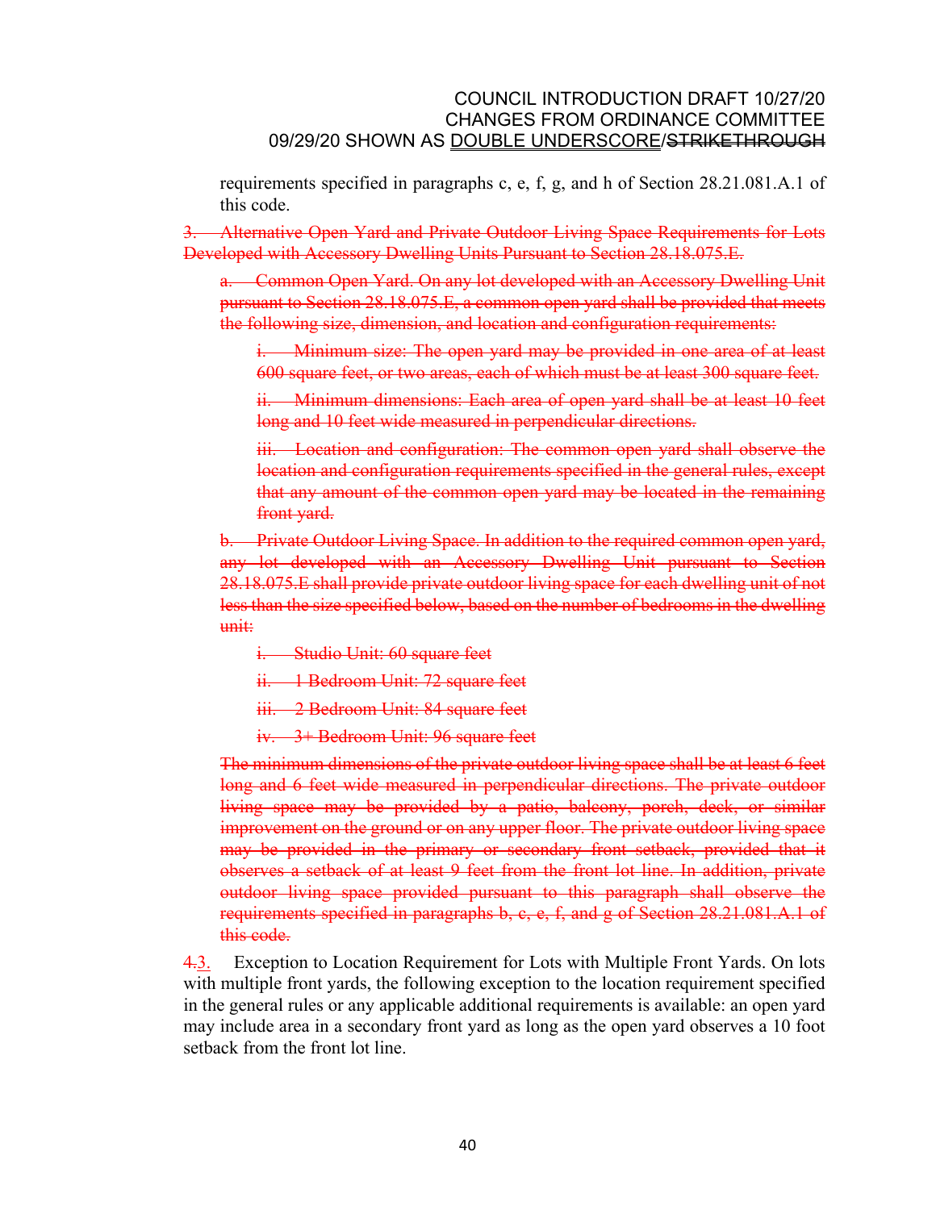requirements specified in paragraphs c, e, f, g, and h of Section 28.21.081.A.1 of this code.

~~3. Alternative Open Yard and Private Outdoor Living Space Requirements for Lots Developed with Accessory Dwelling Units Pursuant to Section 28.18.075.E.~~

~~a. Common Open Yard. On any lot developed with an Accessory Dwelling Unit pursuant to Section 28.18.075.E, a common open yard shall be provided that meets the following size, dimension, and location and configuration requirements:~~

~~i. Minimum size: The open yard may be provided in one area of at least 600 square feet, or two areas, each of which must be at least 300 square feet.~~

~~ii. Minimum dimensions: Each area of open yard shall be at least 10 feet long and 10 feet wide measured in perpendicular directions.~~

~~iii. Location and configuration: The common open yard shall observe the location and configuration requirements specified in the general rules, except that any amount of the common open yard may be located in the remaining front yard.~~

~~b. Private Outdoor Living Space. In addition to the required common open yard, any lot developed with an Accessory Dwelling Unit pursuant to Section 28.18.075.E shall provide private outdoor living space for each dwelling unit of not less than the size specified below, based on the number of bedrooms in the dwelling unit:~~

~~i. Studio Unit: 60 square feet~~

~~ii. 1 Bedroom Unit: 72 square feet~~

~~iii. 2 Bedroom Unit: 84 square feet~~

~~iv. 3+ Bedroom Unit: 96 square feet~~

~~The minimum dimensions of the private outdoor living space shall be at least 6 feet long and 6 feet wide measured in perpendicular directions. The private outdoor living space may be provided by a patio, balcony, porch, deck, or similar improvement on the ground or on any upper floor. The private outdoor living space may be provided in the primary or secondary front setback, provided that it observes a setback of at least 9 feet from the front lot line. In addition, private outdoor living space provided pursuant to this paragraph shall observe the requirements specified in paragraphs b, c, e, f, and g of Section 28.21.081.A.1 of this code.~~

~~4.~~3. Exception to Location Requirement for Lots with Multiple Front Yards. On lots with multiple front yards, the following exception to the location requirement specified in the general rules or any applicable additional requirements is available: an open yard may include area in a secondary front yard as long as the open yard observes a 10 foot setback from the front lot line.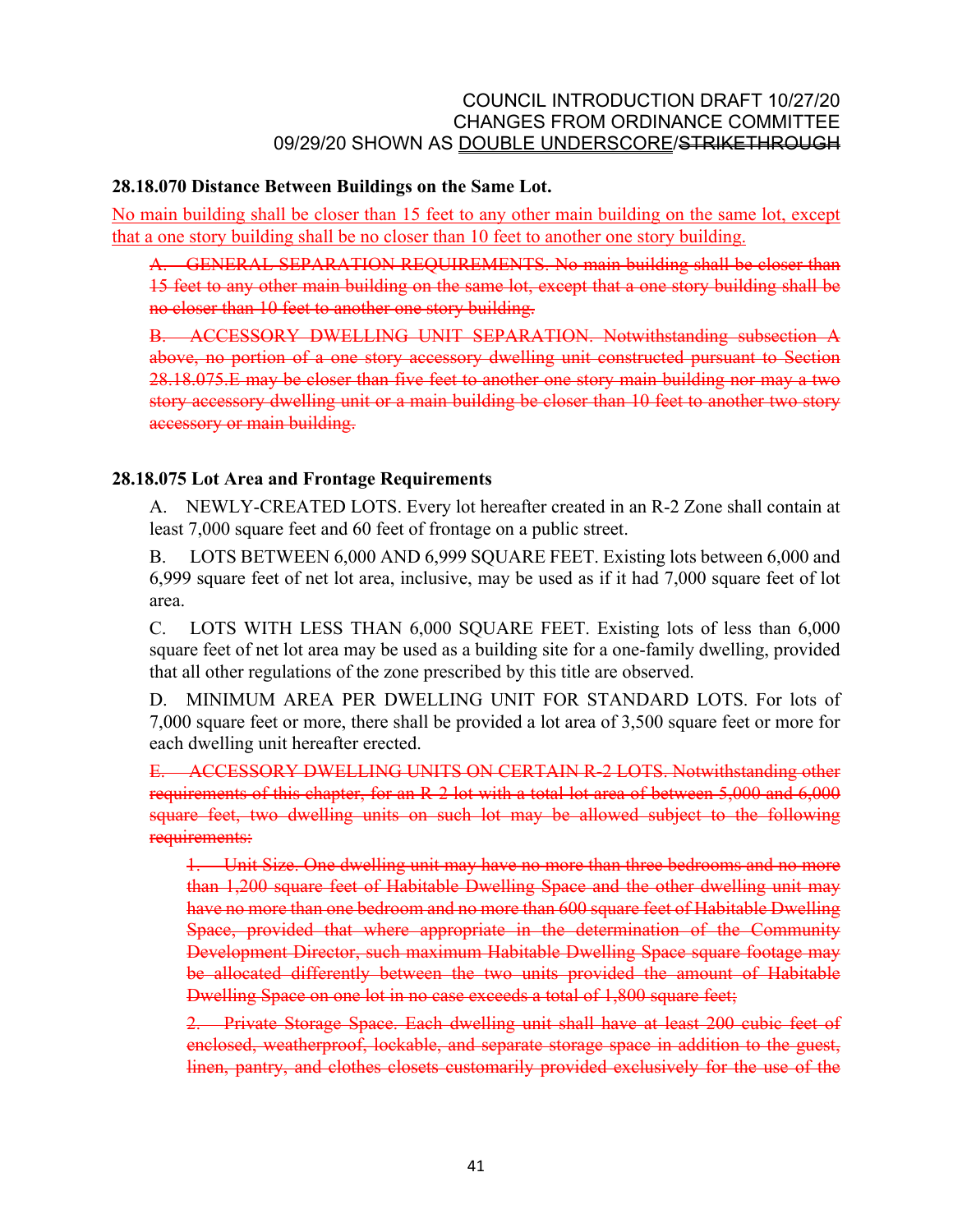COUNCIL INTRODUCTION DRAFT 10/27/20
CHANGES FROM ORDINANCE COMMITTEE
09/29/20 SHOWN AS <u>DOUBLE UNDERSCORE</u>/~~STRIKETHROUGH~~

**28.18.070 Distance Between Buildings on the Same Lot.**

<u>No main building shall be closer than 15 feet to any other main building on the same lot, except that a one story building shall be no closer than 10 feet to another one story building.</u>

~~A. GENERAL SEPARATION REQUIREMENTS. No main building shall be closer than 15 feet to any other main building on the same lot, except that a one story building shall be no closer than 10 feet to another one story building.~~

~~B. ACCESSORY DWELLING UNIT SEPARATION. Notwithstanding subsection A above, no portion of a one story accessory dwelling unit constructed pursuant to Section 28.18.075.E may be closer than five feet to another one story main building nor may a two story accessory dwelling unit or a main building be closer than 10 feet to another two story accessory or main building.~~

**28.18.075 Lot Area and Frontage Requirements**

A. NEWLY-CREATED LOTS. Every lot hereafter created in an R-2 Zone shall contain at least 7,000 square feet and 60 feet of frontage on a public street.

B. LOTS BETWEEN 6,000 AND 6,999 SQUARE FEET. Existing lots between 6,000 and 6,999 square feet of net lot area, inclusive, may be used as if it had 7,000 square feet of lot area.

C. LOTS WITH LESS THAN 6,000 SQUARE FEET. Existing lots of less than 6,000 square feet of net lot area may be used as a building site for a one-family dwelling, provided that all other regulations of the zone prescribed by this title are observed.

D. MINIMUM AREA PER DWELLING UNIT FOR STANDARD LOTS. For lots of 7,000 square feet or more, there shall be provided a lot area of 3,500 square feet or more for each dwelling unit hereafter erected.

~~E. ACCESSORY DWELLING UNITS ON CERTAIN R-2 LOTS. Notwithstanding other requirements of this chapter, for an R-2 lot with a total lot area of between 5,000 and 6,000 square feet, two dwelling units on such lot may be allowed subject to the following requirements:~~

~~1. Unit Size. One dwelling unit may have no more than three bedrooms and no more than 1,200 square feet of Habitable Dwelling Space and the other dwelling unit may have no more than one bedroom and no more than 600 square feet of Habitable Dwelling Space, provided that where appropriate in the determination of the Community Development Director, such maximum Habitable Dwelling Space square footage may be allocated differently between the two units provided the amount of Habitable Dwelling Space on one lot in no case exceeds a total of 1,800 square feet;~~

~~2. Private Storage Space. Each dwelling unit shall have at least 200 cubic feet of enclosed, weatherproof, lockable, and separate storage space in addition to the guest, linen, pantry, and clothes closets customarily provided exclusively for the use of the~~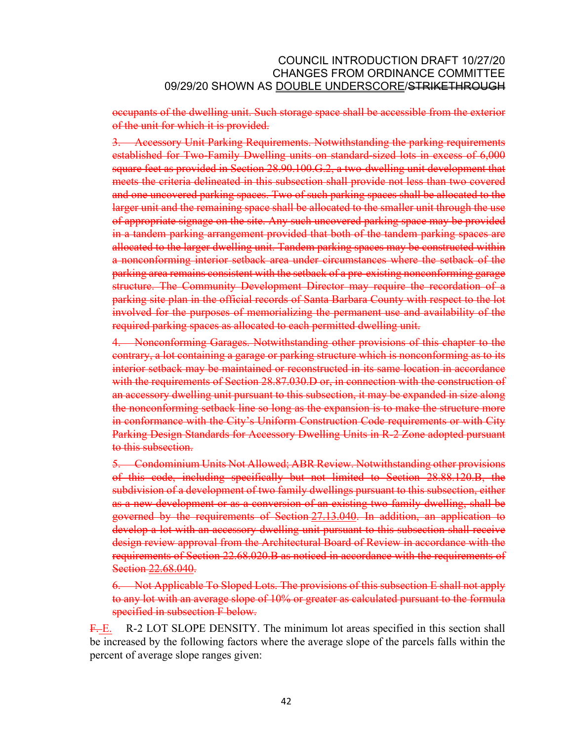~~occupants of the dwelling unit. Such storage space shall be accessible from the exterior of the unit for which it is provided.~~

~~3. Accessory Unit Parking Requirements. Notwithstanding the parking requirements established for Two-Family Dwelling units on standard-sized lots in excess of 6,000 square feet as provided in Section 28.90.100.G.2, a two-dwelling unit development that meets the criteria delineated in this subsection shall provide not less than two covered and one uncovered parking spaces. Two of such parking spaces shall be allocated to the larger unit and the remaining space shall be allocated to the smaller unit through the use of appropriate signage on the site. Any such uncovered parking space may be provided in a tandem parking arrangement provided that both of the tandem parking spaces are allocated to the larger dwelling unit. Tandem parking spaces may be constructed within a nonconforming interior setback area under circumstances where the setback of the parking area remains consistent with the setback of a pre-existing nonconforming garage structure. The Community Development Director may require the recordation of a parking site plan in the official records of Santa Barbara County with respect to the lot involved for the purposes of memorializing the permanent use and availability of the required parking spaces as allocated to each permitted dwelling unit.~~

~~4. Nonconforming Garages. Notwithstanding other provisions of this chapter to the contrary, a lot containing a garage or parking structure which is nonconforming as to its interior setback may be maintained or reconstructed in its same location in accordance with the requirements of Section 28.87.030.D or, in connection with the construction of an accessory dwelling unit pursuant to this subsection, it may be expanded in size along the nonconforming setback line so long as the expansion is to make the structure more in conformance with the City's Uniform Construction Code requirements or with City Parking Design Standards for Accessory Dwelling Units in R-2 Zone adopted pursuant to this subsection.~~

~~5. Condominium Units Not Allowed; ABR Review. Notwithstanding other provisions of this code, including specifically but not limited to Section 28.88.120.B, the subdivision of a development of two family dwellings pursuant to this subsection, either as a new development or as a conversion of an existing two family dwelling, shall be governed by the requirements of Section 27.13.040. In addition, an application to develop a lot with an accessory dwelling unit pursuant to this subsection shall receive design review approval from the Architectural Board of Review in accordance with the requirements of Section 22.68.020.B as noticed in accordance with the requirements of Section 22.68.040.~~

~~6. Not Applicable To Sloped Lots. The provisions of this subsection E shall not apply to any lot with an average slope of 10% or greater as calculated pursuant to the formula specified in subsection F below.~~

~~F.~~ E. R-2 LOT SLOPE DENSITY. The minimum lot areas specified in this section shall be increased by the following factors where the average slope of the parcels falls within the percent of average slope ranges given: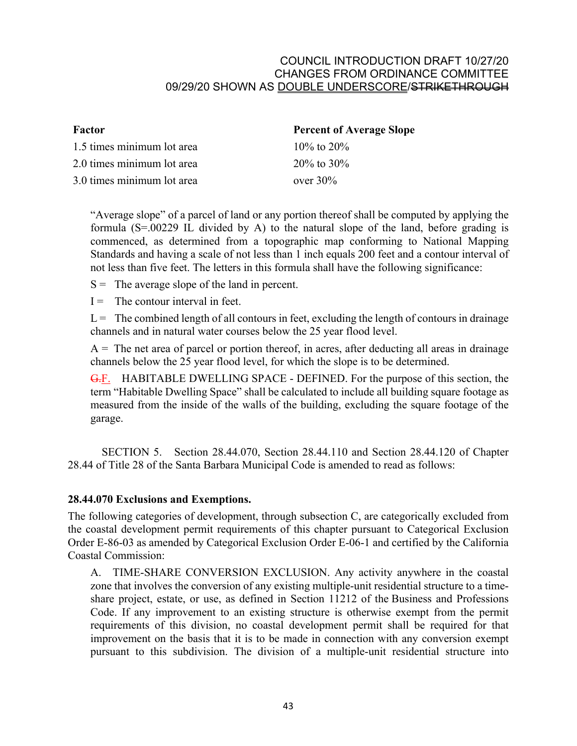COUNCIL INTRODUCTION DRAFT 10/27/20
CHANGES FROM ORDINANCE COMMITTEE
09/29/20 SHOWN AS DOUBLE UNDERSCORE/~~STRIKETHROUGH~~

| Factor | Percent of Average Slope |
|---|---|
| 1.5 times minimum lot area | 10% to 20% |
| 2.0 times minimum lot area | 20% to 30% |
| 3.0 times minimum lot area | over 30% |

"Average slope" of a parcel of land or any portion thereof shall be computed by applying the formula ($S=.00229 IL$ divided by $A$) to the natural slope of the land, before grading is commenced, as determined from a topographic map conforming to National Mapping Standards and having a scale of not less than 1 inch equals 200 feet and a contour interval of not less than five feet. The letters in this formula shall have the following significance:

S = The average slope of the land in percent.

I = The contour interval in feet.

L = The combined length of all contours in feet, excluding the length of contours in drainage channels and in natural water courses below the 25 year flood level.

A = The net area of parcel or portion thereof, in acres, after deducting all areas in drainage channels below the 25 year flood level, for which the slope is to be determined.

~~G.~~F. HABITABLE DWELLING SPACE - DEFINED. For the purpose of this section, the term "Habitable Dwelling Space" shall be calculated to include all building square footage as measured from the inside of the walls of the building, excluding the square footage of the garage.

SECTION 5. Section 28.44.070, Section 28.44.110 and Section 28.44.120 of Chapter 28.44 of Title 28 of the Santa Barbara Municipal Code is amended to read as follows:

**28.44.070 Exclusions and Exemptions.**

The following categories of development, through subsection C, are categorically excluded from the coastal development permit requirements of this chapter pursuant to Categorical Exclusion Order E-86-03 as amended by Categorical Exclusion Order E-06-1 and certified by the California Coastal Commission:

A. TIME-SHARE CONVERSION EXCLUSION. Any activity anywhere in the coastal zone that involves the conversion of any existing multiple-unit residential structure to a time-share project, estate, or use, as defined in Section 11212 of the Business and Professions Code. If any improvement to an existing structure is otherwise exempt from the permit requirements of this division, no coastal development permit shall be required for that improvement on the basis that it is to be made in connection with any conversion exempt pursuant to this subdivision. The division of a multiple-unit residential structure into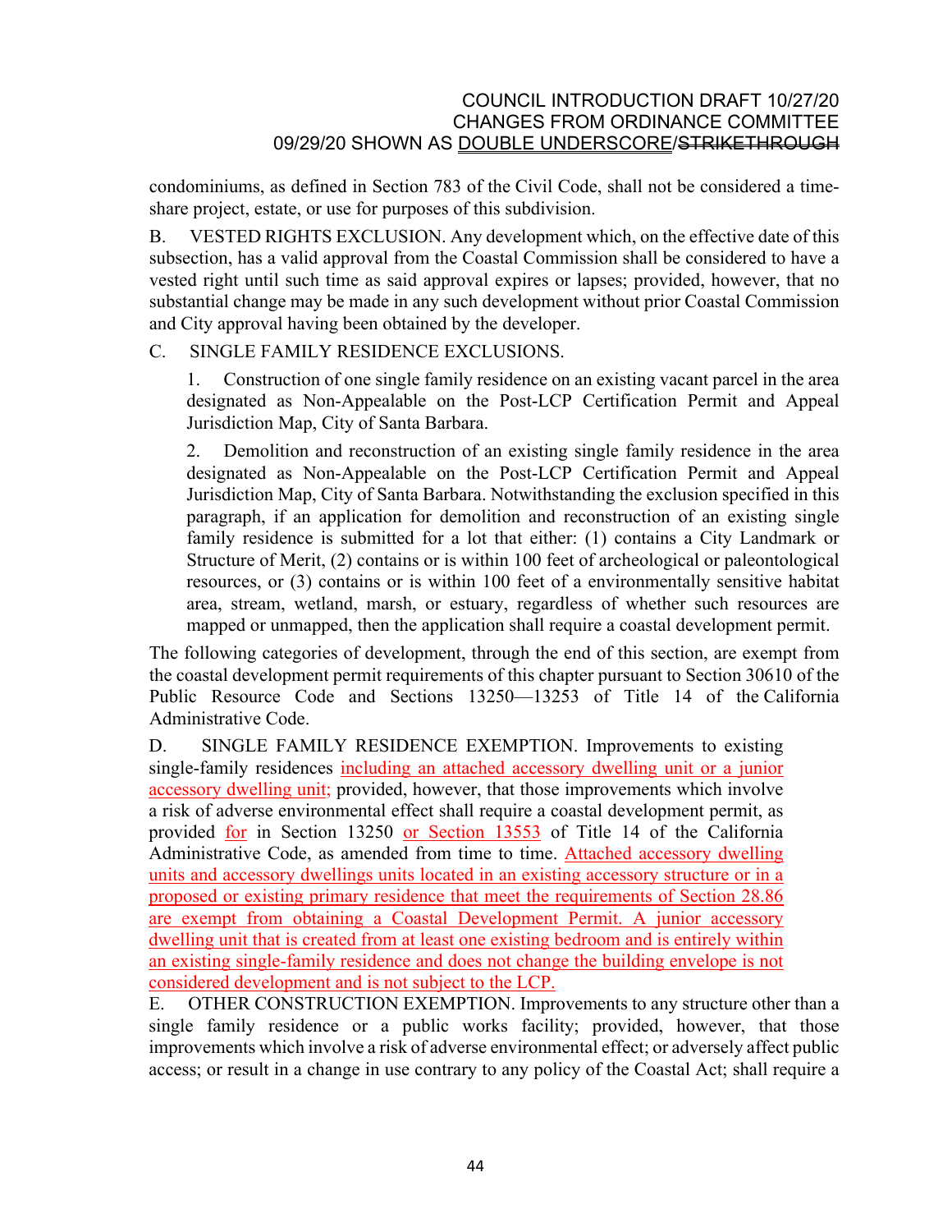condominiums, as defined in Section 783 of the Civil Code, shall not be considered a time-share project, estate, or use for purposes of this subdivision.

B. VESTED RIGHTS EXCLUSION. Any development which, on the effective date of this subsection, has a valid approval from the Coastal Commission shall be considered to have a vested right until such time as said approval expires or lapses; provided, however, that no substantial change may be made in any such development without prior Coastal Commission and City approval having been obtained by the developer.

C. SINGLE FAMILY RESIDENCE EXCLUSIONS.

1. Construction of one single family residence on an existing vacant parcel in the area designated as Non-Appealable on the Post-LCP Certification Permit and Appeal Jurisdiction Map, City of Santa Barbara.

2. Demolition and reconstruction of an existing single family residence in the area designated as Non-Appealable on the Post-LCP Certification Permit and Appeal Jurisdiction Map, City of Santa Barbara. Notwithstanding the exclusion specified in this paragraph, if an application for demolition and reconstruction of an existing single family residence is submitted for a lot that either: (1) contains a City Landmark or Structure of Merit, (2) contains or is within 100 feet of archeological or paleontological resources, or (3) contains or is within 100 feet of a environmentally sensitive habitat area, stream, wetland, marsh, or estuary, regardless of whether such resources are mapped or unmapped, then the application shall require a coastal development permit.

The following categories of development, through the end of this section, are exempt from the coastal development permit requirements of this chapter pursuant to Section 30610 of the Public Resource Code and Sections 13250—13253 of Title 14 of the California Administrative Code.

D. SINGLE FAMILY RESIDENCE EXEMPTION. Improvements to existing single-family residences including an attached accessory dwelling unit or a junior accessory dwelling unit; provided, however, that those improvements which involve a risk of adverse environmental effect shall require a coastal development permit, as provided for in Section 13250 or Section 13553 of Title 14 of the California Administrative Code, as amended from time to time. Attached accessory dwelling units and accessory dwellings units located in an existing accessory structure or in a proposed or existing primary residence that meet the requirements of Section 28.86 are exempt from obtaining a Coastal Development Permit. A junior accessory dwelling unit that is created from at least one existing bedroom and is entirely within an existing single-family residence and does not change the building envelope is not considered development and is not subject to the LCP.

E. OTHER CONSTRUCTION EXEMPTION. Improvements to any structure other than a single family residence or a public works facility; provided, however, that those improvements which involve a risk of adverse environmental effect; or adversely affect public access; or result in a change in use contrary to any policy of the Coastal Act; shall require a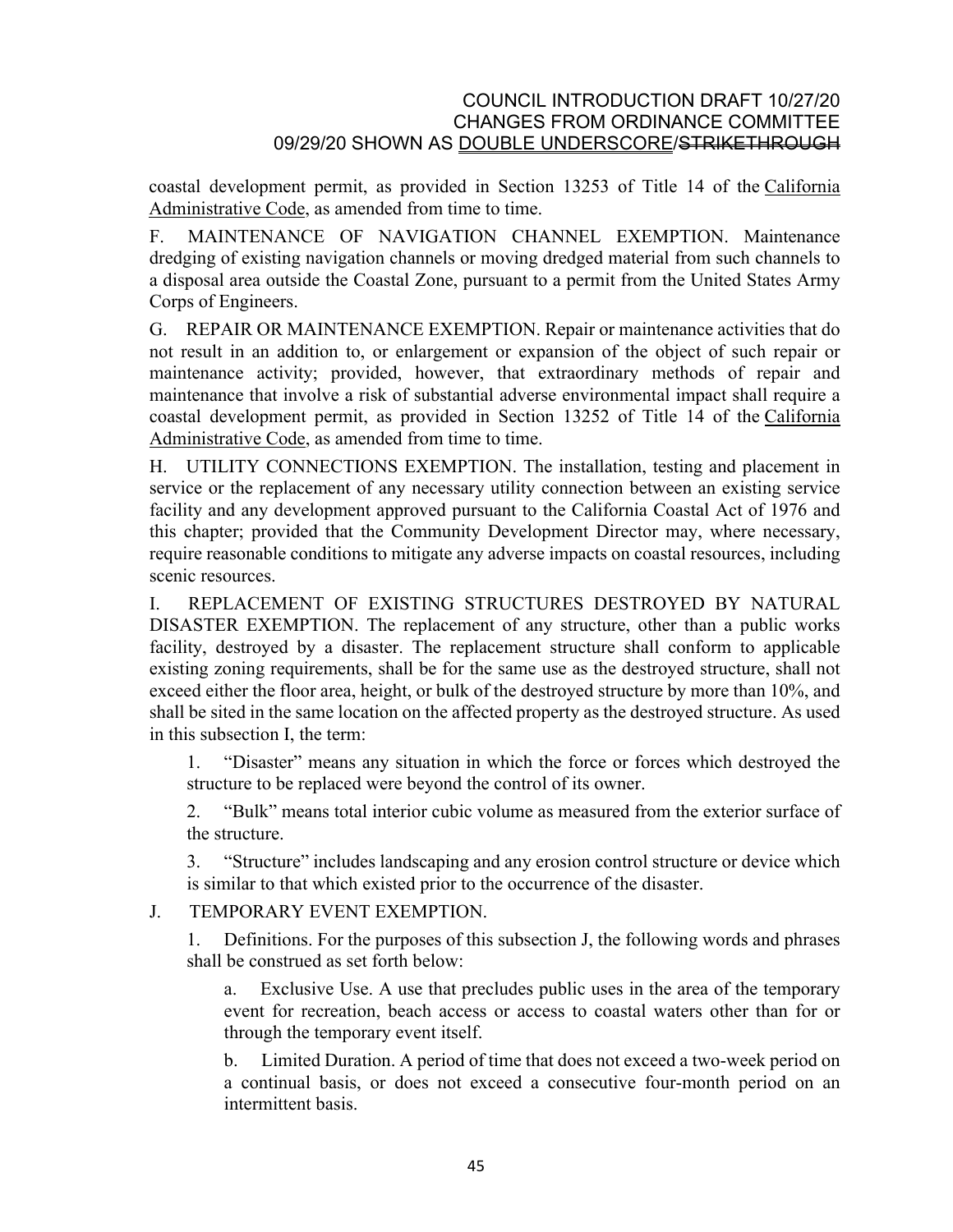coastal development permit, as provided in Section 13253 of Title 14 of the California Administrative Code, as amended from time to time.

F. MAINTENANCE OF NAVIGATION CHANNEL EXEMPTION. Maintenance dredging of existing navigation channels or moving dredged material from such channels to a disposal area outside the Coastal Zone, pursuant to a permit from the United States Army Corps of Engineers.

G. REPAIR OR MAINTENANCE EXEMPTION. Repair or maintenance activities that do not result in an addition to, or enlargement or expansion of the object of such repair or maintenance activity; provided, however, that extraordinary methods of repair and maintenance that involve a risk of substantial adverse environmental impact shall require a coastal development permit, as provided in Section 13252 of Title 14 of the California Administrative Code, as amended from time to time.

H. UTILITY CONNECTIONS EXEMPTION. The installation, testing and placement in service or the replacement of any necessary utility connection between an existing service facility and any development approved pursuant to the California Coastal Act of 1976 and this chapter; provided that the Community Development Director may, where necessary, require reasonable conditions to mitigate any adverse impacts on coastal resources, including scenic resources.

I. REPLACEMENT OF EXISTING STRUCTURES DESTROYED BY NATURAL DISASTER EXEMPTION. The replacement of any structure, other than a public works facility, destroyed by a disaster. The replacement structure shall conform to applicable existing zoning requirements, shall be for the same use as the destroyed structure, shall not exceed either the floor area, height, or bulk of the destroyed structure by more than 10%, and shall be sited in the same location on the affected property as the destroyed structure. As used in this subsection I, the term:

1. "Disaster" means any situation in which the force or forces which destroyed the structure to be replaced were beyond the control of its owner.

2. "Bulk" means total interior cubic volume as measured from the exterior surface of the structure.

3. "Structure" includes landscaping and any erosion control structure or device which is similar to that which existed prior to the occurrence of the disaster.

J. TEMPORARY EVENT EXEMPTION.

1. Definitions. For the purposes of this subsection J, the following words and phrases shall be construed as set forth below:

a. Exclusive Use. A use that precludes public uses in the area of the temporary event for recreation, beach access or access to coastal waters other than for or through the temporary event itself.

b. Limited Duration. A period of time that does not exceed a two-week period on a continual basis, or does not exceed a consecutive four-month period on an intermittent basis.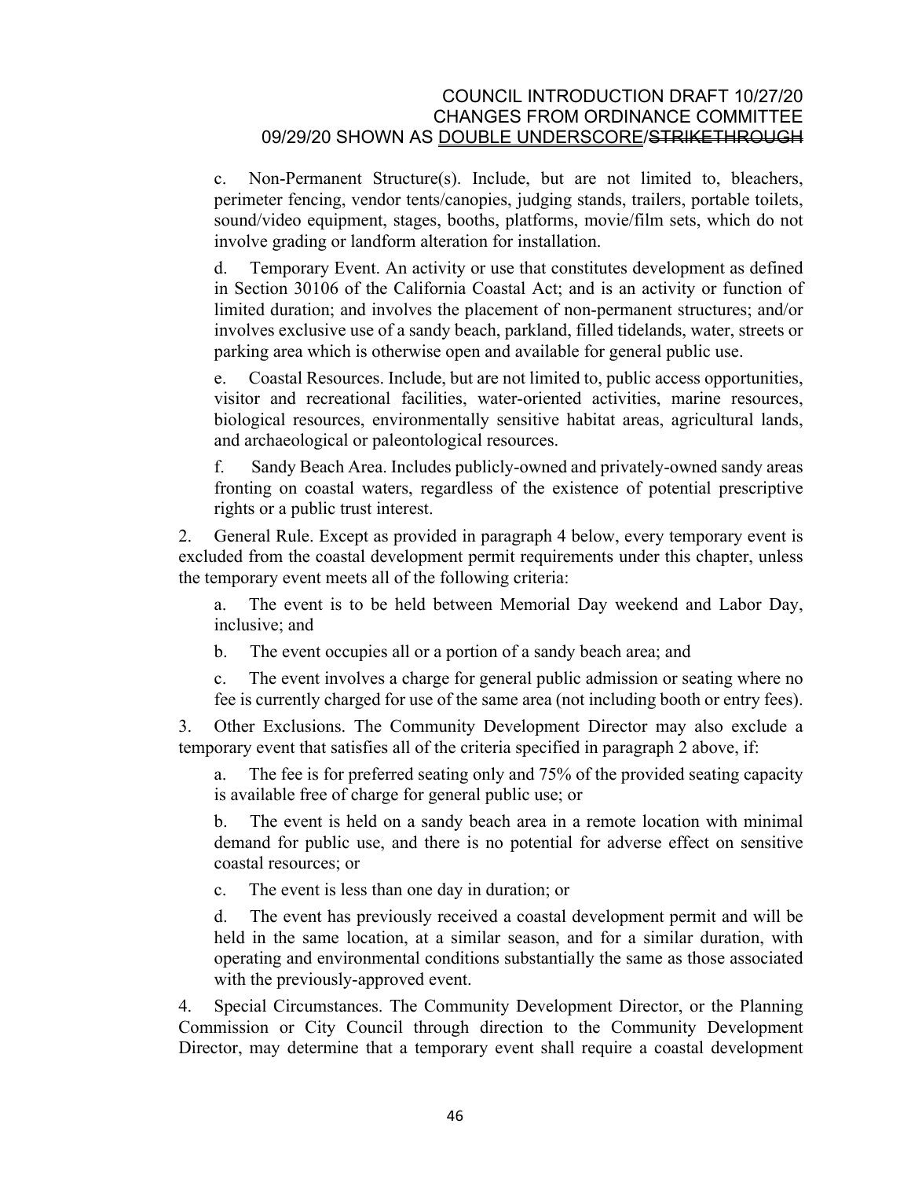c. Non-Permanent Structure(s). Include, but are not limited to, bleachers, perimeter fencing, vendor tents/canopies, judging stands, trailers, portable toilets, sound/video equipment, stages, booths, platforms, movie/film sets, which do not involve grading or landform alteration for installation.

d. Temporary Event. An activity or use that constitutes development as defined in Section 30106 of the California Coastal Act; and is an activity or function of limited duration; and involves the placement of non-permanent structures; and/or involves exclusive use of a sandy beach, parkland, filled tidelands, water, streets or parking area which is otherwise open and available for general public use.

e. Coastal Resources. Include, but are not limited to, public access opportunities, visitor and recreational facilities, water-oriented activities, marine resources, biological resources, environmentally sensitive habitat areas, agricultural lands, and archaeological or paleontological resources.

f. Sandy Beach Area. Includes publicly-owned and privately-owned sandy areas fronting on coastal waters, regardless of the existence of potential prescriptive rights or a public trust interest.

2. General Rule. Except as provided in paragraph 4 below, every temporary event is excluded from the coastal development permit requirements under this chapter, unless the temporary event meets all of the following criteria:

a. The event is to be held between Memorial Day weekend and Labor Day, inclusive; and

b. The event occupies all or a portion of a sandy beach area; and

c. The event involves a charge for general public admission or seating where no fee is currently charged for use of the same area (not including booth or entry fees).

3. Other Exclusions. The Community Development Director may also exclude a temporary event that satisfies all of the criteria specified in paragraph 2 above, if:

a. The fee is for preferred seating only and 75% of the provided seating capacity is available free of charge for general public use; or

b. The event is held on a sandy beach area in a remote location with minimal demand for public use, and there is no potential for adverse effect on sensitive coastal resources; or

c. The event is less than one day in duration; or

d. The event has previously received a coastal development permit and will be held in the same location, at a similar season, and for a similar duration, with operating and environmental conditions substantially the same as those associated with the previously-approved event.

4. Special Circumstances. The Community Development Director, or the Planning Commission or City Council through direction to the Community Development Director, may determine that a temporary event shall require a coastal development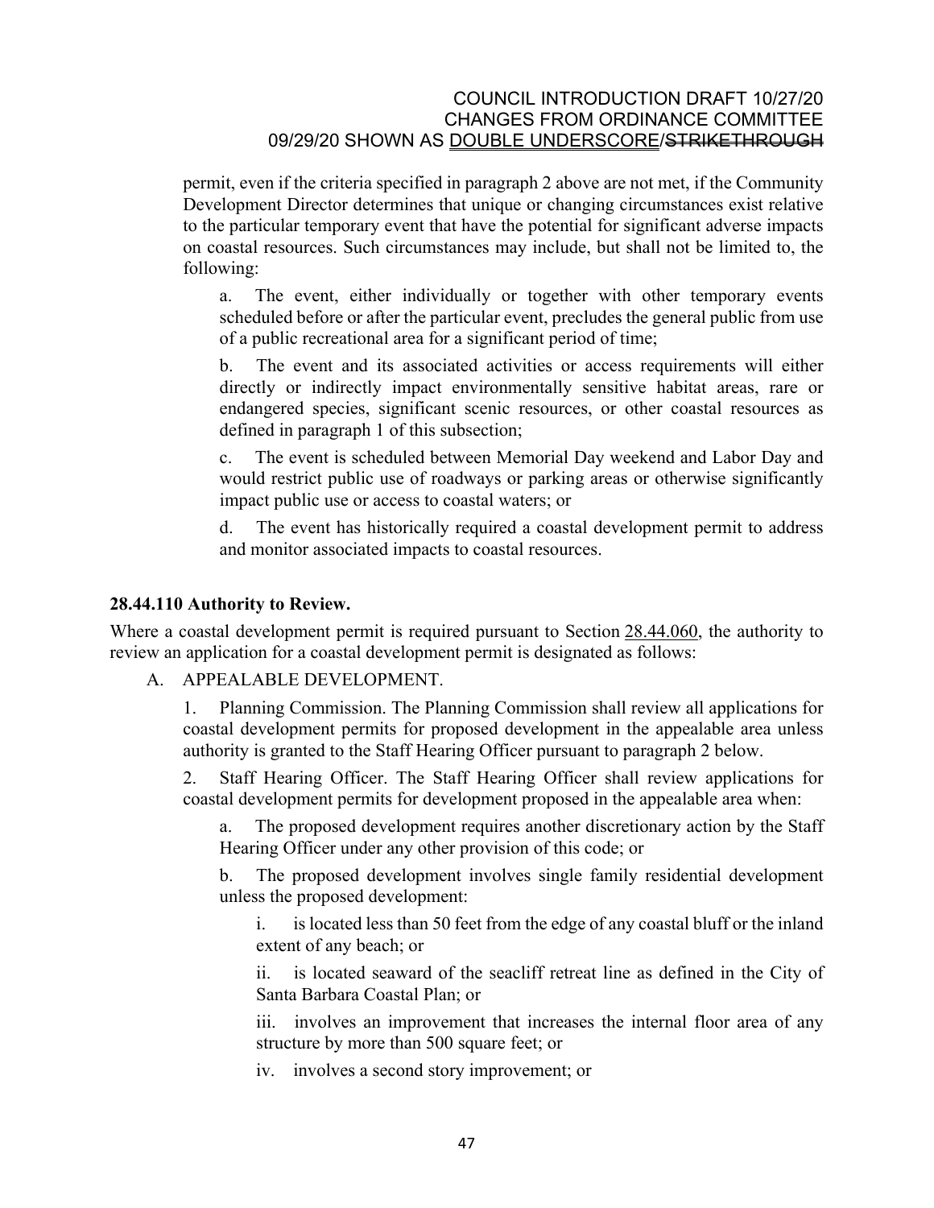permit, even if the criteria specified in paragraph 2 above are not met, if the Community Development Director determines that unique or changing circumstances exist relative to the particular temporary event that have the potential for significant adverse impacts on coastal resources. Such circumstances may include, but shall not be limited to, the following:

a. The event, either individually or together with other temporary events scheduled before or after the particular event, precludes the general public from use of a public recreational area for a significant period of time;

b. The event and its associated activities or access requirements will either directly or indirectly impact environmentally sensitive habitat areas, rare or endangered species, significant scenic resources, or other coastal resources as defined in paragraph 1 of this subsection;

c. The event is scheduled between Memorial Day weekend and Labor Day and would restrict public use of roadways or parking areas or otherwise significantly impact public use or access to coastal waters; or

d. The event has historically required a coastal development permit to address and monitor associated impacts to coastal resources.

**28.44.110 Authority to Review.**

Where a coastal development permit is required pursuant to Section 28.44.060, the authority to review an application for a coastal development permit is designated as follows:

A. APPEALABLE DEVELOPMENT.

1. Planning Commission. The Planning Commission shall review all applications for coastal development permits for proposed development in the appealable area unless authority is granted to the Staff Hearing Officer pursuant to paragraph 2 below.

2. Staff Hearing Officer. The Staff Hearing Officer shall review applications for coastal development permits for development proposed in the appealable area when:

a. The proposed development requires another discretionary action by the Staff Hearing Officer under any other provision of this code; or

b. The proposed development involves single family residential development unless the proposed development:

i. is located less than 50 feet from the edge of any coastal bluff or the inland extent of any beach; or

ii. is located seaward of the seacliff retreat line as defined in the City of Santa Barbara Coastal Plan; or

iii. involves an improvement that increases the internal floor area of any structure by more than 500 square feet; or

iv. involves a second story improvement; or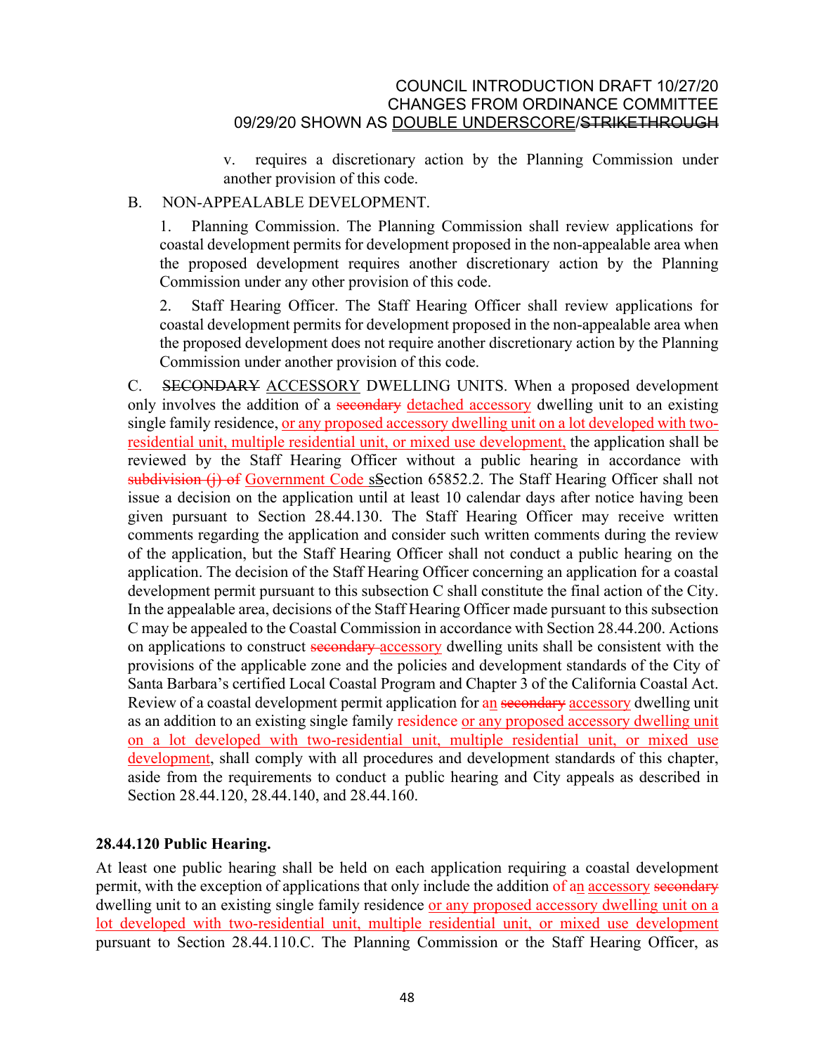v. requires a discretionary action by the Planning Commission under another provision of this code.

B. NON-APPEALABLE DEVELOPMENT.

1. Planning Commission. The Planning Commission shall review applications for coastal development permits for development proposed in the non-appealable area when the proposed development requires another discretionary action by the Planning Commission under any other provision of this code.

2. Staff Hearing Officer. The Staff Hearing Officer shall review applications for coastal development permits for development proposed in the non-appealable area when the proposed development does not require another discretionary action by the Planning Commission under another provision of this code.

C. ~~SECONDARY~~ ACCESSORY DWELLING UNITS. When a proposed development only involves the addition of a ~~secondary~~ detached accessory dwelling unit to an existing single family residence, or any proposed accessory dwelling unit on a lot developed with two-residential unit, multiple residential unit, or mixed use development, the application shall be reviewed by the Staff Hearing Officer without a public hearing in accordance with ~~subdivision (j) of~~ Government Code ~~s~~Section 65852.2. The Staff Hearing Officer shall not issue a decision on the application until at least 10 calendar days after notice having been given pursuant to Section 28.44.130. The Staff Hearing Officer may receive written comments regarding the application and consider such written comments during the review of the application, but the Staff Hearing Officer shall not conduct a public hearing on the application. The decision of the Staff Hearing Officer concerning an application for a coastal development permit pursuant to this subsection C shall constitute the final action of the City. In the appealable area, decisions of the Staff Hearing Officer made pursuant to this subsection C may be appealed to the Coastal Commission in accordance with Section 28.44.200. Actions on applications to construct ~~secondary~~ accessory dwelling units shall be consistent with the provisions of the applicable zone and the policies and development standards of the City of Santa Barbara's certified Local Coastal Program and Chapter 3 of the California Coastal Act. Review of a coastal development permit application for an ~~secondary~~ accessory dwelling unit as an addition to an existing single family residence or any proposed accessory dwelling unit on a lot developed with two-residential unit, multiple residential unit, or mixed use development, shall comply with all procedures and development standards of this chapter, aside from the requirements to conduct a public hearing and City appeals as described in Section 28.44.120, 28.44.140, and 28.44.160.

**28.44.120 Public Hearing.**

At least one public hearing shall be held on each application requiring a coastal development permit, with the exception of applications that only include the addition of an accessory ~~secondary~~ dwelling unit to an existing single family residence or any proposed accessory dwelling unit on a lot developed with two-residential unit, multiple residential unit, or mixed use development pursuant to Section 28.44.110.C. The Planning Commission or the Staff Hearing Officer, as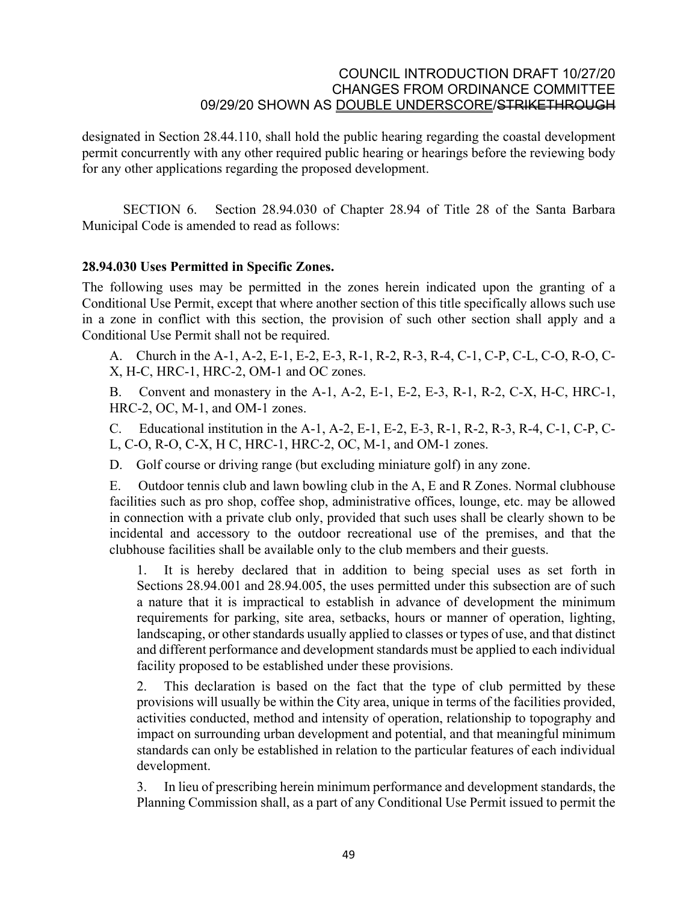designated in Section 28.44.110, shall hold the public hearing regarding the coastal development permit concurrently with any other required public hearing or hearings before the reviewing body for any other applications regarding the proposed development.

SECTION 6. Section 28.94.030 of Chapter 28.94 of Title 28 of the Santa Barbara Municipal Code is amended to read as follows:

**28.94.030 Uses Permitted in Specific Zones.**

The following uses may be permitted in the zones herein indicated upon the granting of a Conditional Use Permit, except that where another section of this title specifically allows such use in a zone in conflict with this section, the provision of such other section shall apply and a Conditional Use Permit shall not be required.

A. Church in the A-1, A-2, E-1, E-2, E-3, R-1, R-2, R-3, R-4, C-1, C-P, C-L, C-O, R-O, C-X, H-C, HRC-1, HRC-2, OM-1 and OC zones.

B. Convent and monastery in the A-1, A-2, E-1, E-2, E-3, R-1, R-2, C-X, H-C, HRC-1, HRC-2, OC, M-1, and OM-1 zones.

C. Educational institution in the A-1, A-2, E-1, E-2, E-3, R-1, R-2, R-3, R-4, C-1, C-P, C-L, C-O, R-O, C-X, H C, HRC-1, HRC-2, OC, M-1, and OM-1 zones.

D. Golf course or driving range (but excluding miniature golf) in any zone.

E. Outdoor tennis club and lawn bowling club in the A, E and R Zones. Normal clubhouse facilities such as pro shop, coffee shop, administrative offices, lounge, etc. may be allowed in connection with a private club only, provided that such uses shall be clearly shown to be incidental and accessory to the outdoor recreational use of the premises, and that the clubhouse facilities shall be available only to the club members and their guests.

1. It is hereby declared that in addition to being special uses as set forth in Sections 28.94.001 and 28.94.005, the uses permitted under this subsection are of such a nature that it is impractical to establish in advance of development the minimum requirements for parking, site area, setbacks, hours or manner of operation, lighting, landscaping, or other standards usually applied to classes or types of use, and that distinct and different performance and development standards must be applied to each individual facility proposed to be established under these provisions.

2. This declaration is based on the fact that the type of club permitted by these provisions will usually be within the City area, unique in terms of the facilities provided, activities conducted, method and intensity of operation, relationship to topography and impact on surrounding urban development and potential, and that meaningful minimum standards can only be established in relation to the particular features of each individual development.

3. In lieu of prescribing herein minimum performance and development standards, the Planning Commission shall, as a part of any Conditional Use Permit issued to permit the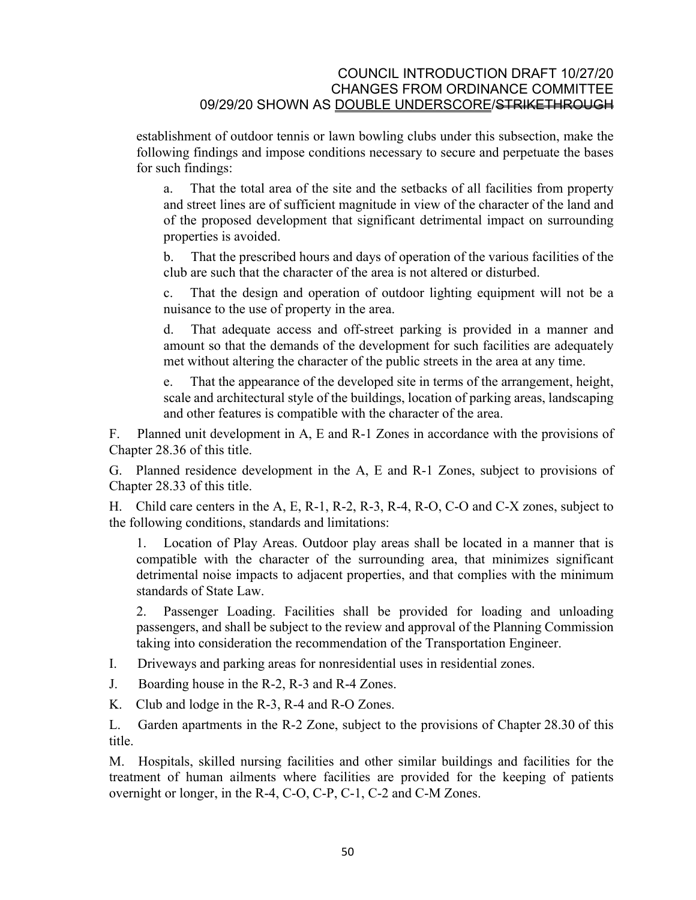establishment of outdoor tennis or lawn bowling clubs under this subsection, make the following findings and impose conditions necessary to secure and perpetuate the bases for such findings:

a. That the total area of the site and the setbacks of all facilities from property and street lines are of sufficient magnitude in view of the character of the land and of the proposed development that significant detrimental impact on surrounding properties is avoided.

b. That the prescribed hours and days of operation of the various facilities of the club are such that the character of the area is not altered or disturbed.

c. That the design and operation of outdoor lighting equipment will not be a nuisance to the use of property in the area.

d. That adequate access and off-street parking is provided in a manner and amount so that the demands of the development for such facilities are adequately met without altering the character of the public streets in the area at any time.

e. That the appearance of the developed site in terms of the arrangement, height, scale and architectural style of the buildings, location of parking areas, landscaping and other features is compatible with the character of the area.

F. Planned unit development in A, E and R-1 Zones in accordance with the provisions of Chapter 28.36 of this title.

G. Planned residence development in the A, E and R-1 Zones, subject to provisions of Chapter 28.33 of this title.

H. Child care centers in the A, E, R-1, R-2, R-3, R-4, R-O, C-O and C-X zones, subject to the following conditions, standards and limitations:

1. Location of Play Areas. Outdoor play areas shall be located in a manner that is compatible with the character of the surrounding area, that minimizes significant detrimental noise impacts to adjacent properties, and that complies with the minimum standards of State Law.

2. Passenger Loading. Facilities shall be provided for loading and unloading passengers, and shall be subject to the review and approval of the Planning Commission taking into consideration the recommendation of the Transportation Engineer.

I. Driveways and parking areas for nonresidential uses in residential zones.

J. Boarding house in the R-2, R-3 and R-4 Zones.

K. Club and lodge in the R-3, R-4 and R-O Zones.

L. Garden apartments in the R-2 Zone, subject to the provisions of Chapter 28.30 of this title.

M. Hospitals, skilled nursing facilities and other similar buildings and facilities for the treatment of human ailments where facilities are provided for the keeping of patients overnight or longer, in the R-4, C-O, C-P, C-1, C-2 and C-M Zones.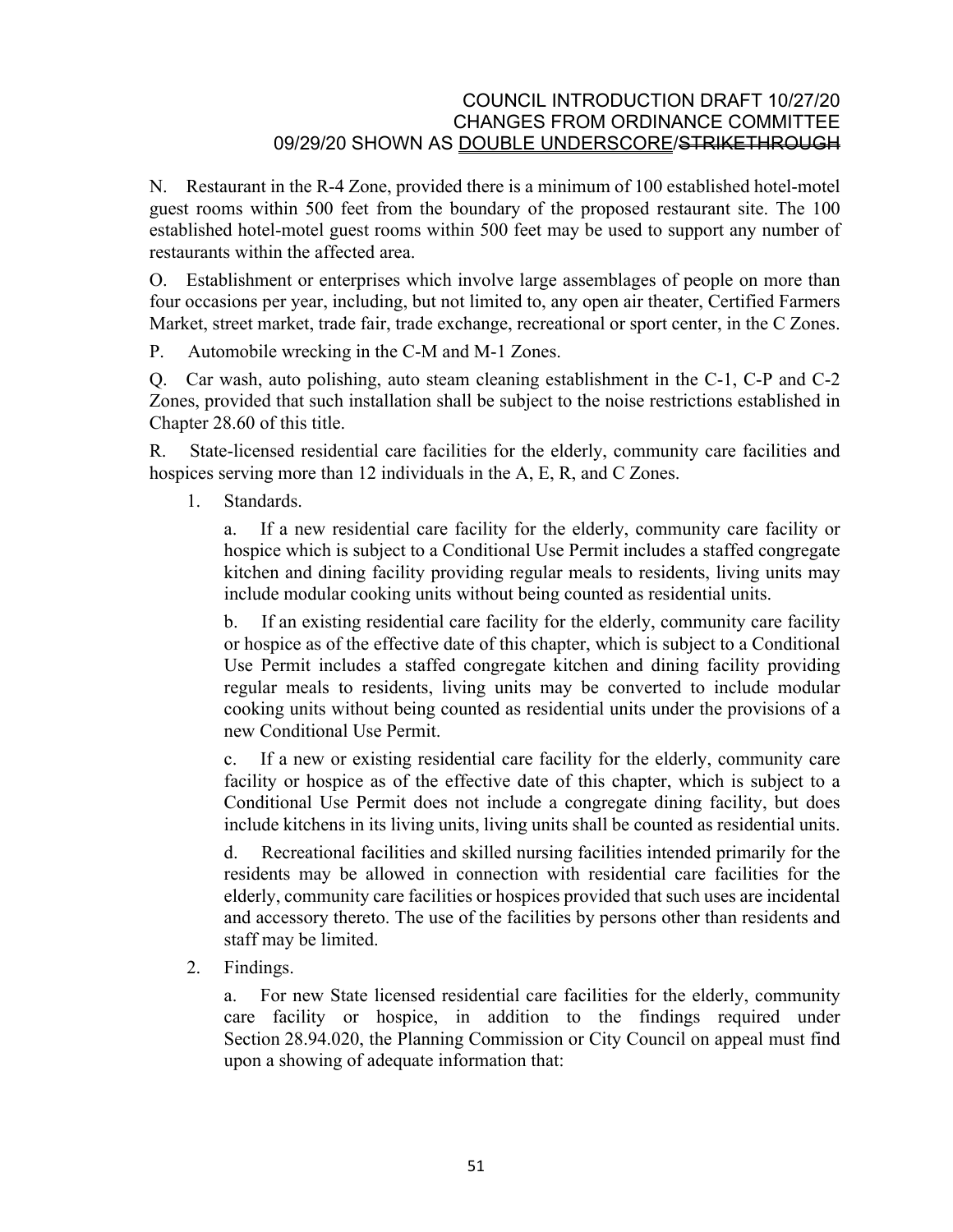N. Restaurant in the R-4 Zone, provided there is a minimum of 100 established hotel-motel guest rooms within 500 feet from the boundary of the proposed restaurant site. The 100 established hotel-motel guest rooms within 500 feet may be used to support any number of restaurants within the affected area.

O. Establishment or enterprises which involve large assemblages of people on more than four occasions per year, including, but not limited to, any open air theater, Certified Farmers Market, street market, trade fair, trade exchange, recreational or sport center, in the C Zones.

P. Automobile wrecking in the C-M and M-1 Zones.

Q. Car wash, auto polishing, auto steam cleaning establishment in the C-1, C-P and C-2 Zones, provided that such installation shall be subject to the noise restrictions established in Chapter 28.60 of this title.

R. State-licensed residential care facilities for the elderly, community care facilities and hospices serving more than 12 individuals in the A, E, R, and C Zones.

1. Standards.

   a. If a new residential care facility for the elderly, community care facility or hospice which is subject to a Conditional Use Permit includes a staffed congregate kitchen and dining facility providing regular meals to residents, living units may include modular cooking units without being counted as residential units.

   b. If an existing residential care facility for the elderly, community care facility or hospice as of the effective date of this chapter, which is subject to a Conditional Use Permit includes a staffed congregate kitchen and dining facility providing regular meals to residents, living units may be converted to include modular cooking units without being counted as residential units under the provisions of a new Conditional Use Permit.

   c. If a new or existing residential care facility for the elderly, community care facility or hospice as of the effective date of this chapter, which is subject to a Conditional Use Permit does not include a congregate dining facility, but does include kitchens in its living units, living units shall be counted as residential units.

   d. Recreational facilities and skilled nursing facilities intended primarily for the residents may be allowed in connection with residential care facilities for the elderly, community care facilities or hospices provided that such uses are incidental and accessory thereto. The use of the facilities by persons other than residents and staff may be limited.

2. Findings.

   a. For new State licensed residential care facilities for the elderly, community care facility or hospice, in addition to the findings required under Section 28.94.020, the Planning Commission or City Council on appeal must find upon a showing of adequate information that: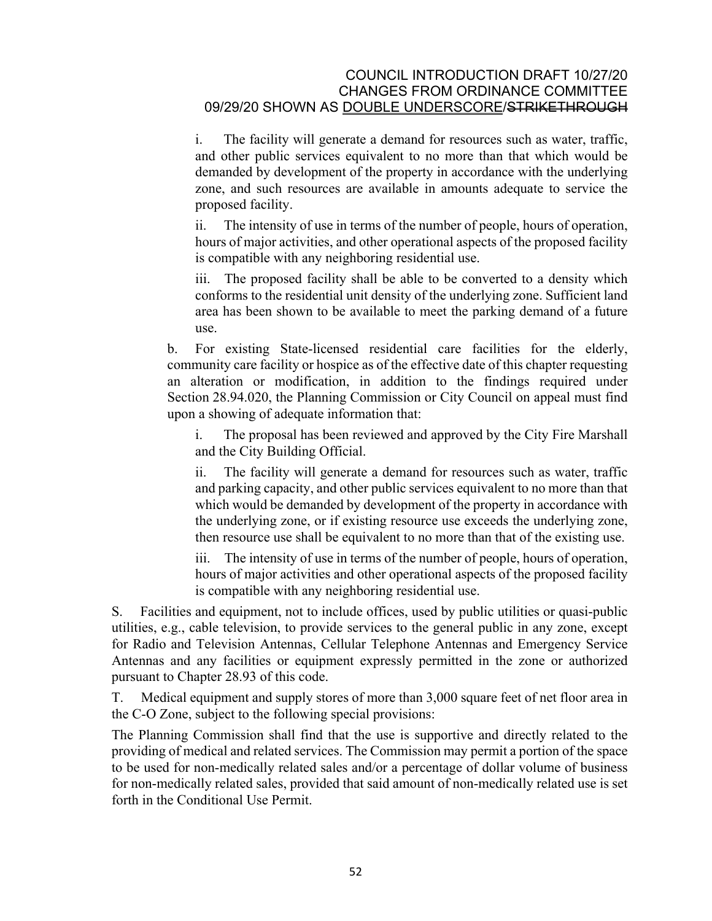i. The facility will generate a demand for resources such as water, traffic, and other public services equivalent to no more than that which would be demanded by development of the property in accordance with the underlying zone, and such resources are available in amounts adequate to service the proposed facility.

ii. The intensity of use in terms of the number of people, hours of operation, hours of major activities, and other operational aspects of the proposed facility is compatible with any neighboring residential use.

iii. The proposed facility shall be able to be converted to a density which conforms to the residential unit density of the underlying zone. Sufficient land area has been shown to be available to meet the parking demand of a future use.

b. For existing State-licensed residential care facilities for the elderly, community care facility or hospice as of the effective date of this chapter requesting an alteration or modification, in addition to the findings required under Section 28.94.020, the Planning Commission or City Council on appeal must find upon a showing of adequate information that:

i. The proposal has been reviewed and approved by the City Fire Marshall and the City Building Official.

ii. The facility will generate a demand for resources such as water, traffic and parking capacity, and other public services equivalent to no more than that which would be demanded by development of the property in accordance with the underlying zone, or if existing resource use exceeds the underlying zone, then resource use shall be equivalent to no more than that of the existing use.

iii. The intensity of use in terms of the number of people, hours of operation, hours of major activities and other operational aspects of the proposed facility is compatible with any neighboring residential use.

S. Facilities and equipment, not to include offices, used by public utilities or quasi-public utilities, e.g., cable television, to provide services to the general public in any zone, except for Radio and Television Antennas, Cellular Telephone Antennas and Emergency Service Antennas and any facilities or equipment expressly permitted in the zone or authorized pursuant to Chapter 28.93 of this code.

T. Medical equipment and supply stores of more than 3,000 square feet of net floor area in the C-O Zone, subject to the following special provisions:

The Planning Commission shall find that the use is supportive and directly related to the providing of medical and related services. The Commission may permit a portion of the space to be used for non-medically related sales and/or a percentage of dollar volume of business for non-medically related sales, provided that said amount of non-medically related use is set forth in the Conditional Use Permit.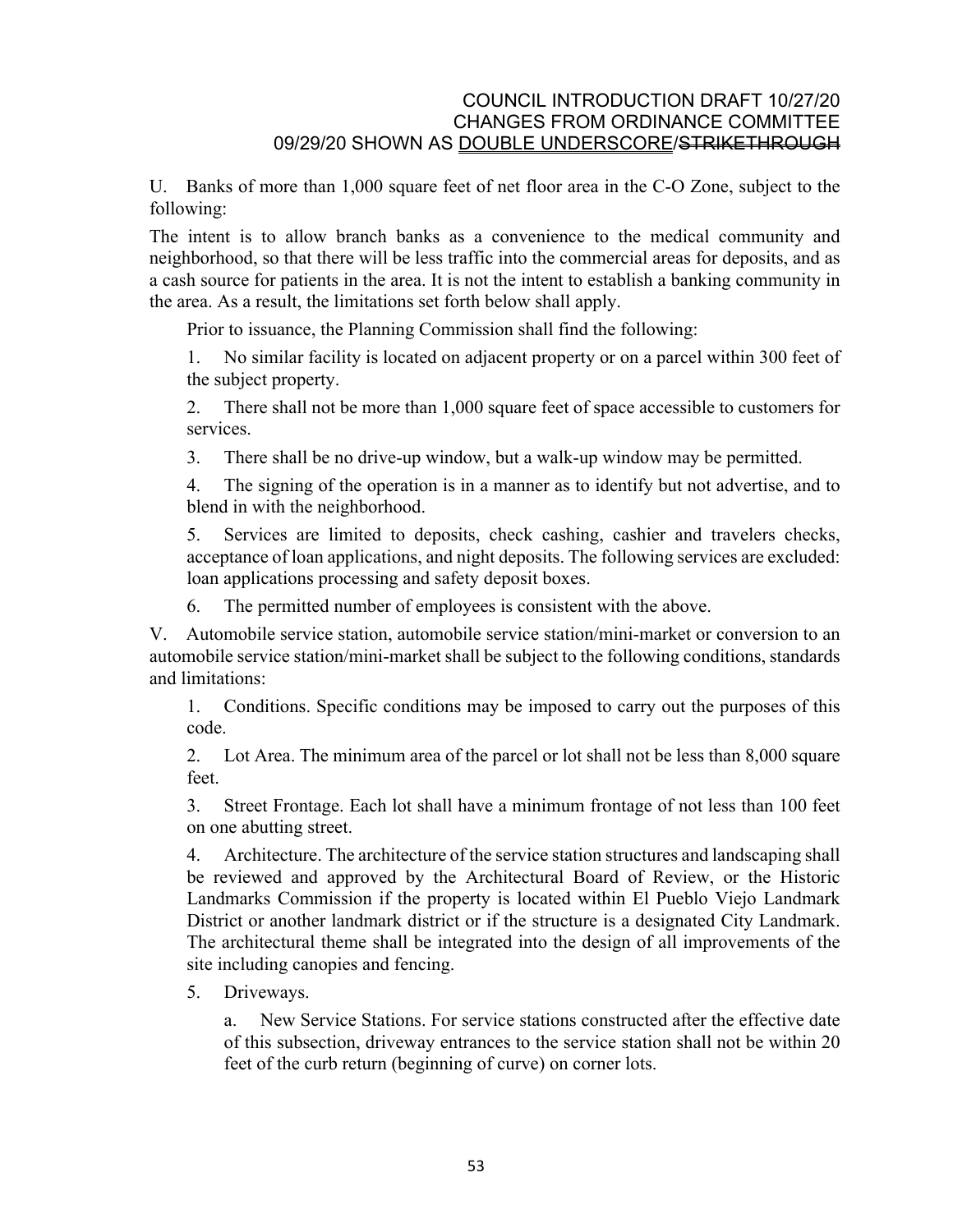U. Banks of more than 1,000 square feet of net floor area in the C-O Zone, subject to the following:

The intent is to allow branch banks as a convenience to the medical community and neighborhood, so that there will be less traffic into the commercial areas for deposits, and as a cash source for patients in the area. It is not the intent to establish a banking community in the area. As a result, the limitations set forth below shall apply.

Prior to issuance, the Planning Commission shall find the following:

1. No similar facility is located on adjacent property or on a parcel within 300 feet of the subject property.

2. There shall not be more than 1,000 square feet of space accessible to customers for services.

3. There shall be no drive-up window, but a walk-up window may be permitted.

4. The signing of the operation is in a manner as to identify but not advertise, and to blend in with the neighborhood.

5. Services are limited to deposits, check cashing, cashier and travelers checks, acceptance of loan applications, and night deposits. The following services are excluded: loan applications processing and safety deposit boxes.

6. The permitted number of employees is consistent with the above.

V. Automobile service station, automobile service station/mini-market or conversion to an automobile service station/mini-market shall be subject to the following conditions, standards and limitations:

1. Conditions. Specific conditions may be imposed to carry out the purposes of this code.

2. Lot Area. The minimum area of the parcel or lot shall not be less than 8,000 square feet.

3. Street Frontage. Each lot shall have a minimum frontage of not less than 100 feet on one abutting street.

4. Architecture. The architecture of the service station structures and landscaping shall be reviewed and approved by the Architectural Board of Review, or the Historic Landmarks Commission if the property is located within El Pueblo Viejo Landmark District or another landmark district or if the structure is a designated City Landmark. The architectural theme shall be integrated into the design of all improvements of the site including canopies and fencing.

5. Driveways.

a. New Service Stations. For service stations constructed after the effective date of this subsection, driveway entrances to the service station shall not be within 20 feet of the curb return (beginning of curve) on corner lots.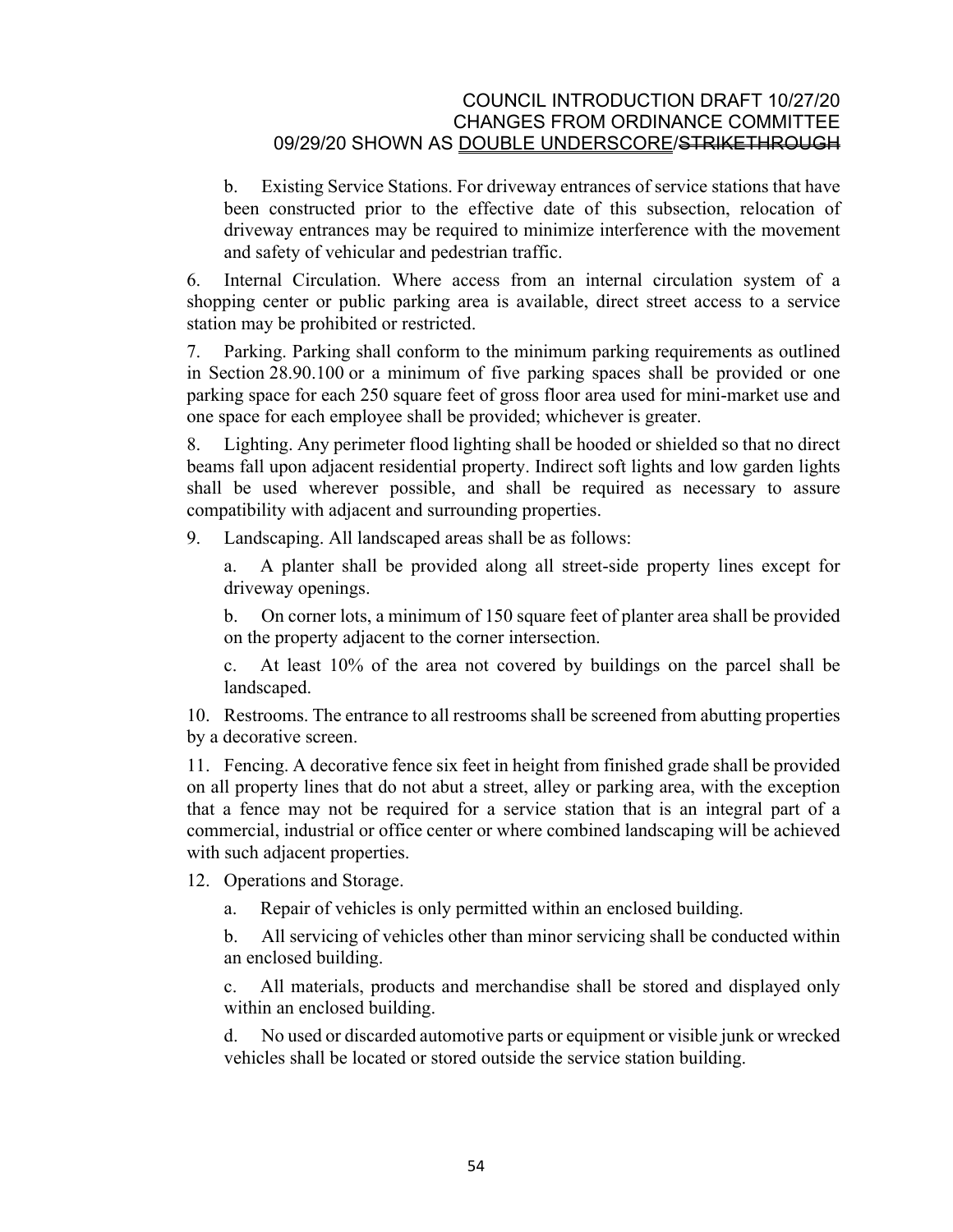b. Existing Service Stations. For driveway entrances of service stations that have been constructed prior to the effective date of this subsection, relocation of driveway entrances may be required to minimize interference with the movement and safety of vehicular and pedestrian traffic.

6. Internal Circulation. Where access from an internal circulation system of a shopping center or public parking area is available, direct street access to a service station may be prohibited or restricted.

7. Parking. Parking shall conform to the minimum parking requirements as outlined in Section 28.90.100 or a minimum of five parking spaces shall be provided or one parking space for each 250 square feet of gross floor area used for mini-market use and one space for each employee shall be provided; whichever is greater.

8. Lighting. Any perimeter flood lighting shall be hooded or shielded so that no direct beams fall upon adjacent residential property. Indirect soft lights and low garden lights shall be used wherever possible, and shall be required as necessary to assure compatibility with adjacent and surrounding properties.

9. Landscaping. All landscaped areas shall be as follows:

   a. A planter shall be provided along all street-side property lines except for driveway openings.

   b. On corner lots, a minimum of 150 square feet of planter area shall be provided on the property adjacent to the corner intersection.

   c. At least 10% of the area not covered by buildings on the parcel shall be landscaped.

10. Restrooms. The entrance to all restrooms shall be screened from abutting properties by a decorative screen.

11. Fencing. A decorative fence six feet in height from finished grade shall be provided on all property lines that do not abut a street, alley or parking area, with the exception that a fence may not be required for a service station that is an integral part of a commercial, industrial or office center or where combined landscaping will be achieved with such adjacent properties.

12. Operations and Storage.

   a. Repair of vehicles is only permitted within an enclosed building.

   b. All servicing of vehicles other than minor servicing shall be conducted within an enclosed building.

   c. All materials, products and merchandise shall be stored and displayed only within an enclosed building.

   d. No used or discarded automotive parts or equipment or visible junk or wrecked vehicles shall be located or stored outside the service station building.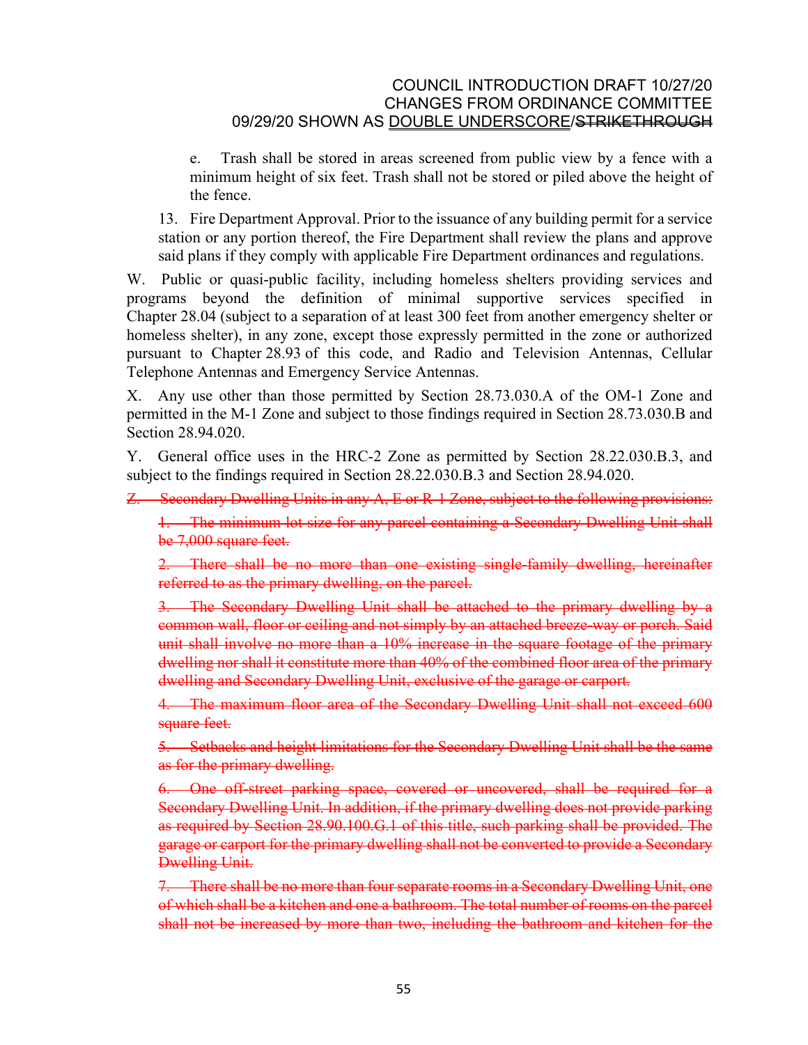e. Trash shall be stored in areas screened from public view by a fence with a minimum height of six feet. Trash shall not be stored or piled above the height of the fence.

13. Fire Department Approval. Prior to the issuance of any building permit for a service station or any portion thereof, the Fire Department shall review the plans and approve said plans if they comply with applicable Fire Department ordinances and regulations.

W. Public or quasi-public facility, including homeless shelters providing services and programs beyond the definition of minimal supportive services specified in Chapter 28.04 (subject to a separation of at least 300 feet from another emergency shelter or homeless shelter), in any zone, except those expressly permitted in the zone or authorized pursuant to Chapter 28.93 of this code, and Radio and Television Antennas, Cellular Telephone Antennas and Emergency Service Antennas.

X. Any use other than those permitted by Section 28.73.030.A of the OM-1 Zone and permitted in the M-1 Zone and subject to those findings required in Section 28.73.030.B and Section 28.94.020.

Y. General office uses in the HRC-2 Zone as permitted by Section 28.22.030.B.3, and subject to the findings required in Section 28.22.030.B.3 and Section 28.94.020.

~~Z. Secondary Dwelling Units in any A, E or R-1 Zone, subject to the following provisions:~~

~~1. The minimum lot size for any parcel containing a Secondary Dwelling Unit shall be 7,000 square feet.~~

~~2. There shall be no more than one existing single-family dwelling, hereinafter referred to as the primary dwelling, on the parcel.~~

~~3. The Secondary Dwelling Unit shall be attached to the primary dwelling by a common wall, floor or ceiling and not simply by an attached breeze-way or porch. Said unit shall involve no more than a 10% increase in the square footage of the primary dwelling nor shall it constitute more than 40% of the combined floor area of the primary dwelling and Secondary Dwelling Unit, exclusive of the garage or carport.~~

~~4. The maximum floor area of the Secondary Dwelling Unit shall not exceed 600 square feet.~~

~~5. Setbacks and height limitations for the Secondary Dwelling Unit shall be the same as for the primary dwelling.~~

~~6. One off-street parking space, covered or uncovered, shall be required for a Secondary Dwelling Unit. In addition, if the primary dwelling does not provide parking as required by Section 28.90.100.G.1 of this title, such parking shall be provided. The garage or carport for the primary dwelling shall not be converted to provide a Secondary Dwelling Unit.~~

~~7. There shall be no more than four separate rooms in a Secondary Dwelling Unit, one of which shall be a kitchen and one a bathroom. The total number of rooms on the parcel shall not be increased by more than two, including the bathroom and kitchen for the~~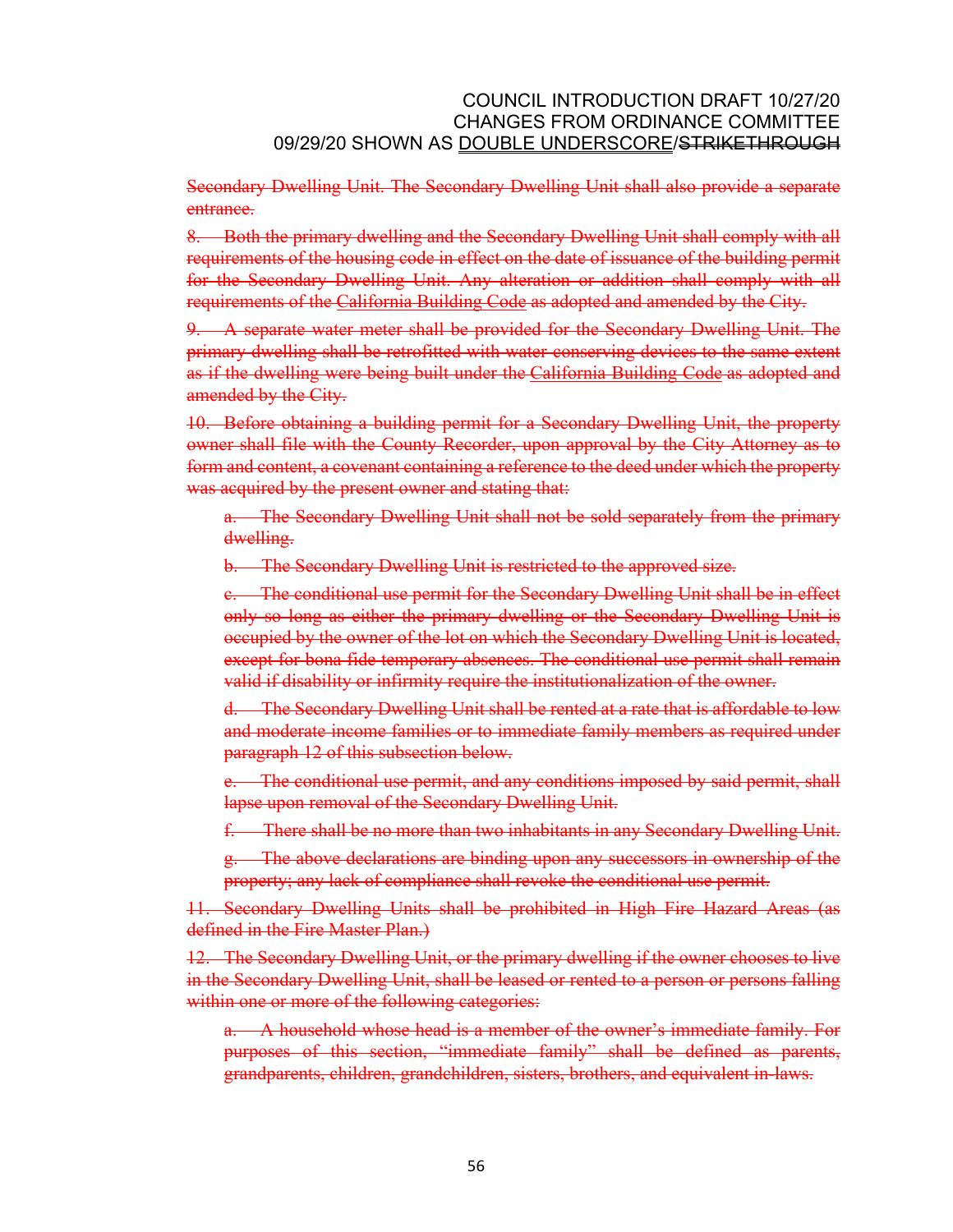~~Secondary Dwelling Unit. The Secondary Dwelling Unit shall also provide a separate entrance.~~

~~8. Both the primary dwelling and the Secondary Dwelling Unit shall comply with all requirements of the housing code in effect on the date of issuance of the building permit for the Secondary Dwelling Unit. Any alteration or addition shall comply with all requirements of the California Building Code as adopted and amended by the City.~~

~~9. A separate water meter shall be provided for the Secondary Dwelling Unit. The primary dwelling shall be retrofitted with water conserving devices to the same extent as if the dwelling were being built under the California Building Code as adopted and amended by the City.~~

~~10. Before obtaining a building permit for a Secondary Dwelling Unit, the property owner shall file with the County Recorder, upon approval by the City Attorney as to form and content, a covenant containing a reference to the deed under which the property was acquired by the present owner and stating that:~~

~~a. The Secondary Dwelling Unit shall not be sold separately from the primary dwelling.~~

~~b. The Secondary Dwelling Unit is restricted to the approved size.~~

~~c. The conditional use permit for the Secondary Dwelling Unit shall be in effect only so long as either the primary dwelling or the Secondary Dwelling Unit is occupied by the owner of the lot on which the Secondary Dwelling Unit is located, except for bona fide temporary absences. The conditional use permit shall remain valid if disability or infirmity require the institutionalization of the owner.~~

~~d. The Secondary Dwelling Unit shall be rented at a rate that is affordable to low and moderate income families or to immediate family members as required under paragraph 12 of this subsection below.~~

~~e. The conditional use permit, and any conditions imposed by said permit, shall lapse upon removal of the Secondary Dwelling Unit.~~

~~f. There shall be no more than two inhabitants in any Secondary Dwelling Unit.~~

~~g. The above declarations are binding upon any successors in ownership of the property; any lack of compliance shall revoke the conditional use permit.~~

~~11. Secondary Dwelling Units shall be prohibited in High Fire Hazard Areas (as defined in the Fire Master Plan.)~~

~~12. The Secondary Dwelling Unit, or the primary dwelling if the owner chooses to live in the Secondary Dwelling Unit, shall be leased or rented to a person or persons falling within one or more of the following categories:~~

~~a. A household whose head is a member of the owner's immediate family. For purposes of this section, "immediate family" shall be defined as parents, grandparents, children, grandchildren, sisters, brothers, and equivalent in-laws.~~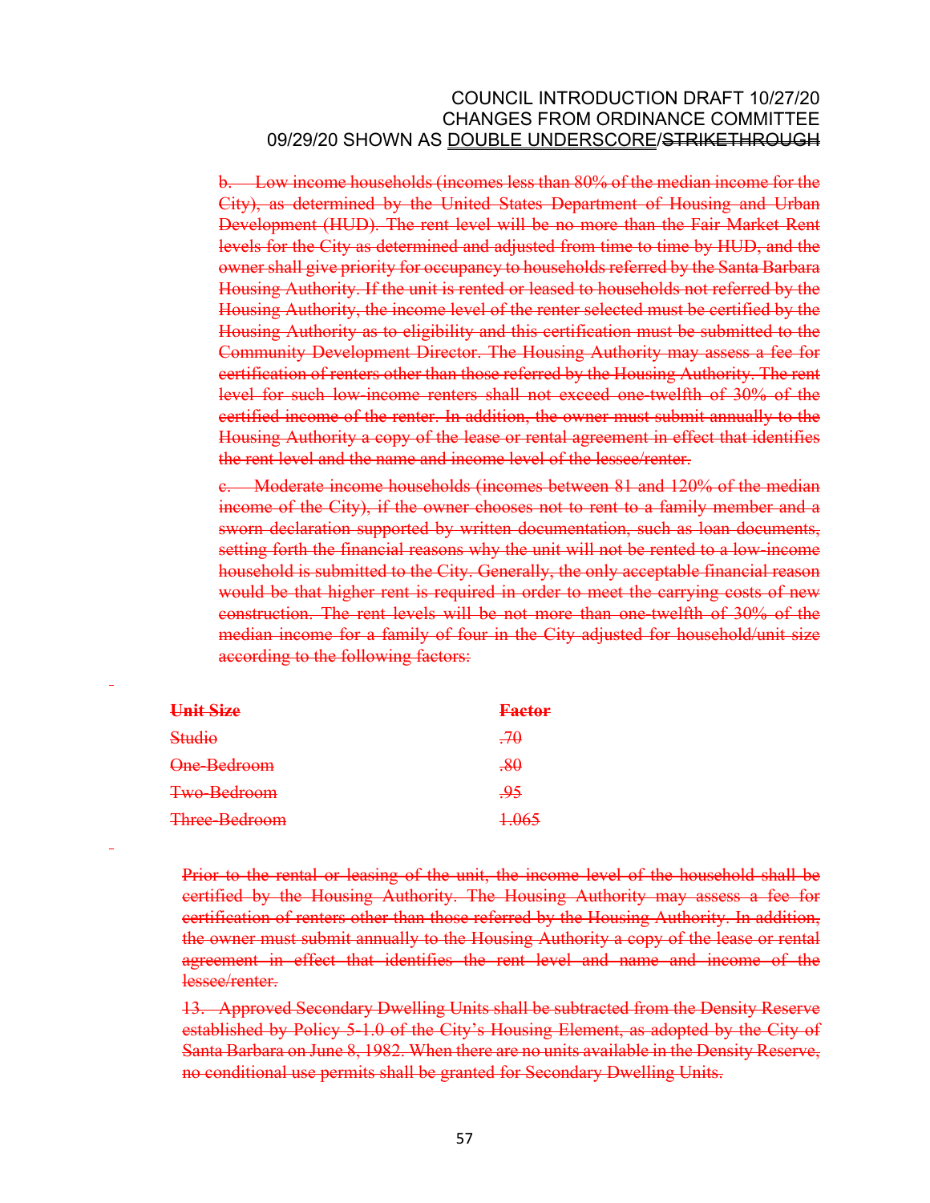~~b. Low income households (incomes less than 80% of the median income for the City), as determined by the United States Department of Housing and Urban Development (HUD). The rent level will be no more than the Fair Market Rent levels for the City as determined and adjusted from time to time by HUD, and the owner shall give priority for occupancy to households referred by the Santa Barbara Housing Authority. If the unit is rented or leased to households not referred by the Housing Authority, the income level of the renter selected must be certified by the Housing Authority as to eligibility and this certification must be submitted to the Community Development Director. The Housing Authority may assess a fee for certification of renters other than those referred by the Housing Authority. The rent level for such low-income renters shall not exceed one-twelfth of 30% of the certified income of the renter. In addition, the owner must submit annually to the Housing Authority a copy of the lease or rental agreement in effect that identifies the rent level and the name and income level of the lessee/renter.~~

~~c. Moderate income households (incomes between 81 and 120% of the median income of the City), if the owner chooses not to rent to a family member and a sworn declaration supported by written documentation, such as loan documents, setting forth the financial reasons why the unit will not be rented to a low-income household is submitted to the City. Generally, the only acceptable financial reason would be that higher rent is required in order to meet the carrying costs of new construction. The rent levels will be not more than one-twelfth of 30% of the median income for a family of four in the City adjusted for household/unit size according to the following factors:~~

| ~~**Unit Size**~~ | ~~**Factor**~~ |
|---|---|
| ~~Studio~~ | ~~.70~~ |
| ~~One-Bedroom~~ | ~~.80~~ |
| ~~Two-Bedroom~~ | ~~.95~~ |
| ~~Three-Bedroom~~ | ~~1.065~~ |

~~Prior to the rental or leasing of the unit, the income level of the household shall be certified by the Housing Authority. The Housing Authority may assess a fee for certification of renters other than those referred by the Housing Authority. In addition, the owner must submit annually to the Housing Authority a copy of the lease or rental agreement in effect that identifies the rent level and name and income of the lessee/renter.~~

~~13. Approved Secondary Dwelling Units shall be subtracted from the Density Reserve established by Policy 5-1.0 of the City's Housing Element, as adopted by the City of Santa Barbara on June 8, 1982. When there are no units available in the Density Reserve, no conditional use permits shall be granted for Secondary Dwelling Units.~~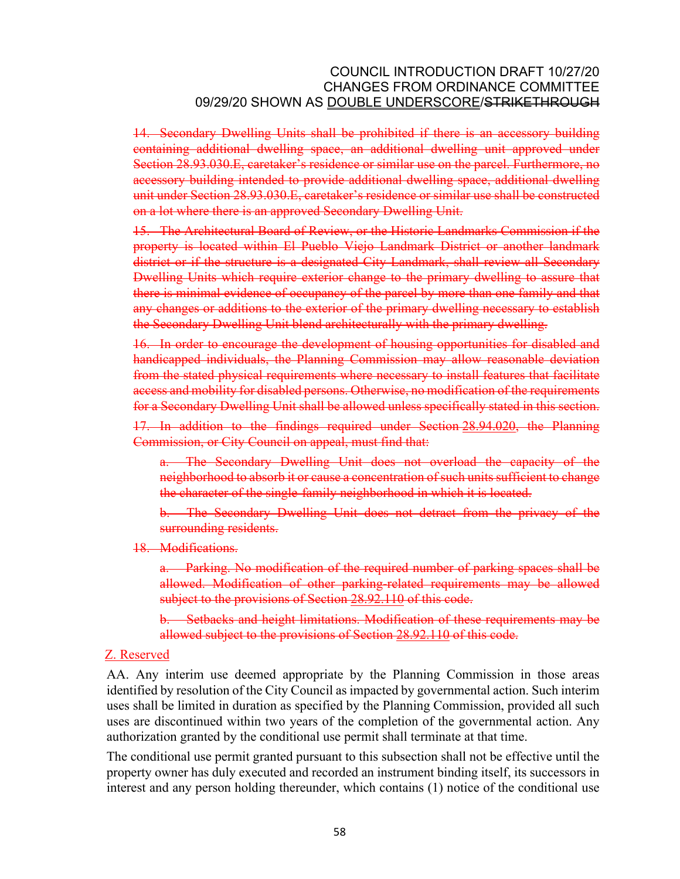~~14. Secondary Dwelling Units shall be prohibited if there is an accessory building containing additional dwelling space, an additional dwelling unit approved under Section 28.93.030.E, caretaker's residence or similar use on the parcel. Furthermore, no accessory building intended to provide additional dwelling space, additional dwelling unit under Section 28.93.030.E, caretaker's residence or similar use shall be constructed on a lot where there is an approved Secondary Dwelling Unit.~~

~~15. The Architectural Board of Review, or the Historic Landmarks Commission if the property is located within El Pueblo Viejo Landmark District or another landmark district or if the structure is a designated City Landmark, shall review all Secondary Dwelling Units which require exterior change to the primary dwelling to assure that there is minimal evidence of occupancy of the parcel by more than one family and that any changes or additions to the exterior of the primary dwelling necessary to establish the Secondary Dwelling Unit blend architecturally with the primary dwelling.~~

~~16. In order to encourage the development of housing opportunities for disabled and handicapped individuals, the Planning Commission may allow reasonable deviation from the stated physical requirements where necessary to install features that facilitate access and mobility for disabled persons. Otherwise, no modification of the requirements for a Secondary Dwelling Unit shall be allowed unless specifically stated in this section.~~

~~17. In addition to the findings required under Section 28.94.020, the Planning Commission, or City Council on appeal, must find that:~~

> ~~a. The Secondary Dwelling Unit does not overload the capacity of the neighborhood to absorb it or cause a concentration of such units sufficient to change the character of the single-family neighborhood in which it is located.~~
>
> ~~b. The Secondary Dwelling Unit does not detract from the privacy of the surrounding residents.~~

~~18. Modifications.~~

> ~~a. Parking. No modification of the required number of parking spaces shall be allowed. Modification of other parking-related requirements may be allowed subject to the provisions of Section 28.92.110 of this code.~~
>
> ~~b. Setbacks and height limitations. Modification of these requirements may be allowed subject to the provisions of Section 28.92.110 of this code.~~

<u>Z. Reserved</u>

AA. Any interim use deemed appropriate by the Planning Commission in those areas identified by resolution of the City Council as impacted by governmental action. Such interim uses shall be limited in duration as specified by the Planning Commission, provided all such uses are discontinued within two years of the completion of the governmental action. Any authorization granted by the conditional use permit shall terminate at that time.

The conditional use permit granted pursuant to this subsection shall not be effective until the property owner has duly executed and recorded an instrument binding itself, its successors in interest and any person holding thereunder, which contains (1) notice of the conditional use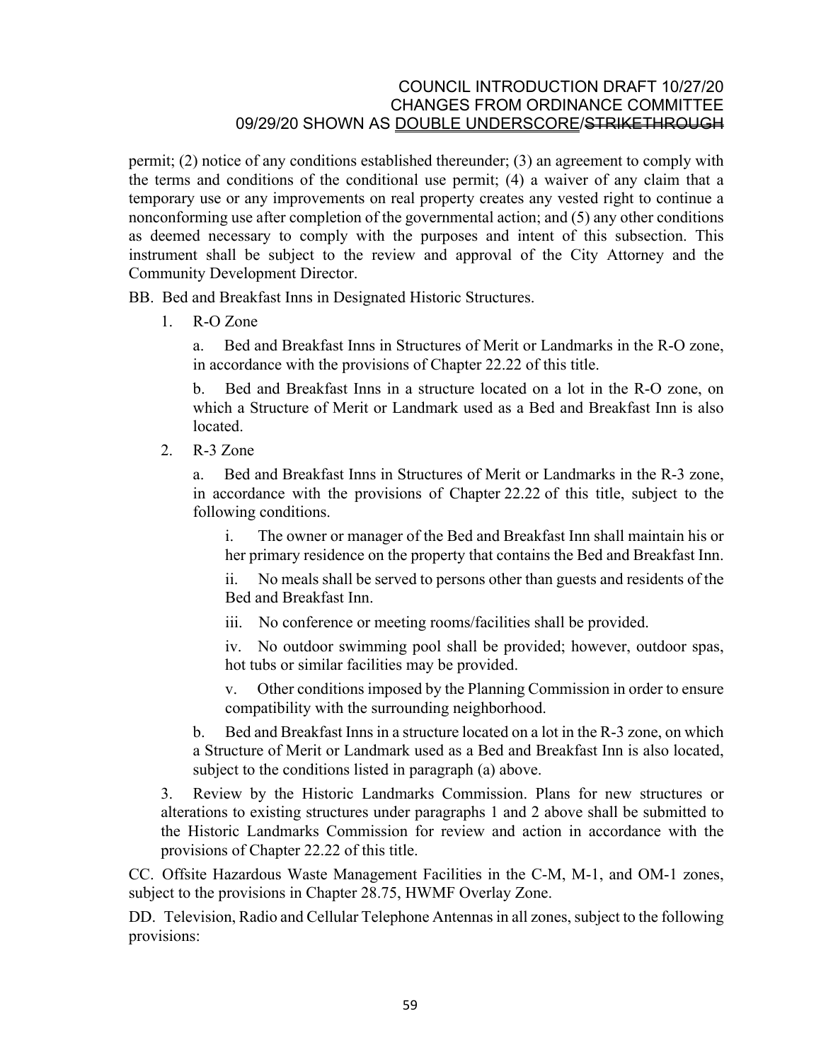permit; (2) notice of any conditions established thereunder; (3) an agreement to comply with the terms and conditions of the conditional use permit; (4) a waiver of any claim that a temporary use or any improvements on real property creates any vested right to continue a nonconforming use after completion of the governmental action; and (5) any other conditions as deemed necessary to comply with the purposes and intent of this subsection. This instrument shall be subject to the review and approval of the City Attorney and the Community Development Director.

BB. Bed and Breakfast Inns in Designated Historic Structures.

1. R-O Zone

   a. Bed and Breakfast Inns in Structures of Merit or Landmarks in the R-O zone, in accordance with the provisions of Chapter 22.22 of this title.

   b. Bed and Breakfast Inns in a structure located on a lot in the R-O zone, on which a Structure of Merit or Landmark used as a Bed and Breakfast Inn is also located.

2. R-3 Zone

   a. Bed and Breakfast Inns in Structures of Merit or Landmarks in the R-3 zone, in accordance with the provisions of Chapter 22.22 of this title, subject to the following conditions.

      i. The owner or manager of the Bed and Breakfast Inn shall maintain his or her primary residence on the property that contains the Bed and Breakfast Inn.

      ii. No meals shall be served to persons other than guests and residents of the Bed and Breakfast Inn.

      iii. No conference or meeting rooms/facilities shall be provided.

      iv. No outdoor swimming pool shall be provided; however, outdoor spas, hot tubs or similar facilities may be provided.

      v. Other conditions imposed by the Planning Commission in order to ensure compatibility with the surrounding neighborhood.

   b. Bed and Breakfast Inns in a structure located on a lot in the R-3 zone, on which a Structure of Merit or Landmark used as a Bed and Breakfast Inn is also located, subject to the conditions listed in paragraph (a) above.

3. Review by the Historic Landmarks Commission. Plans for new structures or alterations to existing structures under paragraphs 1 and 2 above shall be submitted to the Historic Landmarks Commission for review and action in accordance with the provisions of Chapter 22.22 of this title.

CC. Offsite Hazardous Waste Management Facilities in the C-M, M-1, and OM-1 zones, subject to the provisions in Chapter 28.75, HWMF Overlay Zone.

DD. Television, Radio and Cellular Telephone Antennas in all zones, subject to the following provisions: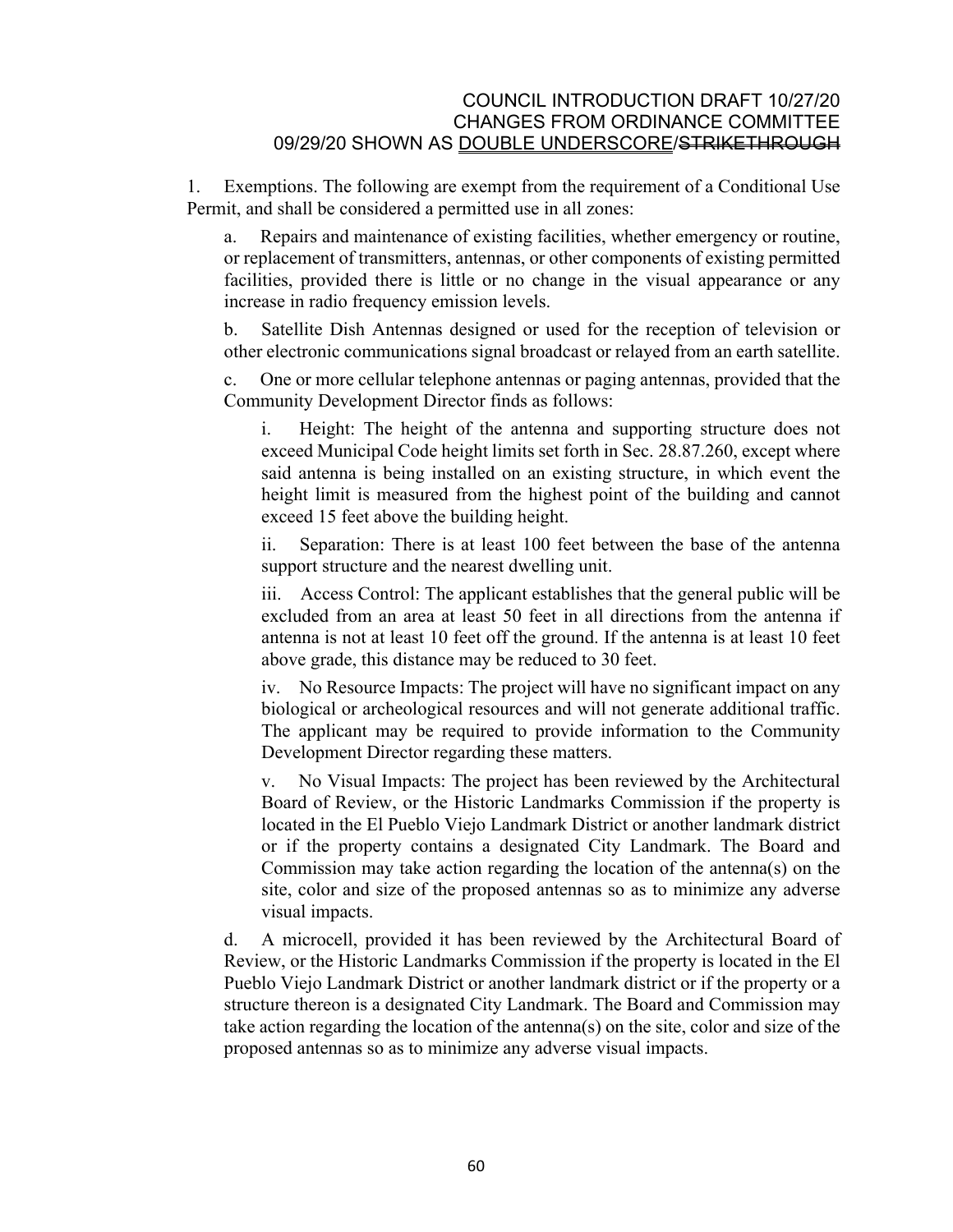1. Exemptions. The following are exempt from the requirement of a Conditional Use Permit, and shall be considered a permitted use in all zones:

   a. Repairs and maintenance of existing facilities, whether emergency or routine, or replacement of transmitters, antennas, or other components of existing permitted facilities, provided there is little or no change in the visual appearance or any increase in radio frequency emission levels.

   b. Satellite Dish Antennas designed or used for the reception of television or other electronic communications signal broadcast or relayed from an earth satellite.

   c. One or more cellular telephone antennas or paging antennas, provided that the Community Development Director finds as follows:

      i. Height: The height of the antenna and supporting structure does not exceed Municipal Code height limits set forth in Sec. 28.87.260, except where said antenna is being installed on an existing structure, in which event the height limit is measured from the highest point of the building and cannot exceed 15 feet above the building height.

      ii. Separation: There is at least 100 feet between the base of the antenna support structure and the nearest dwelling unit.

      iii. Access Control: The applicant establishes that the general public will be excluded from an area at least 50 feet in all directions from the antenna if antenna is not at least 10 feet off the ground. If the antenna is at least 10 feet above grade, this distance may be reduced to 30 feet.

      iv. No Resource Impacts: The project will have no significant impact on any biological or archeological resources and will not generate additional traffic. The applicant may be required to provide information to the Community Development Director regarding these matters.

      v. No Visual Impacts: The project has been reviewed by the Architectural Board of Review, or the Historic Landmarks Commission if the property is located in the El Pueblo Viejo Landmark District or another landmark district or if the property contains a designated City Landmark. The Board and Commission may take action regarding the location of the antenna(s) on the site, color and size of the proposed antennas so as to minimize any adverse visual impacts.

   d. A microcell, provided it has been reviewed by the Architectural Board of Review, or the Historic Landmarks Commission if the property is located in the El Pueblo Viejo Landmark District or another landmark district or if the property or a structure thereon is a designated City Landmark. The Board and Commission may take action regarding the location of the antenna(s) on the site, color and size of the proposed antennas so as to minimize any adverse visual impacts.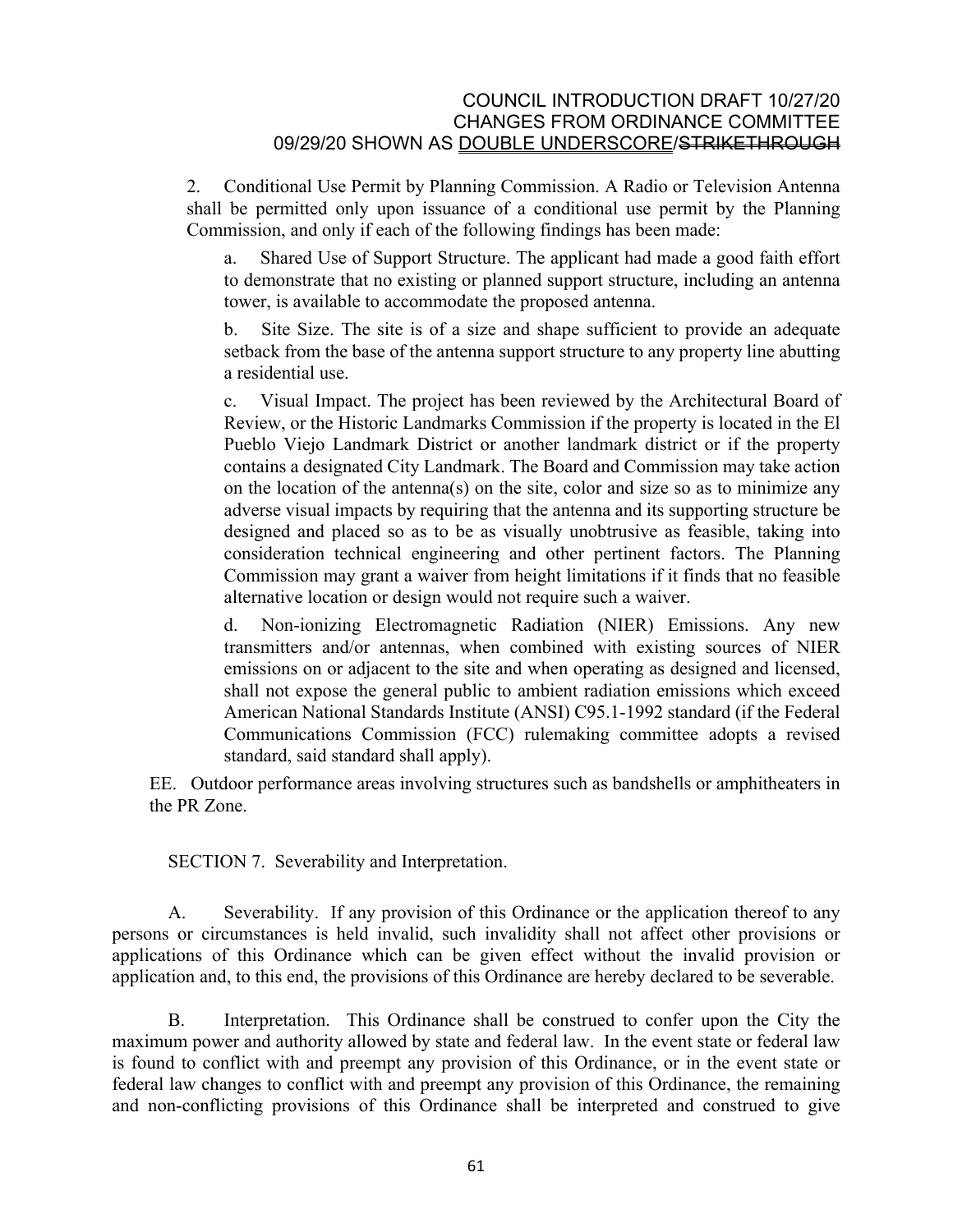2. Conditional Use Permit by Planning Commission. A Radio or Television Antenna shall be permitted only upon issuance of a conditional use permit by the Planning Commission, and only if each of the following findings has been made:

a. Shared Use of Support Structure. The applicant had made a good faith effort to demonstrate that no existing or planned support structure, including an antenna tower, is available to accommodate the proposed antenna.

b. Site Size. The site is of a size and shape sufficient to provide an adequate setback from the base of the antenna support structure to any property line abutting a residential use.

c. Visual Impact. The project has been reviewed by the Architectural Board of Review, or the Historic Landmarks Commission if the property is located in the El Pueblo Viejo Landmark District or another landmark district or if the property contains a designated City Landmark. The Board and Commission may take action on the location of the antenna(s) on the site, color and size so as to minimize any adverse visual impacts by requiring that the antenna and its supporting structure be designed and placed so as to be visually unobtrusive as feasible, taking into consideration technical engineering and other pertinent factors. The Planning Commission may grant a waiver from height limitations if it finds that no feasible alternative location or design would not require such a waiver.

d. Non-ionizing Electromagnetic Radiation (NIER) Emissions. Any new transmitters and/or antennas, when combined with existing sources of NIER emissions on or adjacent to the site and when operating as designed and licensed, shall not expose the general public to ambient radiation emissions which exceed American National Standards Institute (ANSI) C95.1-1992 standard (if the Federal Communications Commission (FCC) rulemaking committee adopts a revised standard, said standard shall apply).

EE. Outdoor performance areas involving structures such as bandshells or amphitheaters in the PR Zone.

SECTION 7. Severability and Interpretation.

A. Severability. If any provision of this Ordinance or the application thereof to any persons or circumstances is held invalid, such invalidity shall not affect other provisions or applications of this Ordinance which can be given effect without the invalid provision or application and, to this end, the provisions of this Ordinance are hereby declared to be severable.

B. Interpretation. This Ordinance shall be construed to confer upon the City the maximum power and authority allowed by state and federal law. In the event state or federal law is found to conflict with and preempt any provision of this Ordinance, or in the event state or federal law changes to conflict with and preempt any provision of this Ordinance, the remaining and non-conflicting provisions of this Ordinance shall be interpreted and construed to give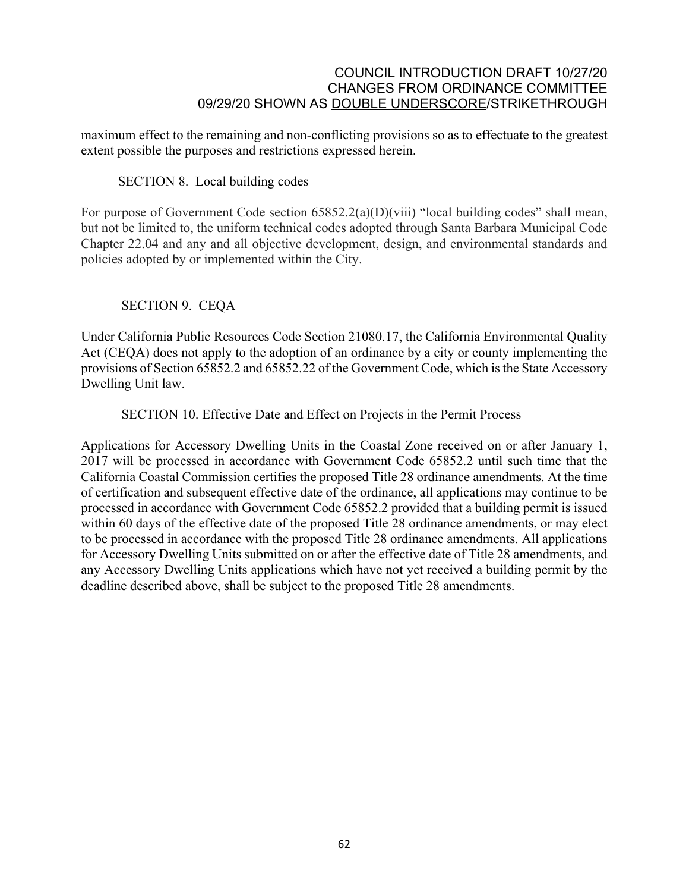maximum effect to the remaining and non-conflicting provisions so as to effectuate to the greatest extent possible the purposes and restrictions expressed herein.

SECTION 8. Local building codes

For purpose of Government Code section 65852.2(a)(D)(viii) "local building codes" shall mean, but not be limited to, the uniform technical codes adopted through Santa Barbara Municipal Code Chapter 22.04 and any and all objective development, design, and environmental standards and policies adopted by or implemented within the City.

SECTION 9. CEQA

Under California Public Resources Code Section 21080.17, the California Environmental Quality Act (CEQA) does not apply to the adoption of an ordinance by a city or county implementing the provisions of Section 65852.2 and 65852.22 of the Government Code, which is the State Accessory Dwelling Unit law.

SECTION 10. Effective Date and Effect on Projects in the Permit Process

Applications for Accessory Dwelling Units in the Coastal Zone received on or after January 1, 2017 will be processed in accordance with Government Code 65852.2 until such time that the California Coastal Commission certifies the proposed Title 28 ordinance amendments. At the time of certification and subsequent effective date of the ordinance, all applications may continue to be processed in accordance with Government Code 65852.2 provided that a building permit is issued within 60 days of the effective date of the proposed Title 28 ordinance amendments, or may elect to be processed in accordance with the proposed Title 28 ordinance amendments. All applications for Accessory Dwelling Units submitted on or after the effective date of Title 28 amendments, and any Accessory Dwelling Units applications which have not yet received a building permit by the deadline described above, shall be subject to the proposed Title 28 amendments.